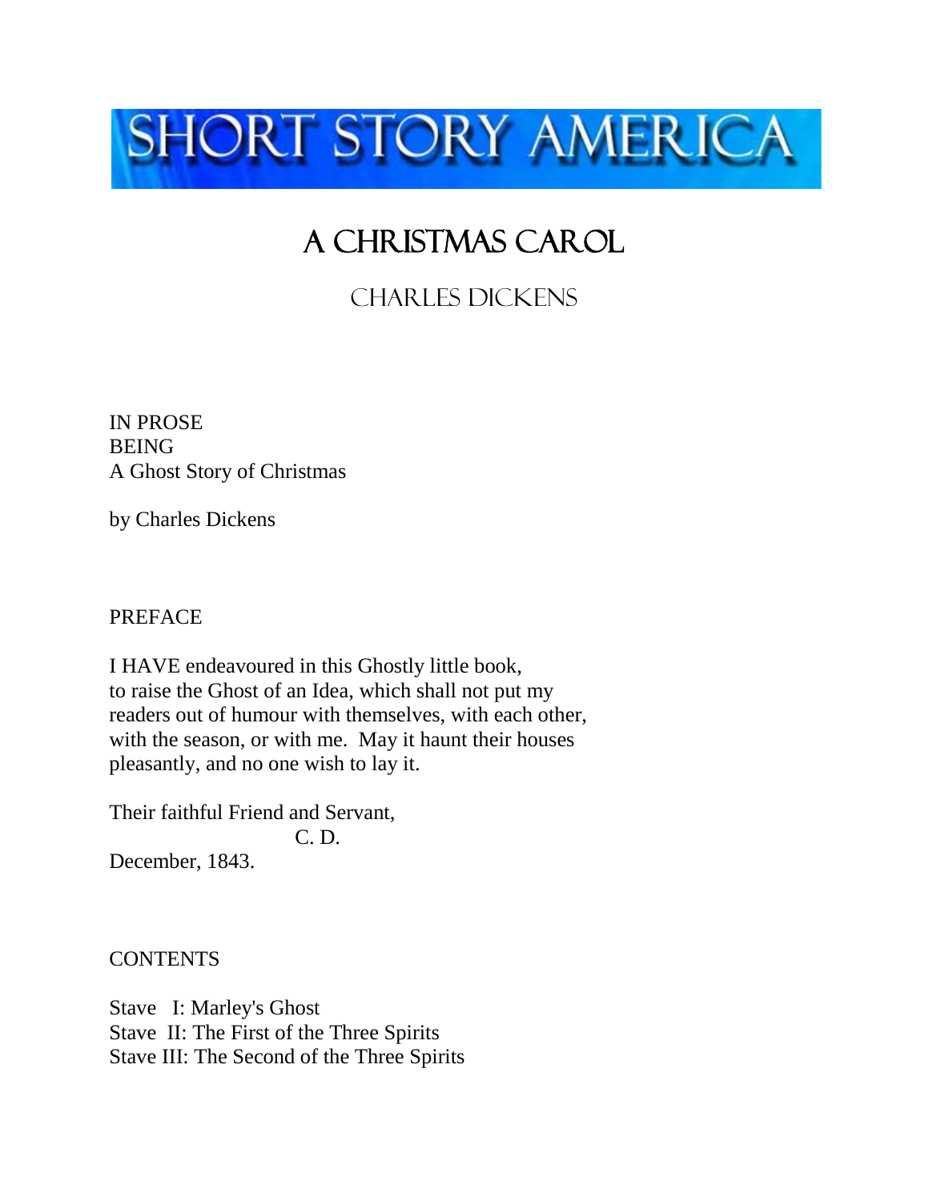SHORT STORY AMERICA

# A CHRISTMAS CAROL

## CHARLES DICKENS

IN PROSE
BEING
A Ghost Story of Christmas

by Charles Dickens

PREFACE

I HAVE endeavoured in this Ghostly little book,
to raise the Ghost of an Idea, which shall not put my
readers out of humour with themselves, with each other,
with the season, or with me. May it haunt their houses
pleasantly, and no one wish to lay it.

Their faithful Friend and Servant,
C. D.
December, 1843.

CONTENTS

Stave I: Marley's Ghost
Stave II: The First of the Three Spirits
Stave III: The Second of the Three Spirits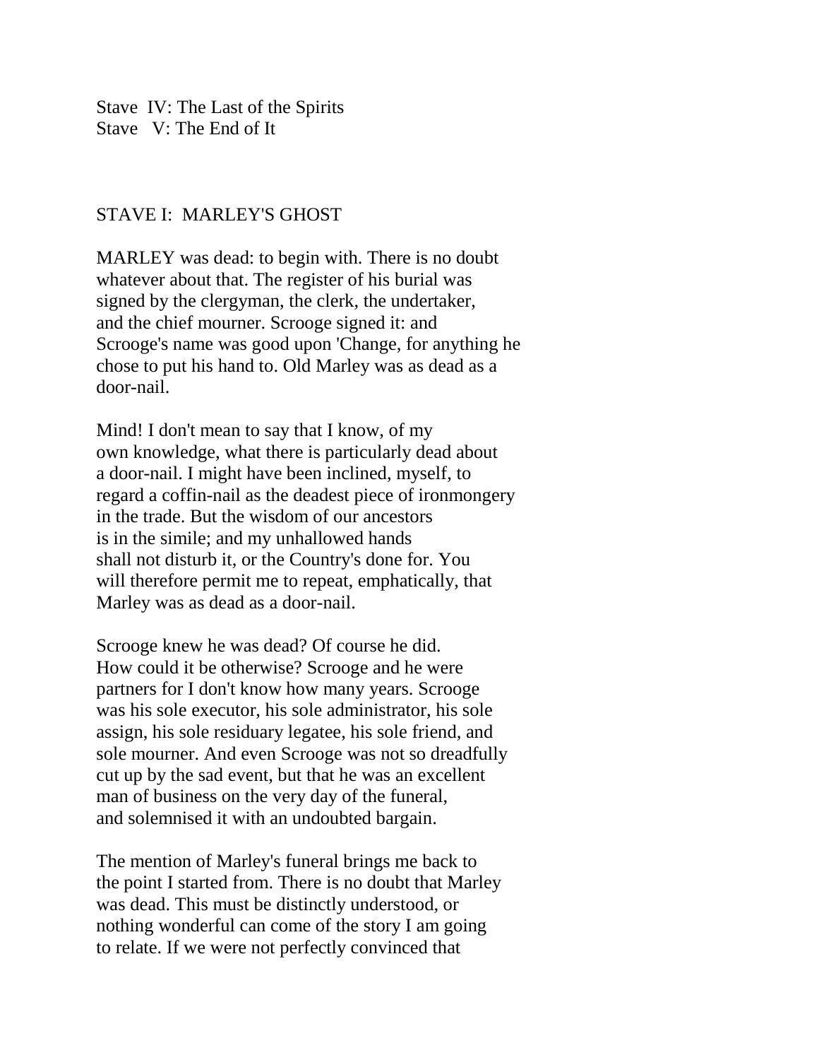Stave IV: The Last of the Spirits
Stave V: The End of It

## STAVE I: MARLEY'S GHOST

MARLEY was dead: to begin with. There is no doubt whatever about that. The register of his burial was signed by the clergyman, the clerk, the undertaker, and the chief mourner. Scrooge signed it: and Scrooge's name was good upon 'Change, for anything he chose to put his hand to. Old Marley was as dead as a door-nail.

Mind! I don't mean to say that I know, of my own knowledge, what there is particularly dead about a door-nail. I might have been inclined, myself, to regard a coffin-nail as the deadest piece of ironmongery in the trade. But the wisdom of our ancestors is in the simile; and my unhallowed hands shall not disturb it, or the Country's done for. You will therefore permit me to repeat, emphatically, that Marley was as dead as a door-nail.

Scrooge knew he was dead? Of course he did. How could it be otherwise? Scrooge and he were partners for I don't know how many years. Scrooge was his sole executor, his sole administrator, his sole assign, his sole residuary legatee, his sole friend, and sole mourner. And even Scrooge was not so dreadfully cut up by the sad event, but that he was an excellent man of business on the very day of the funeral, and solemnised it with an undoubted bargain.

The mention of Marley's funeral brings me back to the point I started from. There is no doubt that Marley was dead. This must be distinctly understood, or nothing wonderful can come of the story I am going to relate. If we were not perfectly convinced that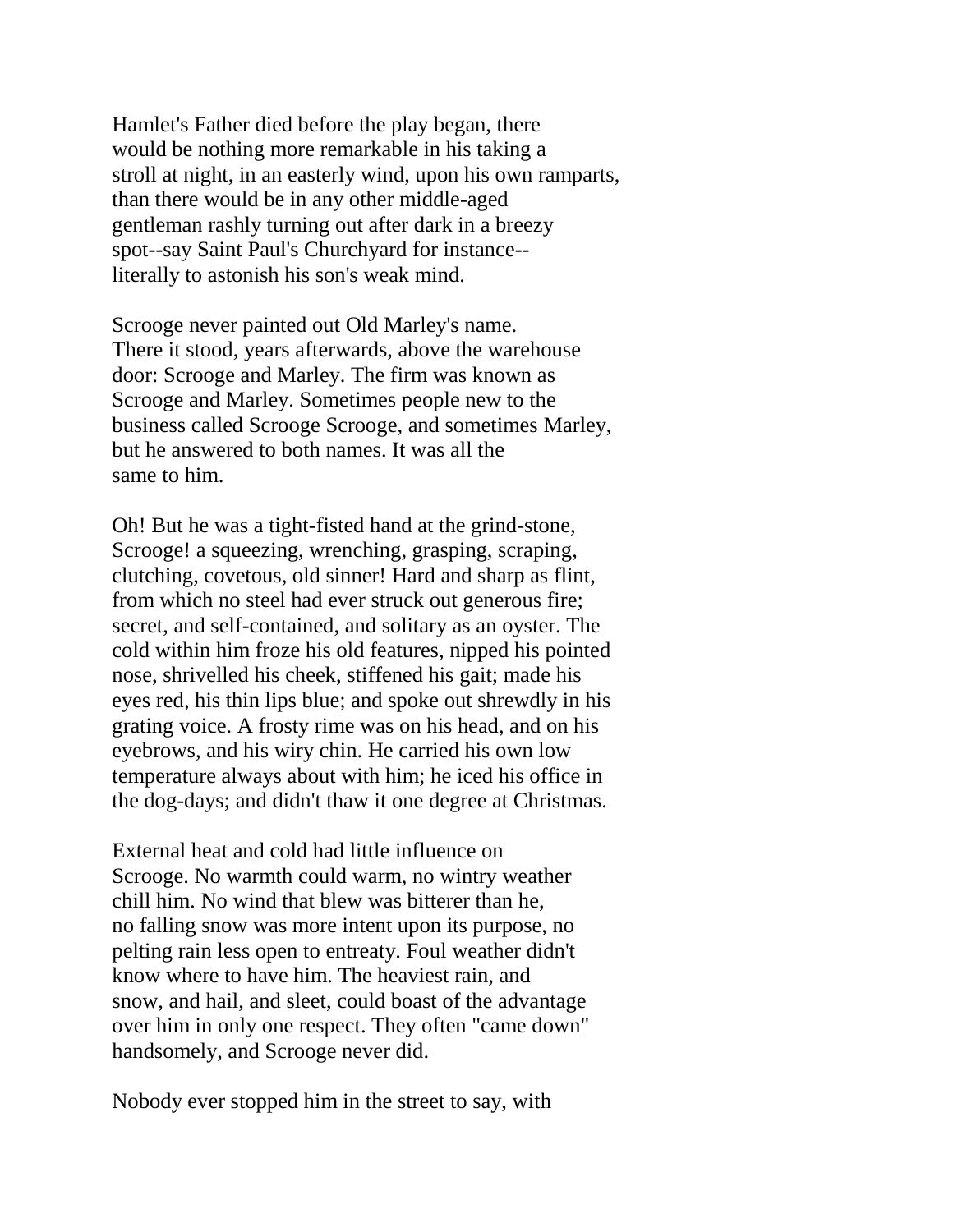Hamlet's Father died before the play began, there would be nothing more remarkable in his taking a stroll at night, in an easterly wind, upon his own ramparts, than there would be in any other middle-aged gentleman rashly turning out after dark in a breezy spot--say Saint Paul's Churchyard for instance-- literally to astonish his son's weak mind.

Scrooge never painted out Old Marley's name. There it stood, years afterwards, above the warehouse door: Scrooge and Marley. The firm was known as Scrooge and Marley. Sometimes people new to the business called Scrooge Scrooge, and sometimes Marley, but he answered to both names. It was all the same to him.

Oh! But he was a tight-fisted hand at the grind-stone, Scrooge! a squeezing, wrenching, grasping, scraping, clutching, covetous, old sinner! Hard and sharp as flint, from which no steel had ever struck out generous fire; secret, and self-contained, and solitary as an oyster. The cold within him froze his old features, nipped his pointed nose, shrivelled his cheek, stiffened his gait; made his eyes red, his thin lips blue; and spoke out shrewdly in his grating voice. A frosty rime was on his head, and on his eyebrows, and his wiry chin. He carried his own low temperature always about with him; he iced his office in the dog-days; and didn't thaw it one degree at Christmas.

External heat and cold had little influence on Scrooge. No warmth could warm, no wintry weather chill him. No wind that blew was bitterer than he, no falling snow was more intent upon its purpose, no pelting rain less open to entreaty. Foul weather didn't know where to have him. The heaviest rain, and snow, and hail, and sleet, could boast of the advantage over him in only one respect. They often "came down" handsomely, and Scrooge never did.

Nobody ever stopped him in the street to say, with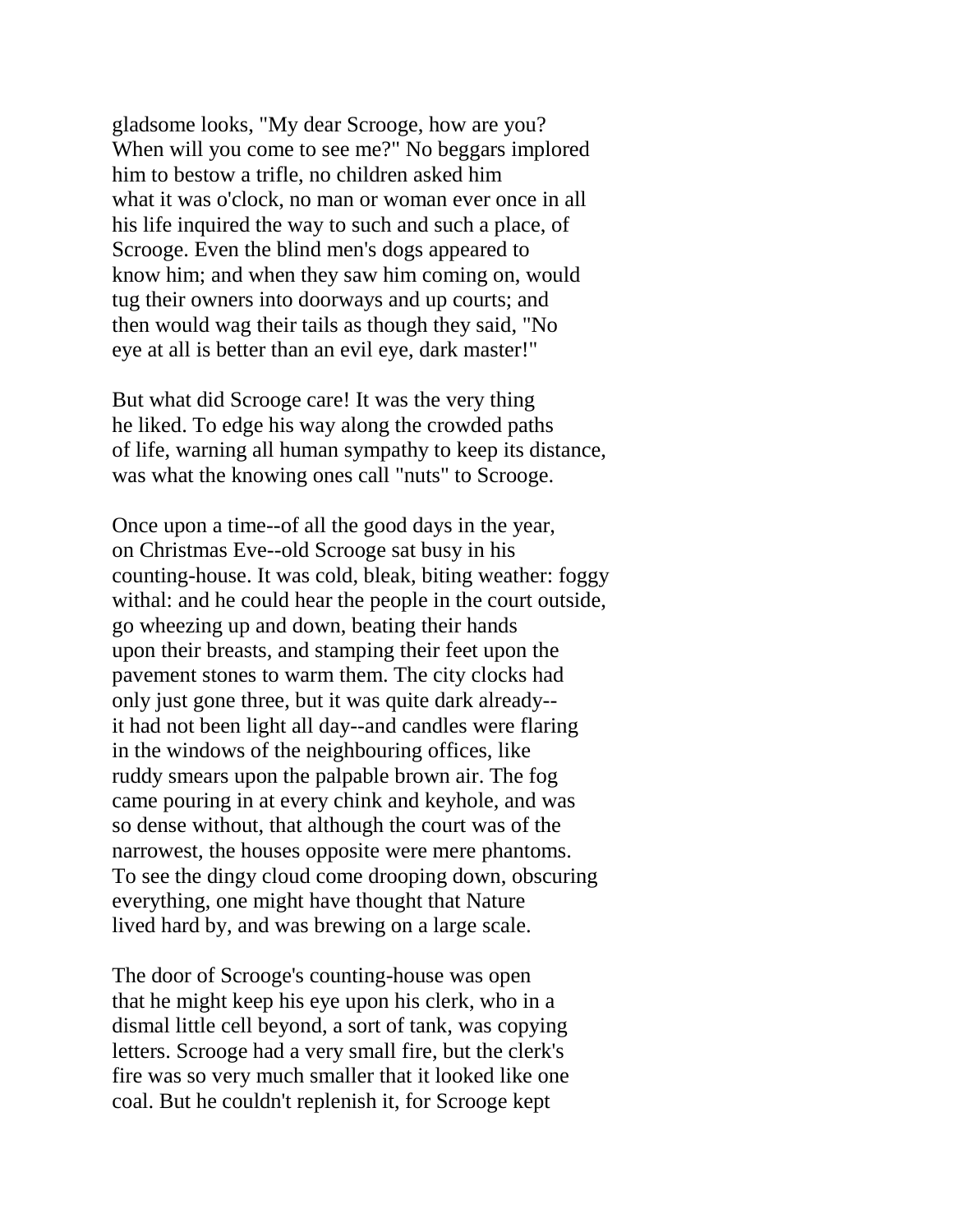gladsome looks, "My dear Scrooge, how are you? When will you come to see me?" No beggars implored him to bestow a trifle, no children asked him what it was o'clock, no man or woman ever once in all his life inquired the way to such and such a place, of Scrooge. Even the blind men's dogs appeared to know him; and when they saw him coming on, would tug their owners into doorways and up courts; and then would wag their tails as though they said, "No eye at all is better than an evil eye, dark master!"

But what did Scrooge care! It was the very thing he liked. To edge his way along the crowded paths of life, warning all human sympathy to keep its distance, was what the knowing ones call "nuts" to Scrooge.

Once upon a time--of all the good days in the year, on Christmas Eve--old Scrooge sat busy in his counting-house. It was cold, bleak, biting weather: foggy withal: and he could hear the people in the court outside, go wheezing up and down, beating their hands upon their breasts, and stamping their feet upon the pavement stones to warm them. The city clocks had only just gone three, but it was quite dark already--it had not been light all day--and candles were flaring in the windows of the neighbouring offices, like ruddy smears upon the palpable brown air. The fog came pouring in at every chink and keyhole, and was so dense without, that although the court was of the narrowest, the houses opposite were mere phantoms. To see the dingy cloud come drooping down, obscuring everything, one might have thought that Nature lived hard by, and was brewing on a large scale.

The door of Scrooge's counting-house was open that he might keep his eye upon his clerk, who in a dismal little cell beyond, a sort of tank, was copying letters. Scrooge had a very small fire, but the clerk's fire was so very much smaller that it looked like one coal. But he couldn't replenish it, for Scrooge kept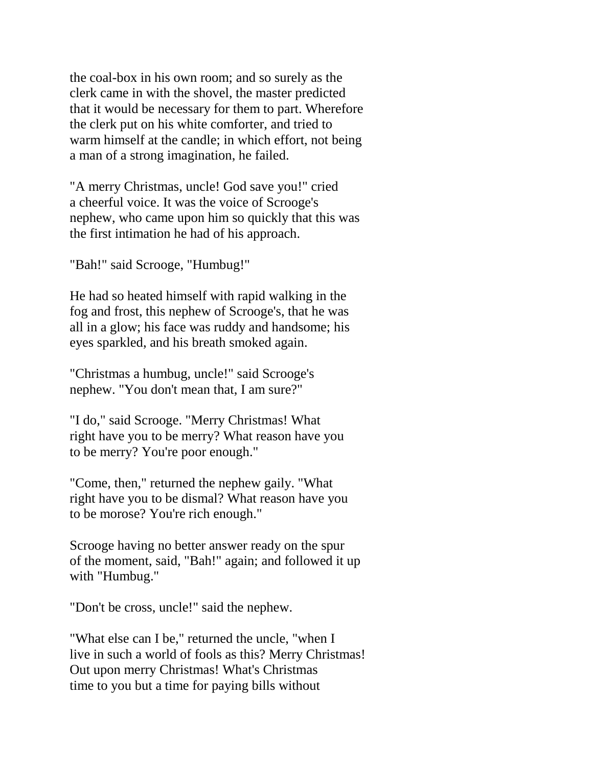the coal-box in his own room; and so surely as the clerk came in with the shovel, the master predicted that it would be necessary for them to part. Wherefore the clerk put on his white comforter, and tried to warm himself at the candle; in which effort, not being a man of a strong imagination, he failed.

"A merry Christmas, uncle! God save you!" cried a cheerful voice. It was the voice of Scrooge's nephew, who came upon him so quickly that this was the first intimation he had of his approach.

"Bah!" said Scrooge, "Humbug!"

He had so heated himself with rapid walking in the fog and frost, this nephew of Scrooge's, that he was all in a glow; his face was ruddy and handsome; his eyes sparkled, and his breath smoked again.

"Christmas a humbug, uncle!" said Scrooge's nephew. "You don't mean that, I am sure?"

"I do," said Scrooge. "Merry Christmas! What right have you to be merry? What reason have you to be merry? You're poor enough."

"Come, then," returned the nephew gaily. "What right have you to be dismal? What reason have you to be morose? You're rich enough."

Scrooge having no better answer ready on the spur of the moment, said, "Bah!" again; and followed it up with "Humbug."

"Don't be cross, uncle!" said the nephew.

"What else can I be," returned the uncle, "when I live in such a world of fools as this? Merry Christmas! Out upon merry Christmas! What's Christmas time to you but a time for paying bills without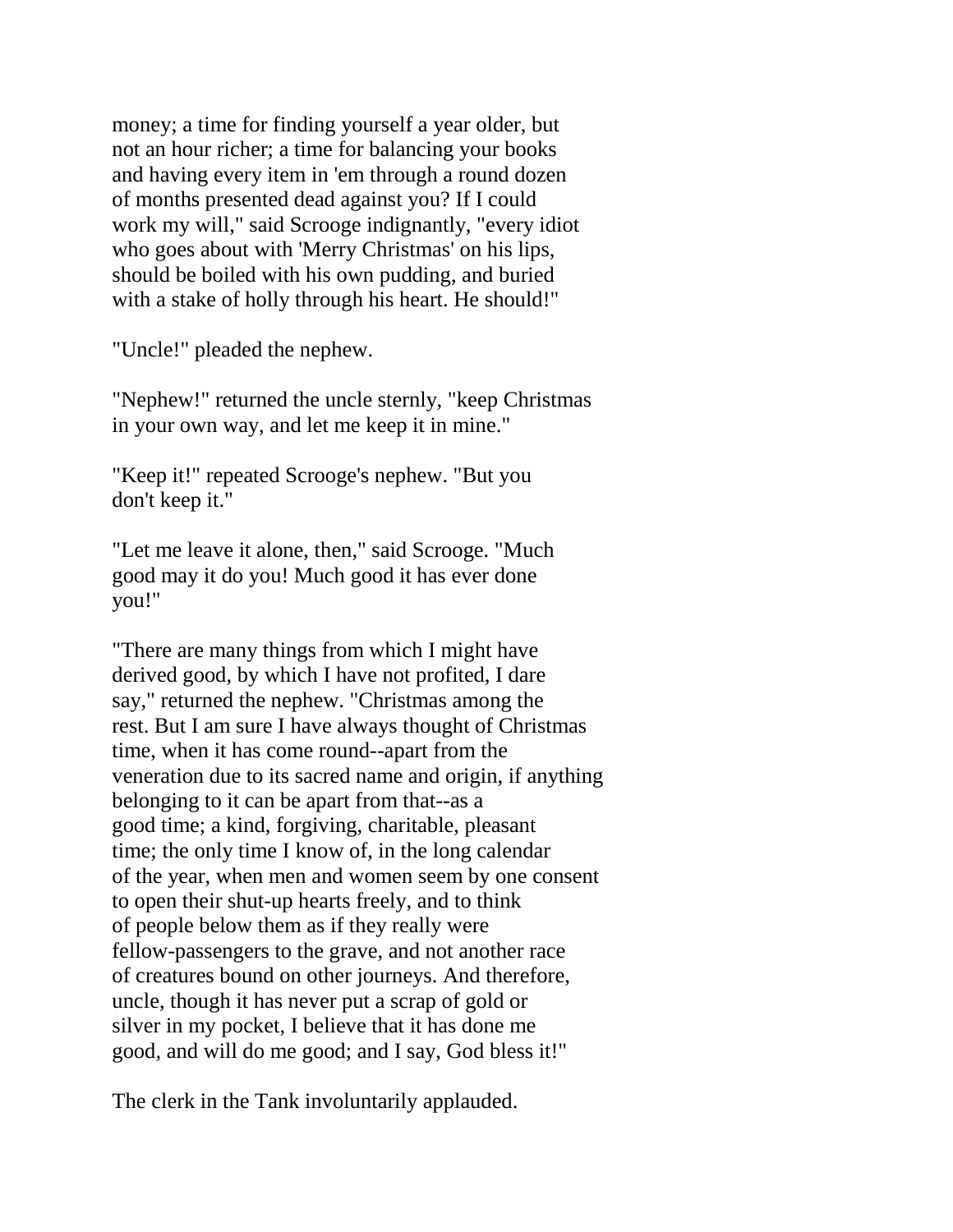money; a time for finding yourself a year older, but not an hour richer; a time for balancing your books and having every item in 'em through a round dozen of months presented dead against you? If I could work my will," said Scrooge indignantly, "every idiot who goes about with 'Merry Christmas' on his lips, should be boiled with his own pudding, and buried with a stake of holly through his heart. He should!"

"Uncle!" pleaded the nephew.

"Nephew!" returned the uncle sternly, "keep Christmas in your own way, and let me keep it in mine."

"Keep it!" repeated Scrooge's nephew. "But you don't keep it."

"Let me leave it alone, then," said Scrooge. "Much good may it do you! Much good it has ever done you!"

"There are many things from which I might have derived good, by which I have not profited, I dare say," returned the nephew. "Christmas among the rest. But I am sure I have always thought of Christmas time, when it has come round--apart from the veneration due to its sacred name and origin, if anything belonging to it can be apart from that--as a good time; a kind, forgiving, charitable, pleasant time; the only time I know of, in the long calendar of the year, when men and women seem by one consent to open their shut-up hearts freely, and to think of people below them as if they really were fellow-passengers to the grave, and not another race of creatures bound on other journeys. And therefore, uncle, though it has never put a scrap of gold or silver in my pocket, I believe that it has done me good, and will do me good; and I say, God bless it!"

The clerk in the Tank involuntarily applauded.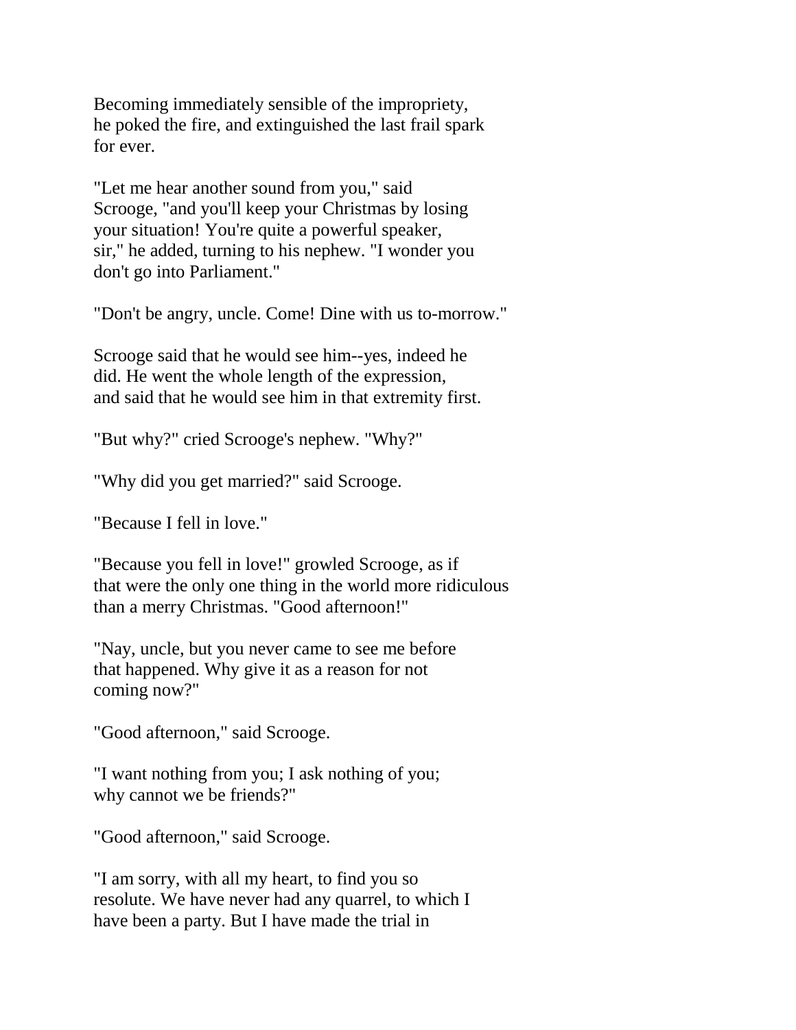Becoming immediately sensible of the impropriety, he poked the fire, and extinguished the last frail spark for ever.

"Let me hear another sound from you," said Scrooge, "and you'll keep your Christmas by losing your situation! You're quite a powerful speaker, sir," he added, turning to his nephew. "I wonder you don't go into Parliament."

"Don't be angry, uncle. Come! Dine with us to-morrow."

Scrooge said that he would see him--yes, indeed he did. He went the whole length of the expression, and said that he would see him in that extremity first.

"But why?" cried Scrooge's nephew. "Why?"

"Why did you get married?" said Scrooge.

"Because I fell in love."

"Because you fell in love!" growled Scrooge, as if that were the only one thing in the world more ridiculous than a merry Christmas. "Good afternoon!"

"Nay, uncle, but you never came to see me before that happened. Why give it as a reason for not coming now?"

"Good afternoon," said Scrooge.

"I want nothing from you; I ask nothing of you; why cannot we be friends?"

"Good afternoon," said Scrooge.

"I am sorry, with all my heart, to find you so resolute. We have never had any quarrel, to which I have been a party. But I have made the trial in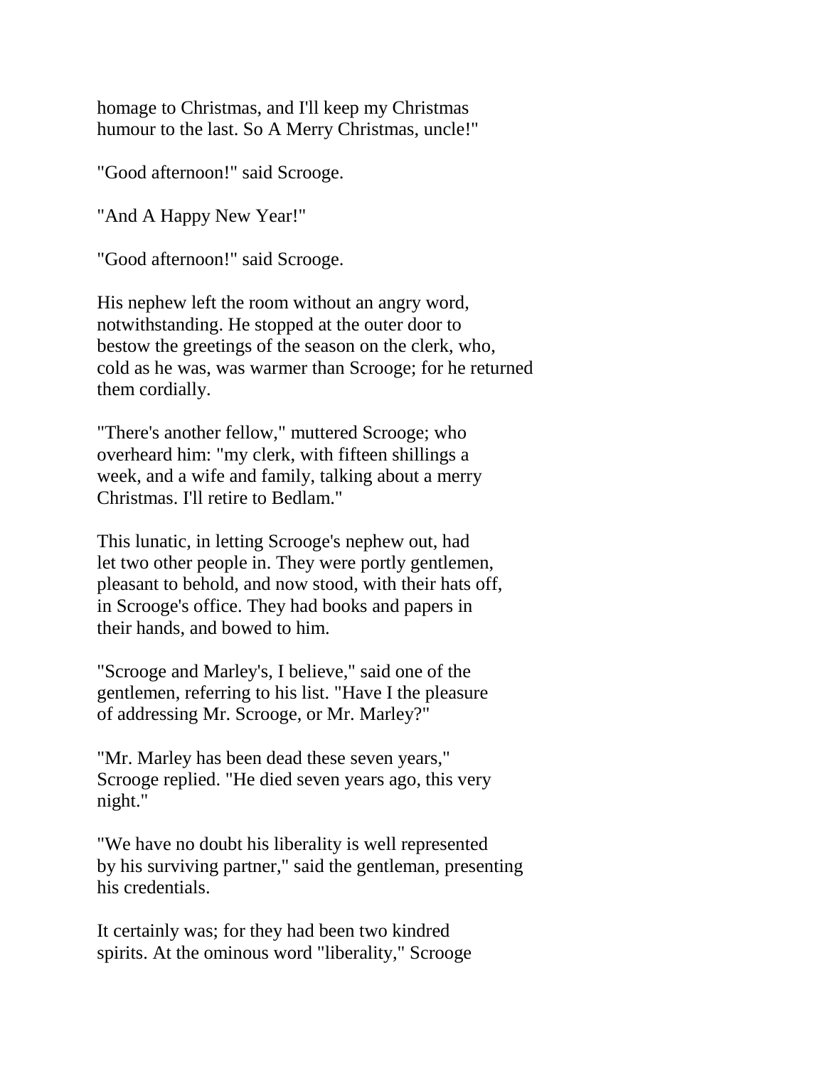homage to Christmas, and I'll keep my Christmas humour to the last. So A Merry Christmas, uncle!"

"Good afternoon!" said Scrooge.

"And A Happy New Year!"

"Good afternoon!" said Scrooge.

His nephew left the room without an angry word, notwithstanding. He stopped at the outer door to bestow the greetings of the season on the clerk, who, cold as he was, was warmer than Scrooge; for he returned them cordially.

"There's another fellow," muttered Scrooge; who overheard him: "my clerk, with fifteen shillings a week, and a wife and family, talking about a merry Christmas. I'll retire to Bedlam."

This lunatic, in letting Scrooge's nephew out, had let two other people in. They were portly gentlemen, pleasant to behold, and now stood, with their hats off, in Scrooge's office. They had books and papers in their hands, and bowed to him.

"Scrooge and Marley's, I believe," said one of the gentlemen, referring to his list. "Have I the pleasure of addressing Mr. Scrooge, or Mr. Marley?"

"Mr. Marley has been dead these seven years," Scrooge replied. "He died seven years ago, this very night."

"We have no doubt his liberality is well represented by his surviving partner," said the gentleman, presenting his credentials.

It certainly was; for they had been two kindred spirits. At the ominous word "liberality," Scrooge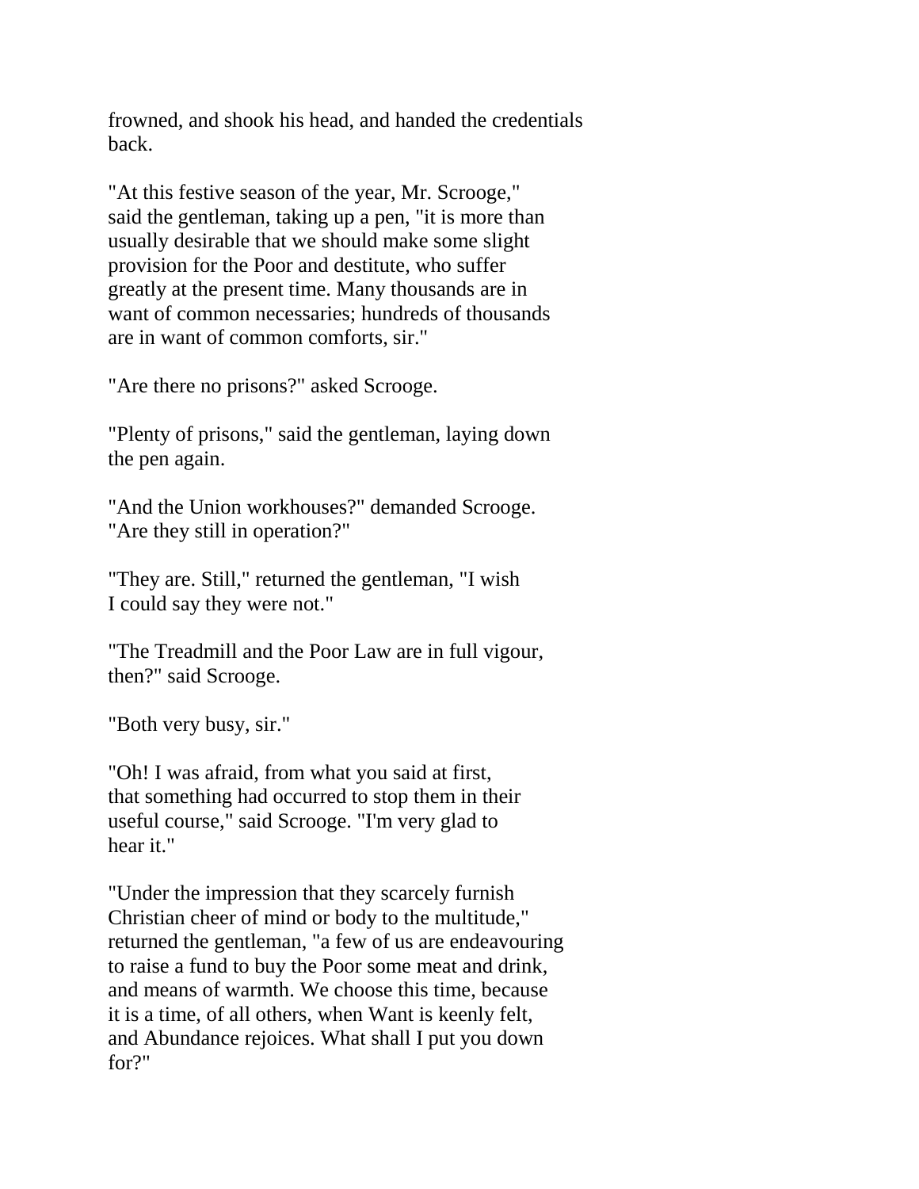frowned, and shook his head, and handed the credentials back.

"At this festive season of the year, Mr. Scrooge," said the gentleman, taking up a pen, "it is more than usually desirable that we should make some slight provision for the Poor and destitute, who suffer greatly at the present time. Many thousands are in want of common necessaries; hundreds of thousands are in want of common comforts, sir."

"Are there no prisons?" asked Scrooge.

"Plenty of prisons," said the gentleman, laying down the pen again.

"And the Union workhouses?" demanded Scrooge. "Are they still in operation?"

"They are. Still," returned the gentleman, "I wish I could say they were not."

"The Treadmill and the Poor Law are in full vigour, then?" said Scrooge.

"Both very busy, sir."

"Oh! I was afraid, from what you said at first, that something had occurred to stop them in their useful course," said Scrooge. "I'm very glad to hear it."

"Under the impression that they scarcely furnish Christian cheer of mind or body to the multitude," returned the gentleman, "a few of us are endeavouring to raise a fund to buy the Poor some meat and drink, and means of warmth. We choose this time, because it is a time, of all others, when Want is keenly felt, and Abundance rejoices. What shall I put you down for?"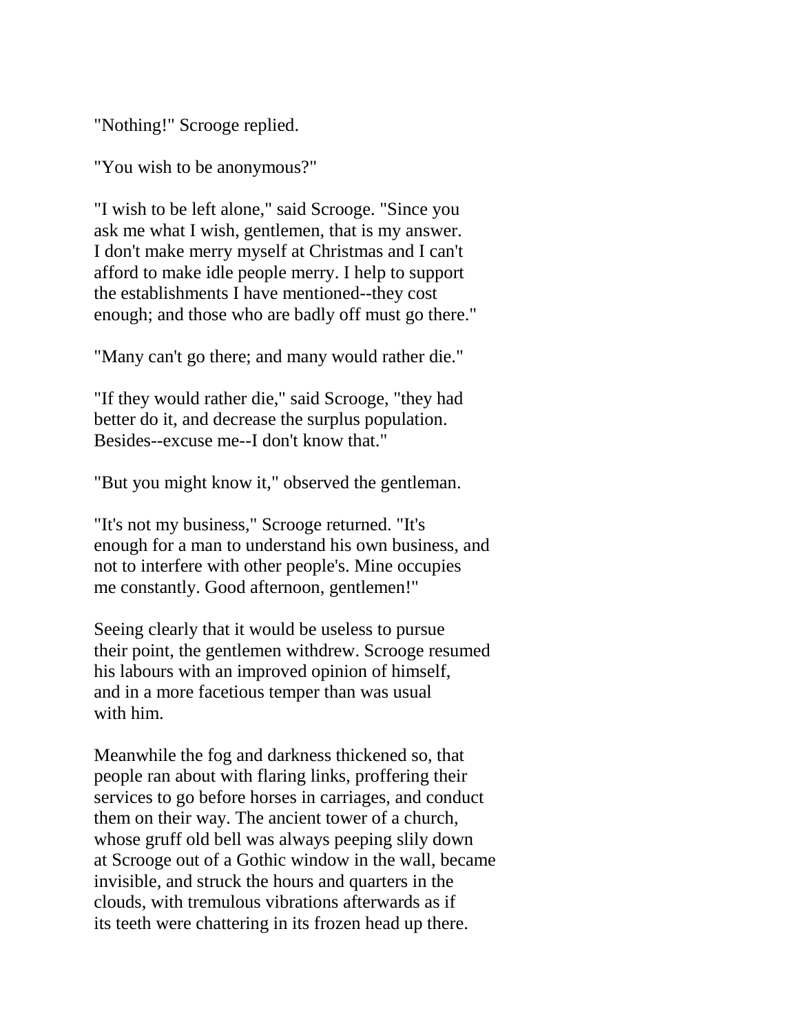"Nothing!" Scrooge replied.

"You wish to be anonymous?"

"I wish to be left alone," said Scrooge. "Since you ask me what I wish, gentlemen, that is my answer. I don't make merry myself at Christmas and I can't afford to make idle people merry. I help to support the establishments I have mentioned--they cost enough; and those who are badly off must go there."

"Many can't go there; and many would rather die."

"If they would rather die," said Scrooge, "they had better do it, and decrease the surplus population. Besides--excuse me--I don't know that."

"But you might know it," observed the gentleman.

"It's not my business," Scrooge returned. "It's enough for a man to understand his own business, and not to interfere with other people's. Mine occupies me constantly. Good afternoon, gentlemen!"

Seeing clearly that it would be useless to pursue their point, the gentlemen withdrew. Scrooge resumed his labours with an improved opinion of himself, and in a more facetious temper than was usual with him.

Meanwhile the fog and darkness thickened so, that people ran about with flaring links, proffering their services to go before horses in carriages, and conduct them on their way. The ancient tower of a church, whose gruff old bell was always peeping slily down at Scrooge out of a Gothic window in the wall, became invisible, and struck the hours and quarters in the clouds, with tremulous vibrations afterwards as if its teeth were chattering in its frozen head up there.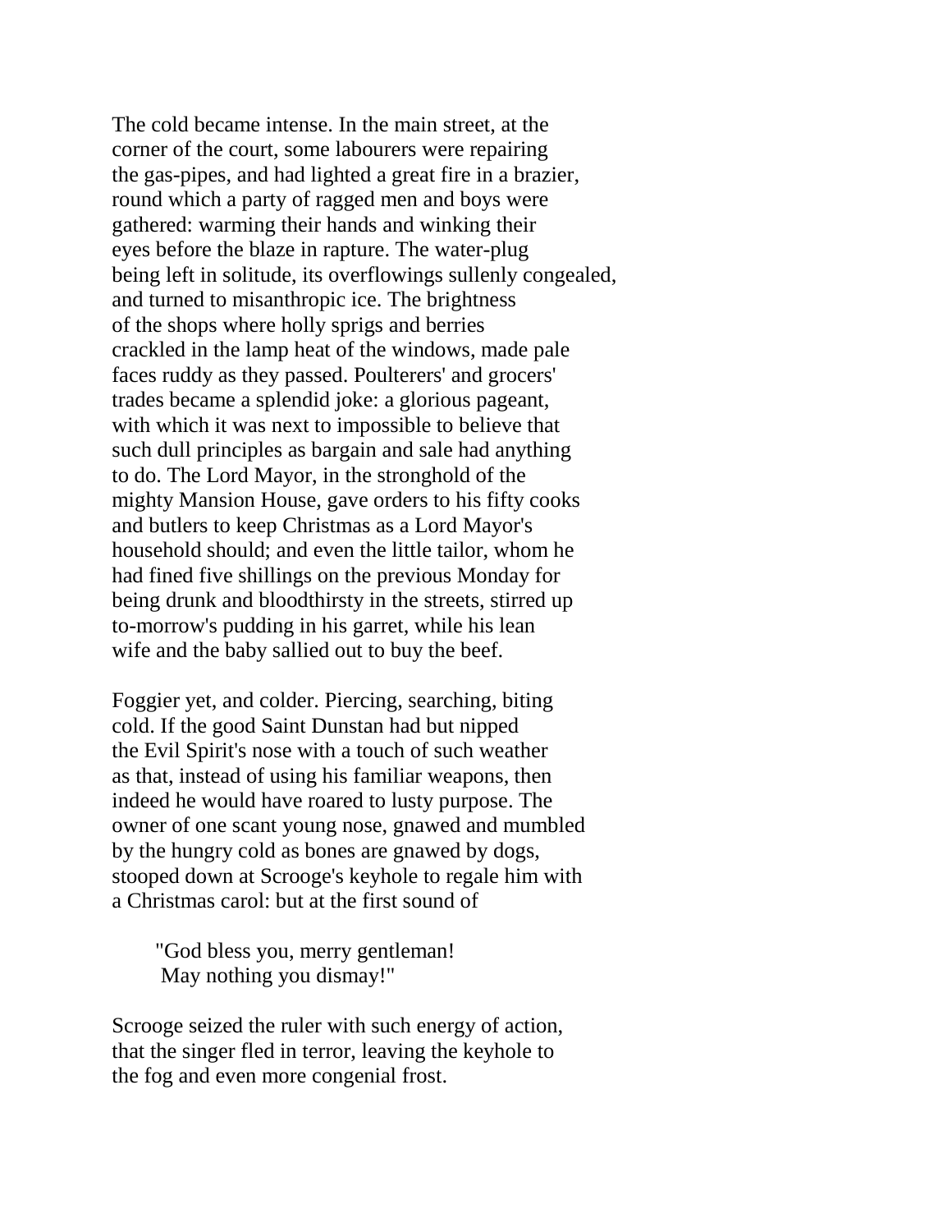The cold became intense. In the main street, at the corner of the court, some labourers were repairing the gas-pipes, and had lighted a great fire in a brazier, round which a party of ragged men and boys were gathered: warming their hands and winking their eyes before the blaze in rapture. The water-plug being left in solitude, its overflowings sullenly congealed, and turned to misanthropic ice. The brightness of the shops where holly sprigs and berries crackled in the lamp heat of the windows, made pale faces ruddy as they passed. Poulterers' and grocers' trades became a splendid joke: a glorious pageant, with which it was next to impossible to believe that such dull principles as bargain and sale had anything to do. The Lord Mayor, in the stronghold of the mighty Mansion House, gave orders to his fifty cooks and butlers to keep Christmas as a Lord Mayor's household should; and even the little tailor, whom he had fined five shillings on the previous Monday for being drunk and bloodthirsty in the streets, stirred up to-morrow's pudding in his garret, while his lean wife and the baby sallied out to buy the beef.

Foggier yet, and colder. Piercing, searching, biting cold. If the good Saint Dunstan had but nipped the Evil Spirit's nose with a touch of such weather as that, instead of using his familiar weapons, then indeed he would have roared to lusty purpose. The owner of one scant young nose, gnawed and mumbled by the hungry cold as bones are gnawed by dogs, stooped down at Scrooge's keyhole to regale him with a Christmas carol: but at the first sound of

> "God bless you, merry gentleman!
> May nothing you dismay!"

Scrooge seized the ruler with such energy of action, that the singer fled in terror, leaving the keyhole to the fog and even more congenial frost.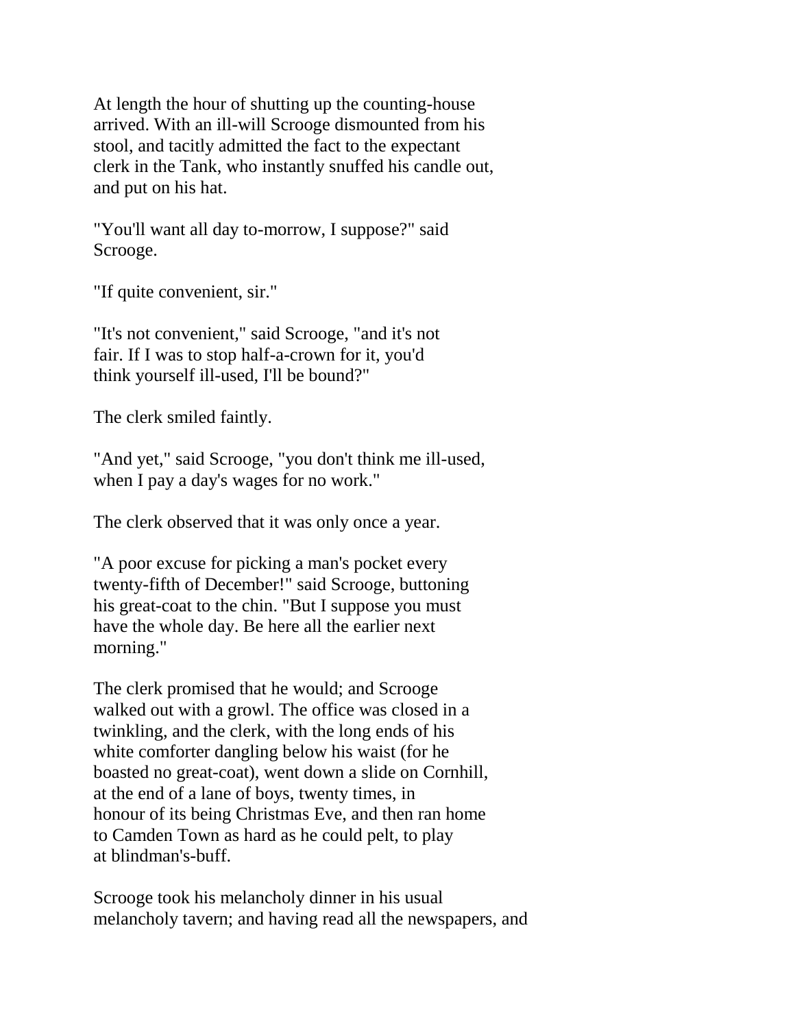At length the hour of shutting up the counting-house arrived. With an ill-will Scrooge dismounted from his stool, and tacitly admitted the fact to the expectant clerk in the Tank, who instantly snuffed his candle out, and put on his hat.

"You'll want all day to-morrow, I suppose?" said Scrooge.

"If quite convenient, sir."

"It's not convenient," said Scrooge, "and it's not fair. If I was to stop half-a-crown for it, you'd think yourself ill-used, I'll be bound?"

The clerk smiled faintly.

"And yet," said Scrooge, "you don't think me ill-used, when I pay a day's wages for no work."

The clerk observed that it was only once a year.

"A poor excuse for picking a man's pocket every twenty-fifth of December!" said Scrooge, buttoning his great-coat to the chin. "But I suppose you must have the whole day. Be here all the earlier next morning."

The clerk promised that he would; and Scrooge walked out with a growl. The office was closed in a twinkling, and the clerk, with the long ends of his white comforter dangling below his waist (for he boasted no great-coat), went down a slide on Cornhill, at the end of a lane of boys, twenty times, in honour of its being Christmas Eve, and then ran home to Camden Town as hard as he could pelt, to play at blindman's-buff.

Scrooge took his melancholy dinner in his usual melancholy tavern; and having read all the newspapers, and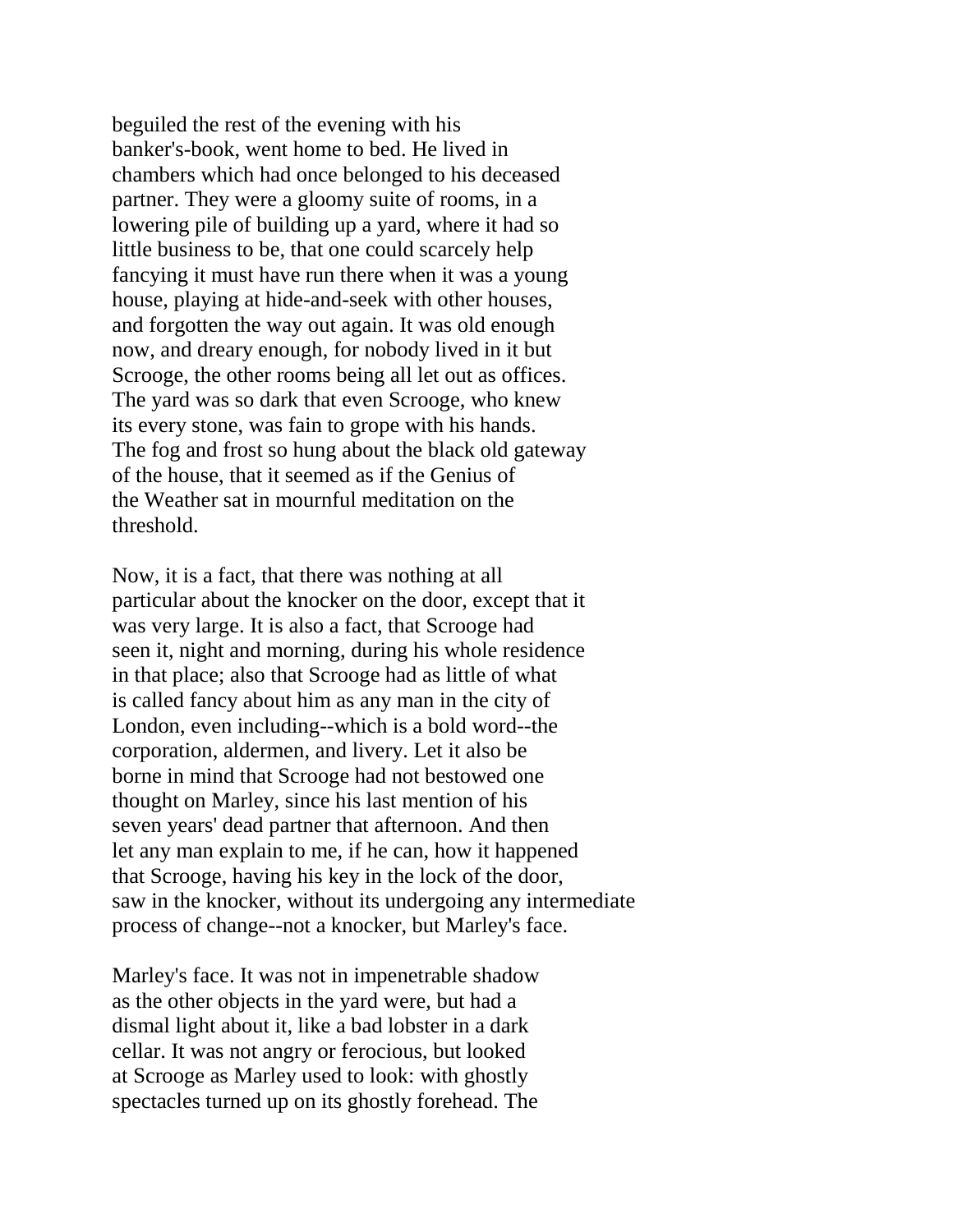beguiled the rest of the evening with his banker's-book, went home to bed. He lived in chambers which had once belonged to his deceased partner. They were a gloomy suite of rooms, in a lowering pile of building up a yard, where it had so little business to be, that one could scarcely help fancying it must have run there when it was a young house, playing at hide-and-seek with other houses, and forgotten the way out again. It was old enough now, and dreary enough, for nobody lived in it but Scrooge, the other rooms being all let out as offices. The yard was so dark that even Scrooge, who knew its every stone, was fain to grope with his hands. The fog and frost so hung about the black old gateway of the house, that it seemed as if the Genius of the Weather sat in mournful meditation on the threshold.

Now, it is a fact, that there was nothing at all particular about the knocker on the door, except that it was very large. It is also a fact, that Scrooge had seen it, night and morning, during his whole residence in that place; also that Scrooge had as little of what is called fancy about him as any man in the city of London, even including--which is a bold word--the corporation, aldermen, and livery. Let it also be borne in mind that Scrooge had not bestowed one thought on Marley, since his last mention of his seven years' dead partner that afternoon. And then let any man explain to me, if he can, how it happened that Scrooge, having his key in the lock of the door, saw in the knocker, without its undergoing any intermediate process of change--not a knocker, but Marley's face.

Marley's face. It was not in impenetrable shadow as the other objects in the yard were, but had a dismal light about it, like a bad lobster in a dark cellar. It was not angry or ferocious, but looked at Scrooge as Marley used to look: with ghostly spectacles turned up on its ghostly forehead. The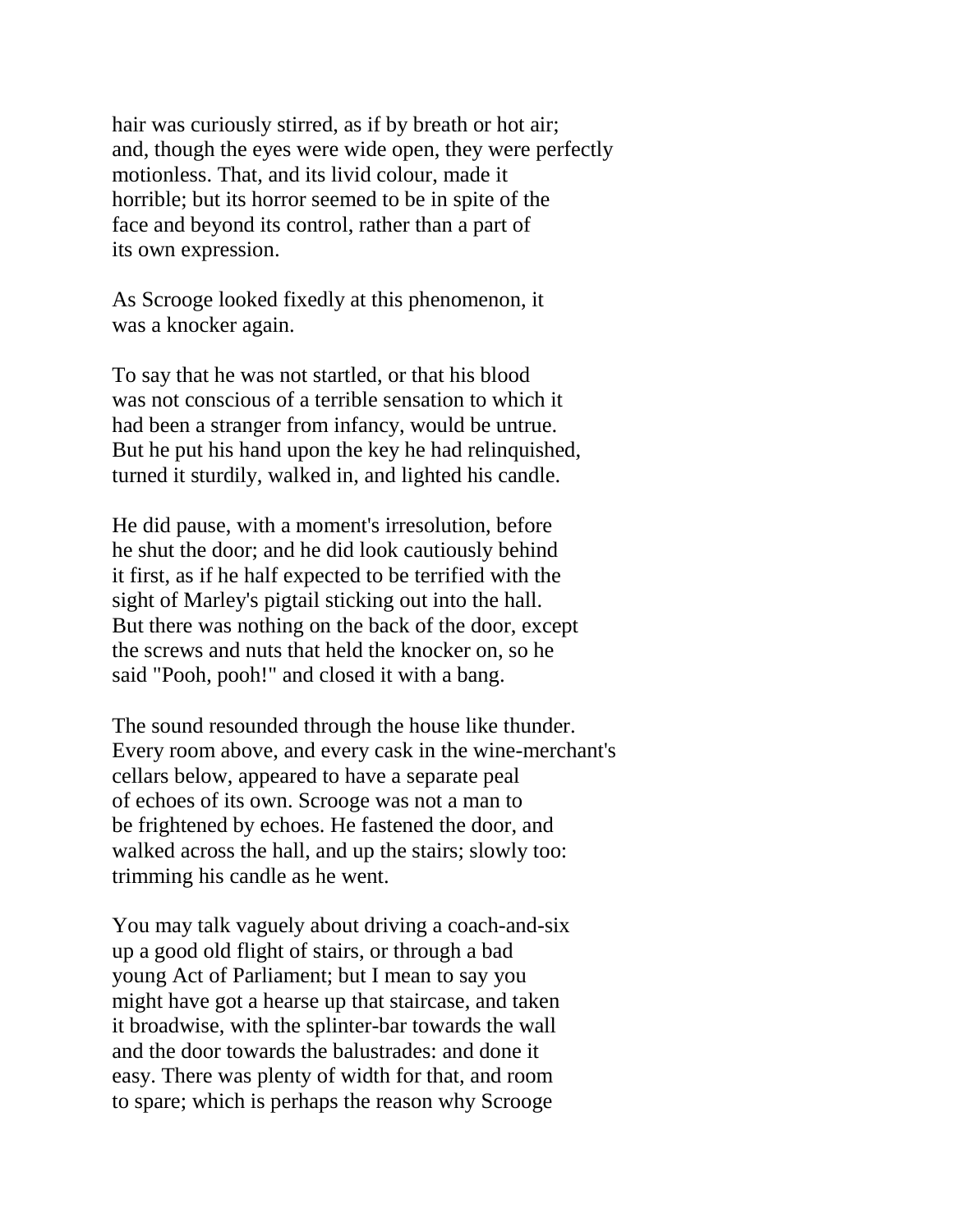hair was curiously stirred, as if by breath or hot air; and, though the eyes were wide open, they were perfectly motionless. That, and its livid colour, made it horrible; but its horror seemed to be in spite of the face and beyond its control, rather than a part of its own expression.

As Scrooge looked fixedly at this phenomenon, it was a knocker again.

To say that he was not startled, or that his blood was not conscious of a terrible sensation to which it had been a stranger from infancy, would be untrue. But he put his hand upon the key he had relinquished, turned it sturdily, walked in, and lighted his candle.

He did pause, with a moment's irresolution, before he shut the door; and he did look cautiously behind it first, as if he half expected to be terrified with the sight of Marley's pigtail sticking out into the hall. But there was nothing on the back of the door, except the screws and nuts that held the knocker on, so he said "Pooh, pooh!" and closed it with a bang.

The sound resounded through the house like thunder. Every room above, and every cask in the wine-merchant's cellars below, appeared to have a separate peal of echoes of its own. Scrooge was not a man to be frightened by echoes. He fastened the door, and walked across the hall, and up the stairs; slowly too: trimming his candle as he went.

You may talk vaguely about driving a coach-and-six up a good old flight of stairs, or through a bad young Act of Parliament; but I mean to say you might have got a hearse up that staircase, and taken it broadwise, with the splinter-bar towards the wall and the door towards the balustrades: and done it easy. There was plenty of width for that, and room to spare; which is perhaps the reason why Scrooge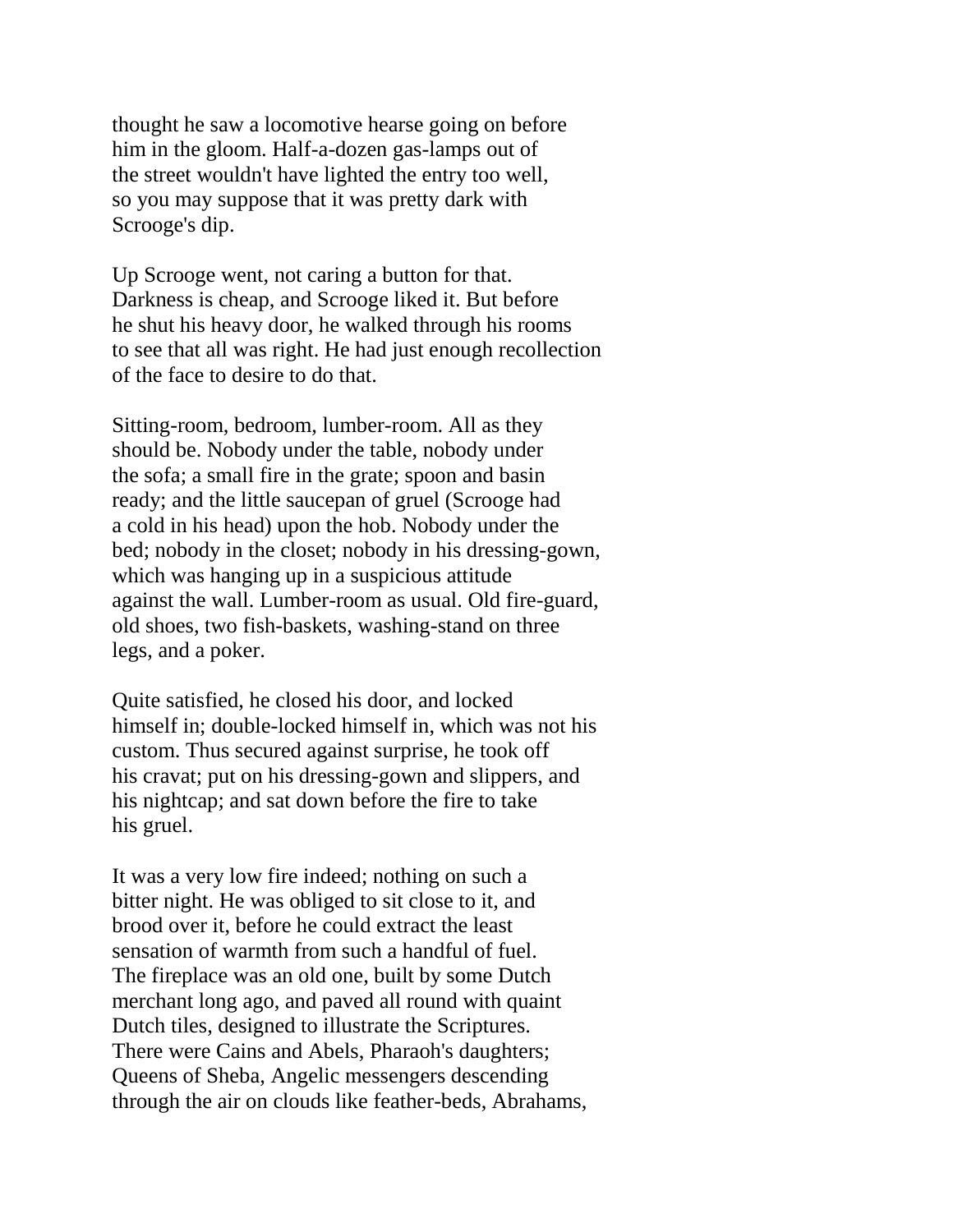thought he saw a locomotive hearse going on before him in the gloom. Half-a-dozen gas-lamps out of the street wouldn't have lighted the entry too well, so you may suppose that it was pretty dark with Scrooge's dip.

Up Scrooge went, not caring a button for that. Darkness is cheap, and Scrooge liked it. But before he shut his heavy door, he walked through his rooms to see that all was right. He had just enough recollection of the face to desire to do that.

Sitting-room, bedroom, lumber-room. All as they should be. Nobody under the table, nobody under the sofa; a small fire in the grate; spoon and basin ready; and the little saucepan of gruel (Scrooge had a cold in his head) upon the hob. Nobody under the bed; nobody in the closet; nobody in his dressing-gown, which was hanging up in a suspicious attitude against the wall. Lumber-room as usual. Old fire-guard, old shoes, two fish-baskets, washing-stand on three legs, and a poker.

Quite satisfied, he closed his door, and locked himself in; double-locked himself in, which was not his custom. Thus secured against surprise, he took off his cravat; put on his dressing-gown and slippers, and his nightcap; and sat down before the fire to take his gruel.

It was a very low fire indeed; nothing on such a bitter night. He was obliged to sit close to it, and brood over it, before he could extract the least sensation of warmth from such a handful of fuel. The fireplace was an old one, built by some Dutch merchant long ago, and paved all round with quaint Dutch tiles, designed to illustrate the Scriptures. There were Cains and Abels, Pharaoh's daughters; Queens of Sheba, Angelic messengers descending through the air on clouds like feather-beds, Abrahams,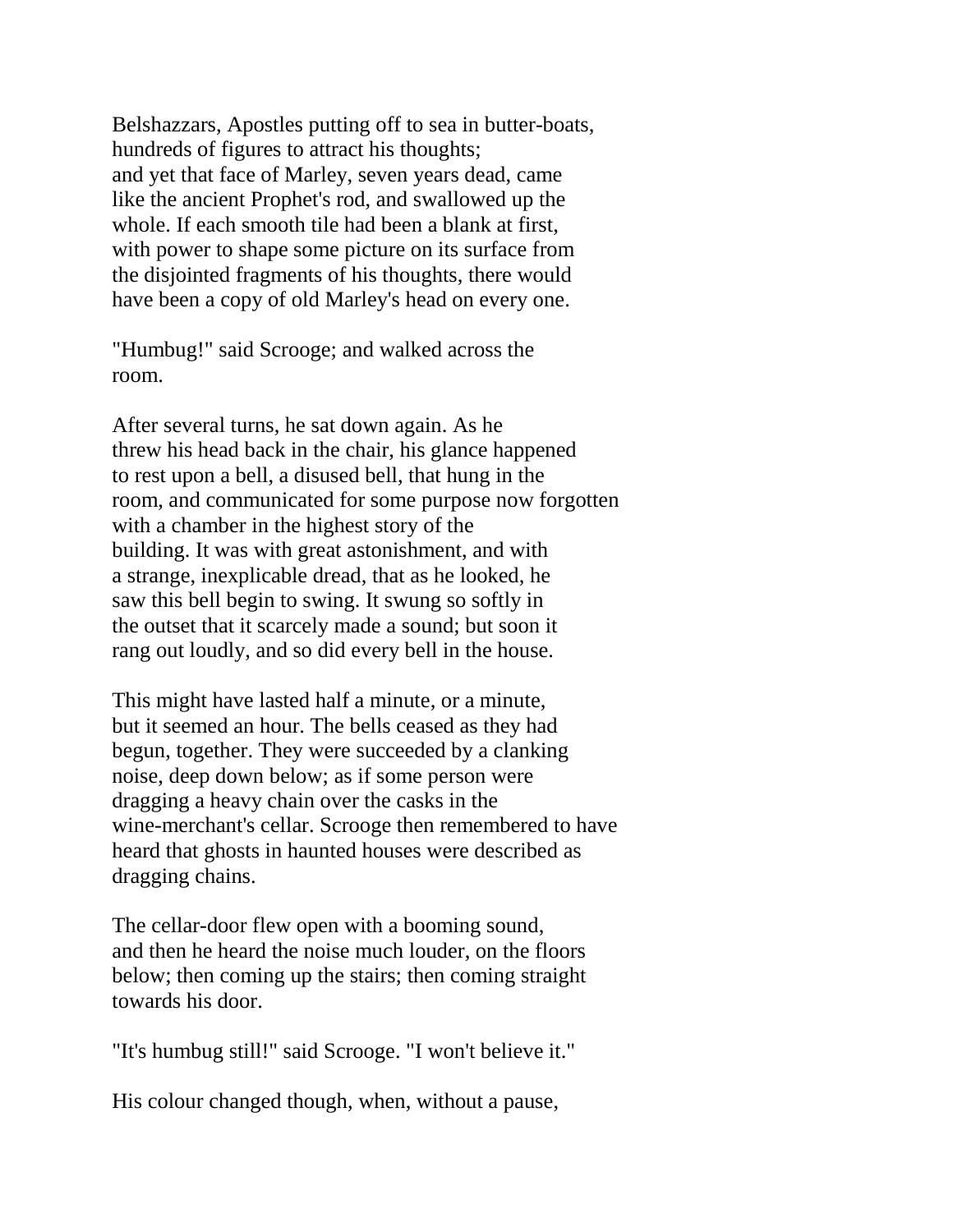Belshazzars, Apostles putting off to sea in butter-boats, hundreds of figures to attract his thoughts; and yet that face of Marley, seven years dead, came like the ancient Prophet's rod, and swallowed up the whole. If each smooth tile had been a blank at first, with power to shape some picture on its surface from the disjointed fragments of his thoughts, there would have been a copy of old Marley's head on every one.

"Humbug!" said Scrooge; and walked across the room.

After several turns, he sat down again. As he threw his head back in the chair, his glance happened to rest upon a bell, a disused bell, that hung in the room, and communicated for some purpose now forgotten with a chamber in the highest story of the building. It was with great astonishment, and with a strange, inexplicable dread, that as he looked, he saw this bell begin to swing. It swung so softly in the outset that it scarcely made a sound; but soon it rang out loudly, and so did every bell in the house.

This might have lasted half a minute, or a minute, but it seemed an hour. The bells ceased as they had begun, together. They were succeeded by a clanking noise, deep down below; as if some person were dragging a heavy chain over the casks in the wine-merchant's cellar. Scrooge then remembered to have heard that ghosts in haunted houses were described as dragging chains.

The cellar-door flew open with a booming sound, and then he heard the noise much louder, on the floors below; then coming up the stairs; then coming straight towards his door.

"It's humbug still!" said Scrooge. "I won't believe it."

His colour changed though, when, without a pause,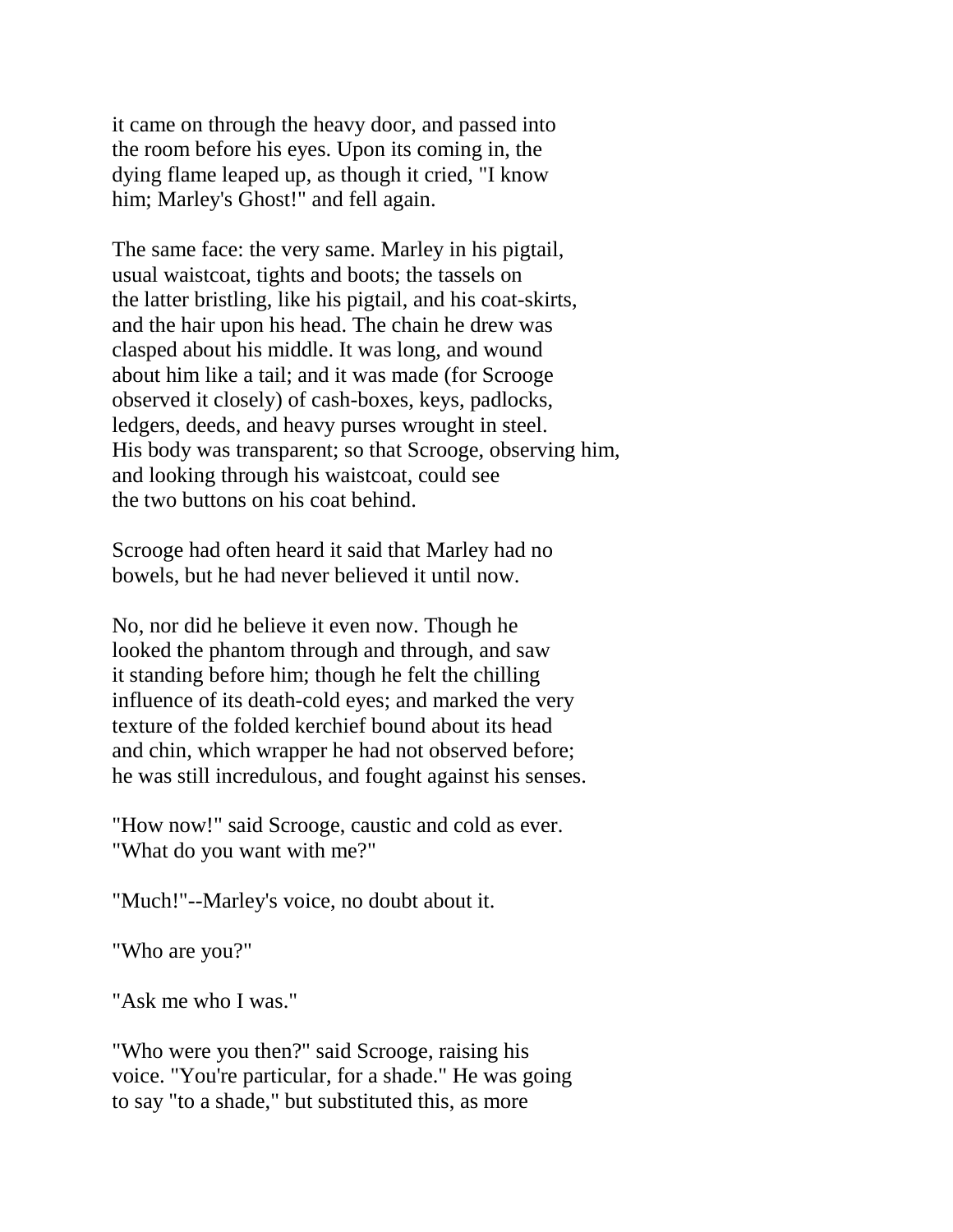it came on through the heavy door, and passed into the room before his eyes. Upon its coming in, the dying flame leaped up, as though it cried, "I know him; Marley's Ghost!" and fell again.

The same face: the very same. Marley in his pigtail, usual waistcoat, tights and boots; the tassels on the latter bristling, like his pigtail, and his coat-skirts, and the hair upon his head. The chain he drew was clasped about his middle. It was long, and wound about him like a tail; and it was made (for Scrooge observed it closely) of cash-boxes, keys, padlocks, ledgers, deeds, and heavy purses wrought in steel. His body was transparent; so that Scrooge, observing him, and looking through his waistcoat, could see the two buttons on his coat behind.

Scrooge had often heard it said that Marley had no bowels, but he had never believed it until now.

No, nor did he believe it even now. Though he looked the phantom through and through, and saw it standing before him; though he felt the chilling influence of its death-cold eyes; and marked the very texture of the folded kerchief bound about its head and chin, which wrapper he had not observed before; he was still incredulous, and fought against his senses.

"How now!" said Scrooge, caustic and cold as ever. "What do you want with me?"

"Much!"--Marley's voice, no doubt about it.

"Who are you?"

"Ask me who I was."

"Who were you then?" said Scrooge, raising his voice. "You're particular, for a shade." He was going to say "to a shade," but substituted this, as more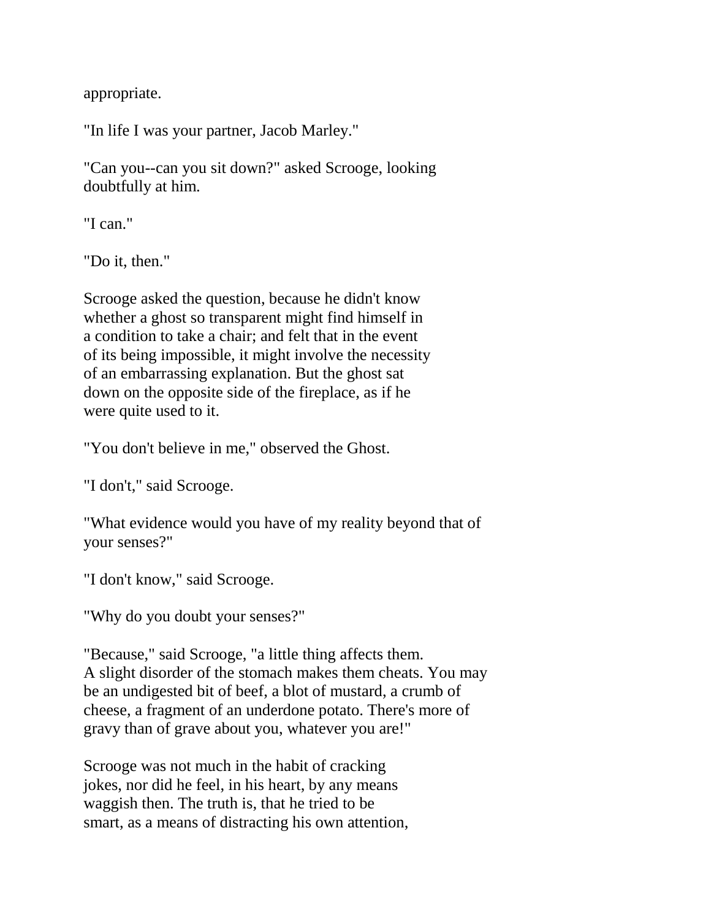appropriate.

"In life I was your partner, Jacob Marley."

"Can you--can you sit down?" asked Scrooge, looking doubtfully at him.

"I can."

"Do it, then."

Scrooge asked the question, because he didn't know whether a ghost so transparent might find himself in a condition to take a chair; and felt that in the event of its being impossible, it might involve the necessity of an embarrassing explanation. But the ghost sat down on the opposite side of the fireplace, as if he were quite used to it.

"You don't believe in me," observed the Ghost.

"I don't," said Scrooge.

"What evidence would you have of my reality beyond that of your senses?"

"I don't know," said Scrooge.

"Why do you doubt your senses?"

"Because," said Scrooge, "a little thing affects them. A slight disorder of the stomach makes them cheats. You may be an undigested bit of beef, a blot of mustard, a crumb of cheese, a fragment of an underdone potato. There's more of gravy than of grave about you, whatever you are!"

Scrooge was not much in the habit of cracking jokes, nor did he feel, in his heart, by any means waggish then. The truth is, that he tried to be smart, as a means of distracting his own attention,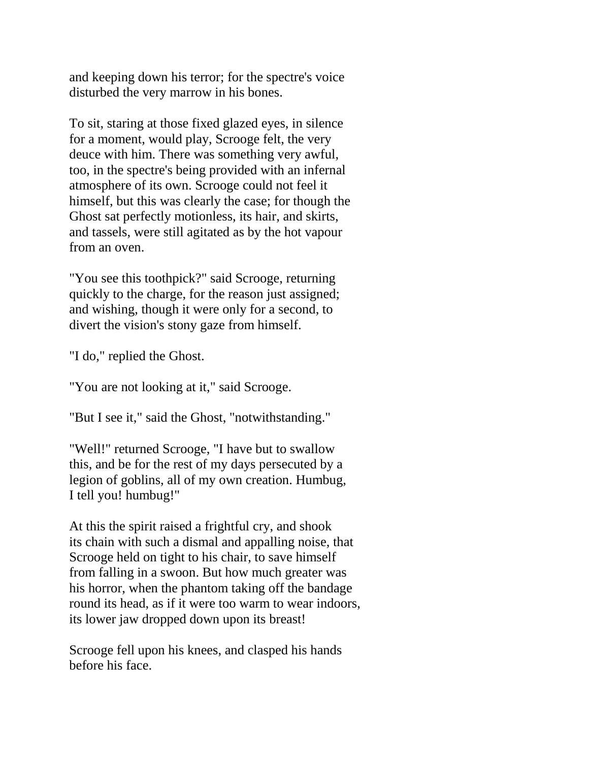and keeping down his terror; for the spectre's voice disturbed the very marrow in his bones.

To sit, staring at those fixed glazed eyes, in silence for a moment, would play, Scrooge felt, the very deuce with him. There was something very awful, too, in the spectre's being provided with an infernal atmosphere of its own. Scrooge could not feel it himself, but this was clearly the case; for though the Ghost sat perfectly motionless, its hair, and skirts, and tassels, were still agitated as by the hot vapour from an oven.

"You see this toothpick?" said Scrooge, returning quickly to the charge, for the reason just assigned; and wishing, though it were only for a second, to divert the vision's stony gaze from himself.

"I do," replied the Ghost.

"You are not looking at it," said Scrooge.

"But I see it," said the Ghost, "notwithstanding."

"Well!" returned Scrooge, "I have but to swallow this, and be for the rest of my days persecuted by a legion of goblins, all of my own creation. Humbug, I tell you! humbug!"

At this the spirit raised a frightful cry, and shook its chain with such a dismal and appalling noise, that Scrooge held on tight to his chair, to save himself from falling in a swoon. But how much greater was his horror, when the phantom taking off the bandage round its head, as if it were too warm to wear indoors, its lower jaw dropped down upon its breast!

Scrooge fell upon his knees, and clasped his hands before his face.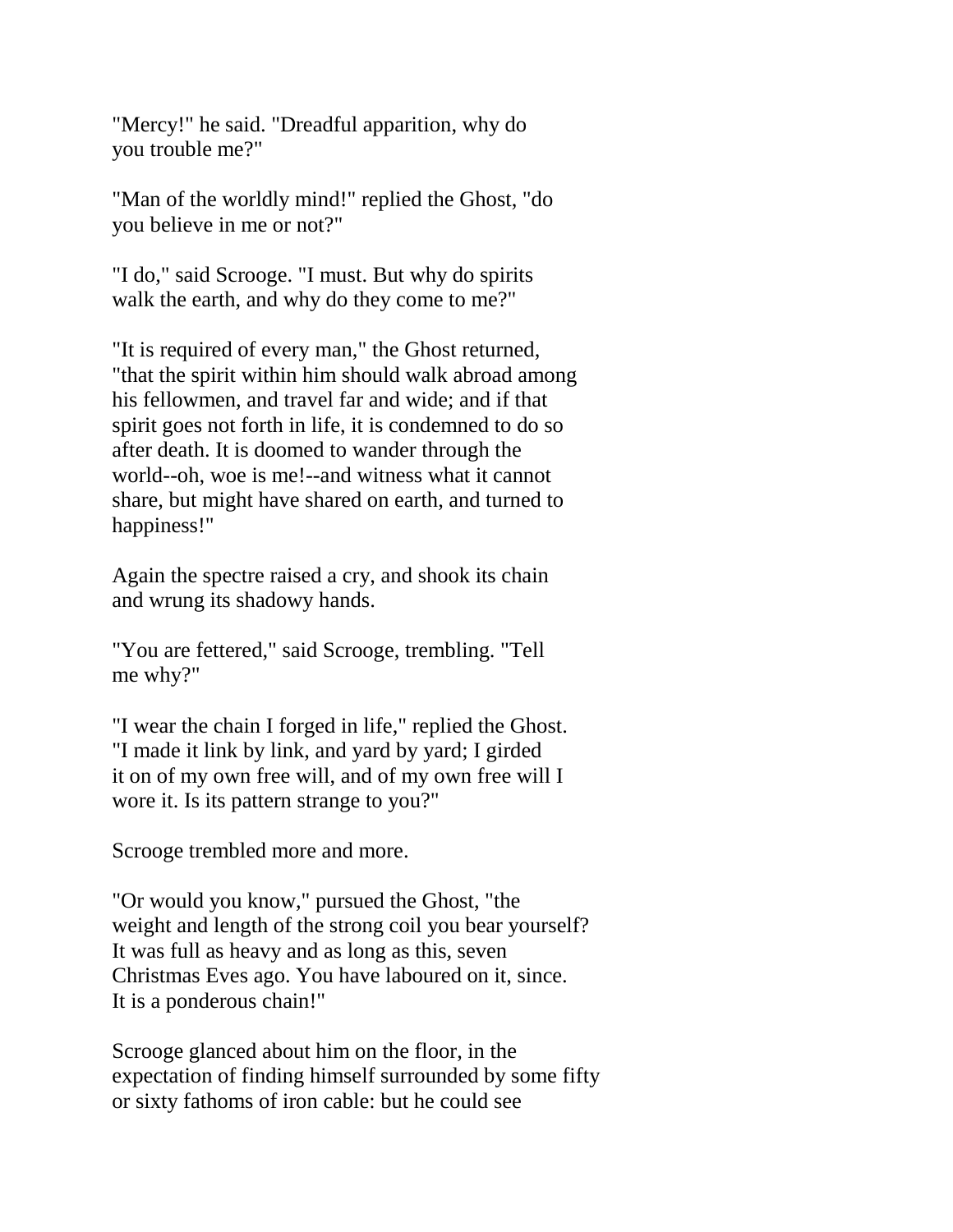"Mercy!" he said. "Dreadful apparition, why do you trouble me?"

"Man of the worldly mind!" replied the Ghost, "do you believe in me or not?"

"I do," said Scrooge. "I must. But why do spirits walk the earth, and why do they come to me?"

"It is required of every man," the Ghost returned, "that the spirit within him should walk abroad among his fellowmen, and travel far and wide; and if that spirit goes not forth in life, it is condemned to do so after death. It is doomed to wander through the world--oh, woe is me!--and witness what it cannot share, but might have shared on earth, and turned to happiness!"

Again the spectre raised a cry, and shook its chain and wrung its shadowy hands.

"You are fettered," said Scrooge, trembling. "Tell me why?"

"I wear the chain I forged in life," replied the Ghost. "I made it link by link, and yard by yard; I girded it on of my own free will, and of my own free will I wore it. Is its pattern strange to you?"

Scrooge trembled more and more.

"Or would you know," pursued the Ghost, "the weight and length of the strong coil you bear yourself? It was full as heavy and as long as this, seven Christmas Eves ago. You have laboured on it, since. It is a ponderous chain!"

Scrooge glanced about him on the floor, in the expectation of finding himself surrounded by some fifty or sixty fathoms of iron cable: but he could see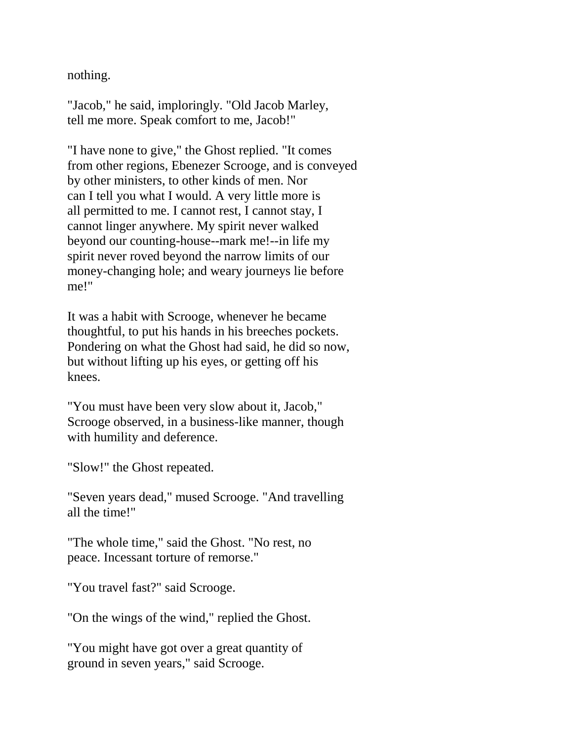nothing.

"Jacob," he said, imploringly. "Old Jacob Marley, tell me more. Speak comfort to me, Jacob!"

"I have none to give," the Ghost replied. "It comes from other regions, Ebenezer Scrooge, and is conveyed by other ministers, to other kinds of men. Nor can I tell you what I would. A very little more is all permitted to me. I cannot rest, I cannot stay, I cannot linger anywhere. My spirit never walked beyond our counting-house--mark me!--in life my spirit never roved beyond the narrow limits of our money-changing hole; and weary journeys lie before me!"

It was a habit with Scrooge, whenever he became thoughtful, to put his hands in his breeches pockets. Pondering on what the Ghost had said, he did so now, but without lifting up his eyes, or getting off his knees.

"You must have been very slow about it, Jacob," Scrooge observed, in a business-like manner, though with humility and deference.

"Slow!" the Ghost repeated.

"Seven years dead," mused Scrooge. "And travelling all the time!"

"The whole time," said the Ghost. "No rest, no peace. Incessant torture of remorse."

"You travel fast?" said Scrooge.

"On the wings of the wind," replied the Ghost.

"You might have got over a great quantity of ground in seven years," said Scrooge.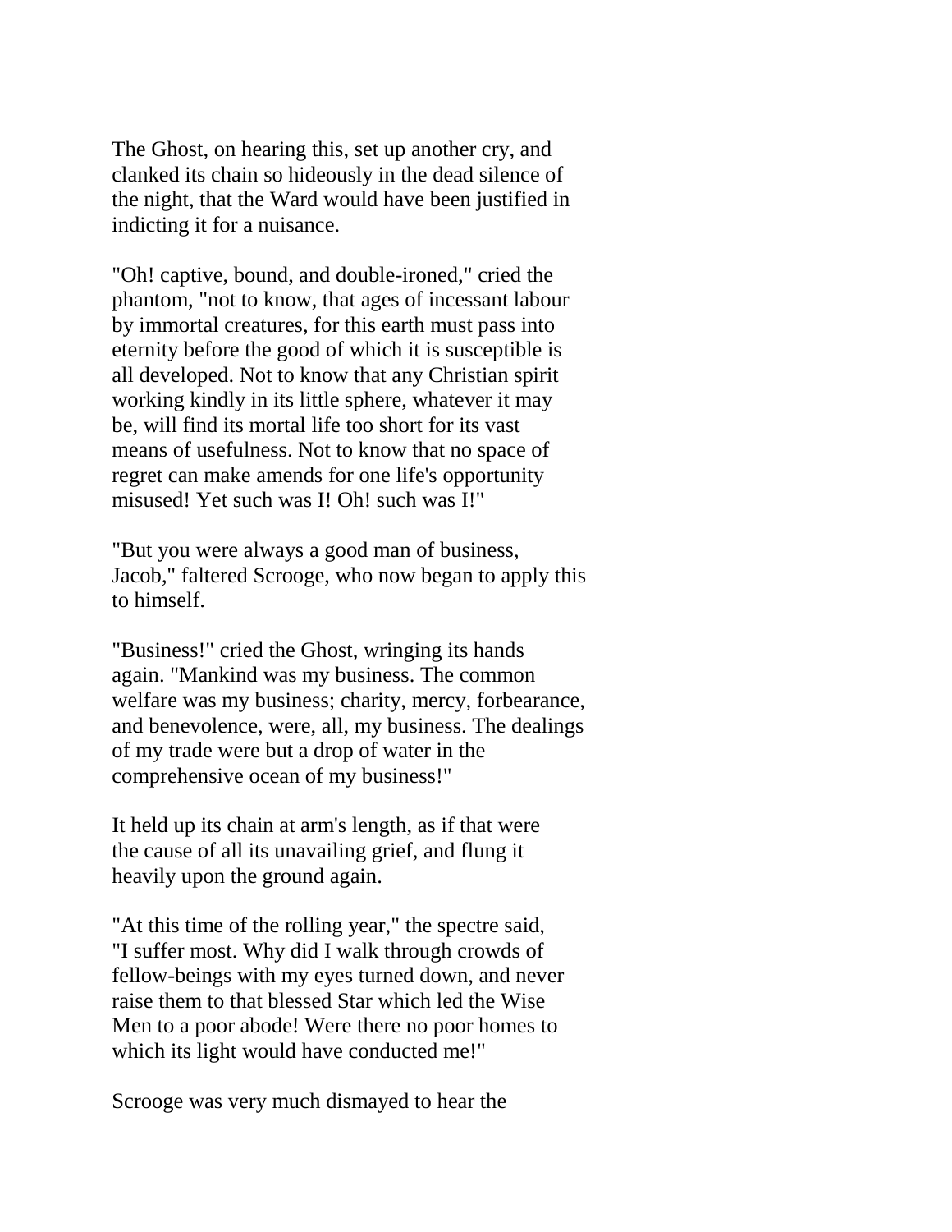The Ghost, on hearing this, set up another cry, and clanked its chain so hideously in the dead silence of the night, that the Ward would have been justified in indicting it for a nuisance.

"Oh! captive, bound, and double-ironed," cried the phantom, "not to know, that ages of incessant labour by immortal creatures, for this earth must pass into eternity before the good of which it is susceptible is all developed. Not to know that any Christian spirit working kindly in its little sphere, whatever it may be, will find its mortal life too short for its vast means of usefulness. Not to know that no space of regret can make amends for one life's opportunity misused! Yet such was I! Oh! such was I!"

"But you were always a good man of business, Jacob," faltered Scrooge, who now began to apply this to himself.

"Business!" cried the Ghost, wringing its hands again. "Mankind was my business. The common welfare was my business; charity, mercy, forbearance, and benevolence, were, all, my business. The dealings of my trade were but a drop of water in the comprehensive ocean of my business!"

It held up its chain at arm's length, as if that were the cause of all its unavailing grief, and flung it heavily upon the ground again.

"At this time of the rolling year," the spectre said, "I suffer most. Why did I walk through crowds of fellow-beings with my eyes turned down, and never raise them to that blessed Star which led the Wise Men to a poor abode! Were there no poor homes to which its light would have conducted me!"

Scrooge was very much dismayed to hear the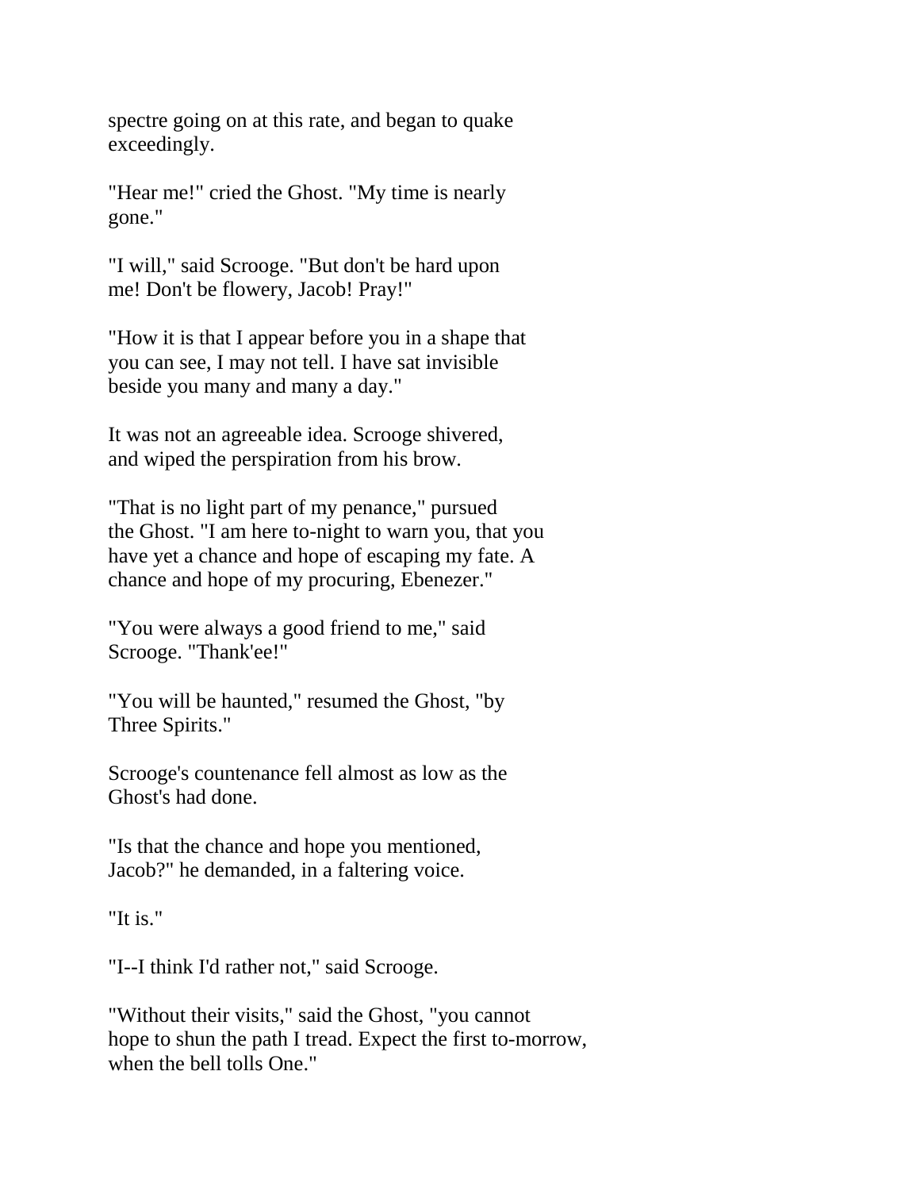spectre going on at this rate, and began to quake exceedingly.

"Hear me!" cried the Ghost. "My time is nearly gone."

"I will," said Scrooge. "But don't be hard upon me! Don't be flowery, Jacob! Pray!"

"How it is that I appear before you in a shape that you can see, I may not tell. I have sat invisible beside you many and many a day."

It was not an agreeable idea. Scrooge shivered, and wiped the perspiration from his brow.

"That is no light part of my penance," pursued the Ghost. "I am here to-night to warn you, that you have yet a chance and hope of escaping my fate. A chance and hope of my procuring, Ebenezer."

"You were always a good friend to me," said Scrooge. "Thank'ee!"

"You will be haunted," resumed the Ghost, "by Three Spirits."

Scrooge's countenance fell almost as low as the Ghost's had done.

"Is that the chance and hope you mentioned, Jacob?" he demanded, in a faltering voice.

"It is."

"I--I think I'd rather not," said Scrooge.

"Without their visits," said the Ghost, "you cannot hope to shun the path I tread. Expect the first to-morrow, when the bell tolls One."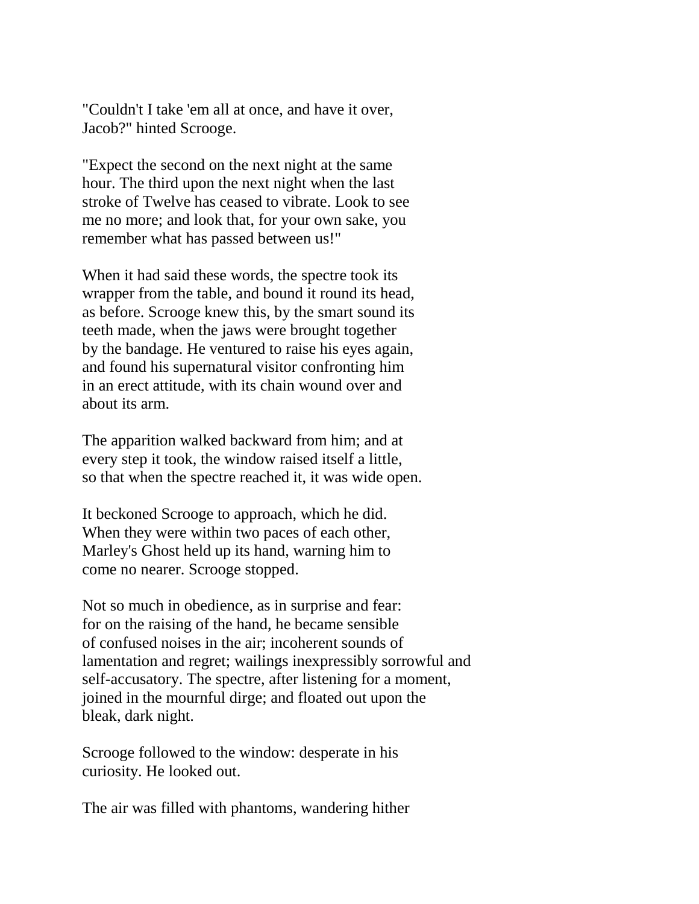"Couldn't I take 'em all at once, and have it over, Jacob?" hinted Scrooge.

"Expect the second on the next night at the same hour. The third upon the next night when the last stroke of Twelve has ceased to vibrate. Look to see me no more; and look that, for your own sake, you remember what has passed between us!"

When it had said these words, the spectre took its wrapper from the table, and bound it round its head, as before. Scrooge knew this, by the smart sound its teeth made, when the jaws were brought together by the bandage. He ventured to raise his eyes again, and found his supernatural visitor confronting him in an erect attitude, with its chain wound over and about its arm.

The apparition walked backward from him; and at every step it took, the window raised itself a little, so that when the spectre reached it, it was wide open.

It beckoned Scrooge to approach, which he did. When they were within two paces of each other, Marley's Ghost held up its hand, warning him to come no nearer. Scrooge stopped.

Not so much in obedience, as in surprise and fear: for on the raising of the hand, he became sensible of confused noises in the air; incoherent sounds of lamentation and regret; wailings inexpressibly sorrowful and self-accusatory. The spectre, after listening for a moment, joined in the mournful dirge; and floated out upon the bleak, dark night.

Scrooge followed to the window: desperate in his curiosity. He looked out.

The air was filled with phantoms, wandering hither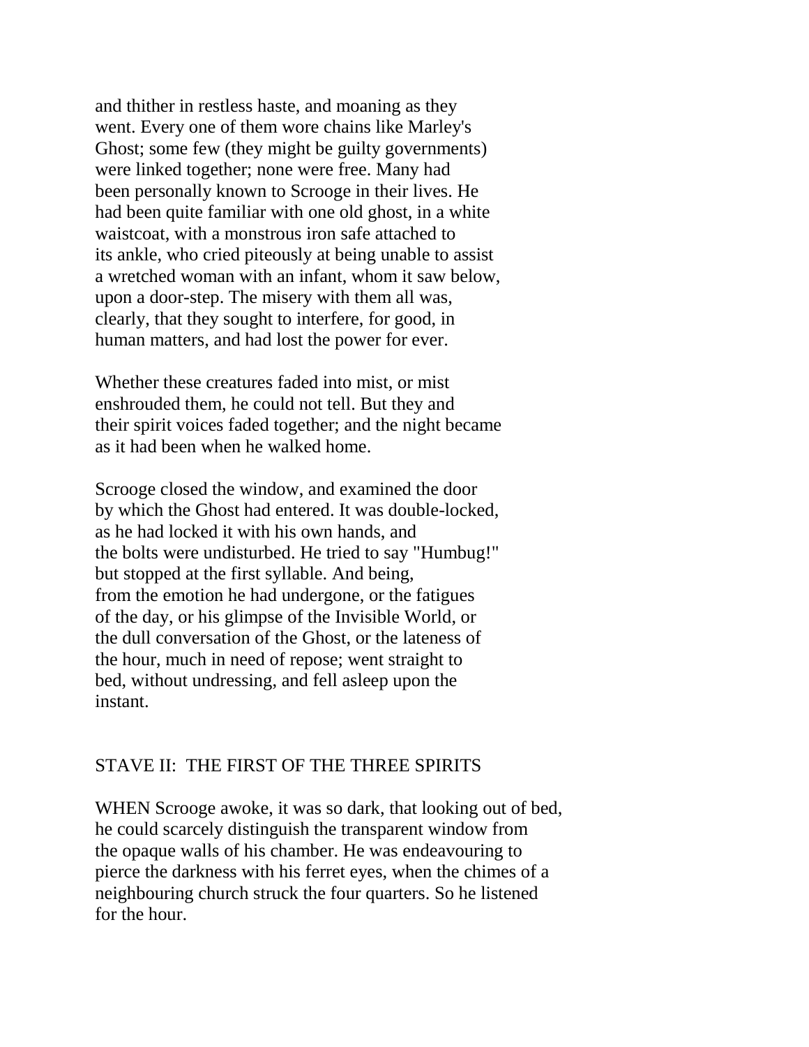and thither in restless haste, and moaning as they went. Every one of them wore chains like Marley's Ghost; some few (they might be guilty governments) were linked together; none were free. Many had been personally known to Scrooge in their lives. He had been quite familiar with one old ghost, in a white waistcoat, with a monstrous iron safe attached to its ankle, who cried piteously at being unable to assist a wretched woman with an infant, whom it saw below, upon a door-step. The misery with them all was, clearly, that they sought to interfere, for good, in human matters, and had lost the power for ever.

Whether these creatures faded into mist, or mist enshrouded them, he could not tell. But they and their spirit voices faded together; and the night became as it had been when he walked home.

Scrooge closed the window, and examined the door by which the Ghost had entered. It was double-locked, as he had locked it with his own hands, and the bolts were undisturbed. He tried to say "Humbug!" but stopped at the first syllable. And being, from the emotion he had undergone, or the fatigues of the day, or his glimpse of the Invisible World, or the dull conversation of the Ghost, or the lateness of the hour, much in need of repose; went straight to bed, without undressing, and fell asleep upon the instant.

## STAVE II: THE FIRST OF THE THREE SPIRITS

WHEN Scrooge awoke, it was so dark, that looking out of bed, he could scarcely distinguish the transparent window from the opaque walls of his chamber. He was endeavouring to pierce the darkness with his ferret eyes, when the chimes of a neighbouring church struck the four quarters. So he listened for the hour.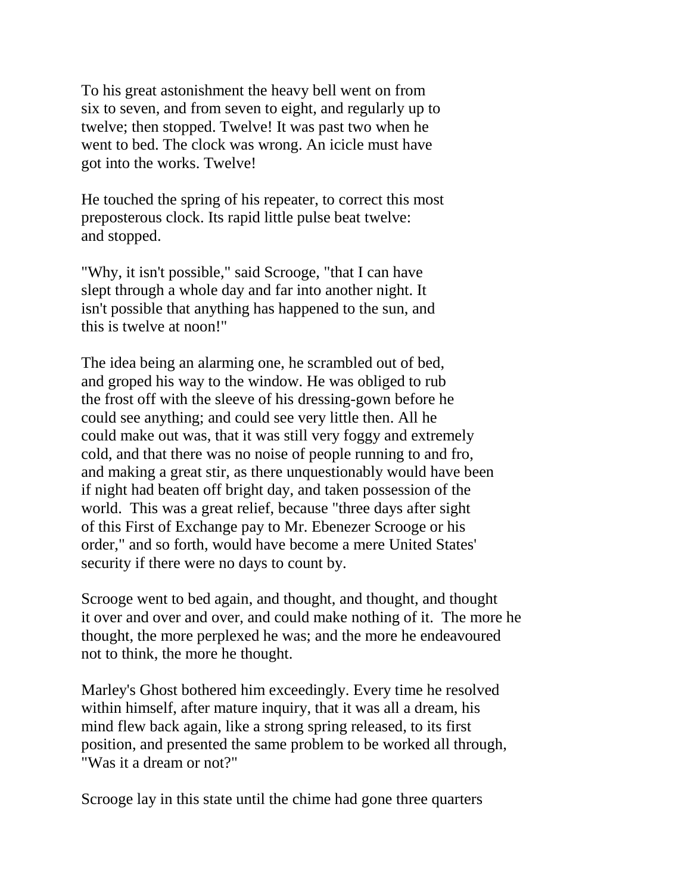To his great astonishment the heavy bell went on from six to seven, and from seven to eight, and regularly up to twelve; then stopped. Twelve! It was past two when he went to bed. The clock was wrong. An icicle must have got into the works. Twelve!

He touched the spring of his repeater, to correct this most preposterous clock. Its rapid little pulse beat twelve: and stopped.

"Why, it isn't possible," said Scrooge, "that I can have slept through a whole day and far into another night. It isn't possible that anything has happened to the sun, and this is twelve at noon!"

The idea being an alarming one, he scrambled out of bed, and groped his way to the window. He was obliged to rub the frost off with the sleeve of his dressing-gown before he could see anything; and could see very little then. All he could make out was, that it was still very foggy and extremely cold, and that there was no noise of people running to and fro, and making a great stir, as there unquestionably would have been if night had beaten off bright day, and taken possession of the world. This was a great relief, because "three days after sight of this First of Exchange pay to Mr. Ebenezer Scrooge or his order," and so forth, would have become a mere United States' security if there were no days to count by.

Scrooge went to bed again, and thought, and thought, and thought it over and over and over, and could make nothing of it. The more he thought, the more perplexed he was; and the more he endeavoured not to think, the more he thought.

Marley's Ghost bothered him exceedingly. Every time he resolved within himself, after mature inquiry, that it was all a dream, his mind flew back again, like a strong spring released, to its first position, and presented the same problem to be worked all through, "Was it a dream or not?"

Scrooge lay in this state until the chime had gone three quarters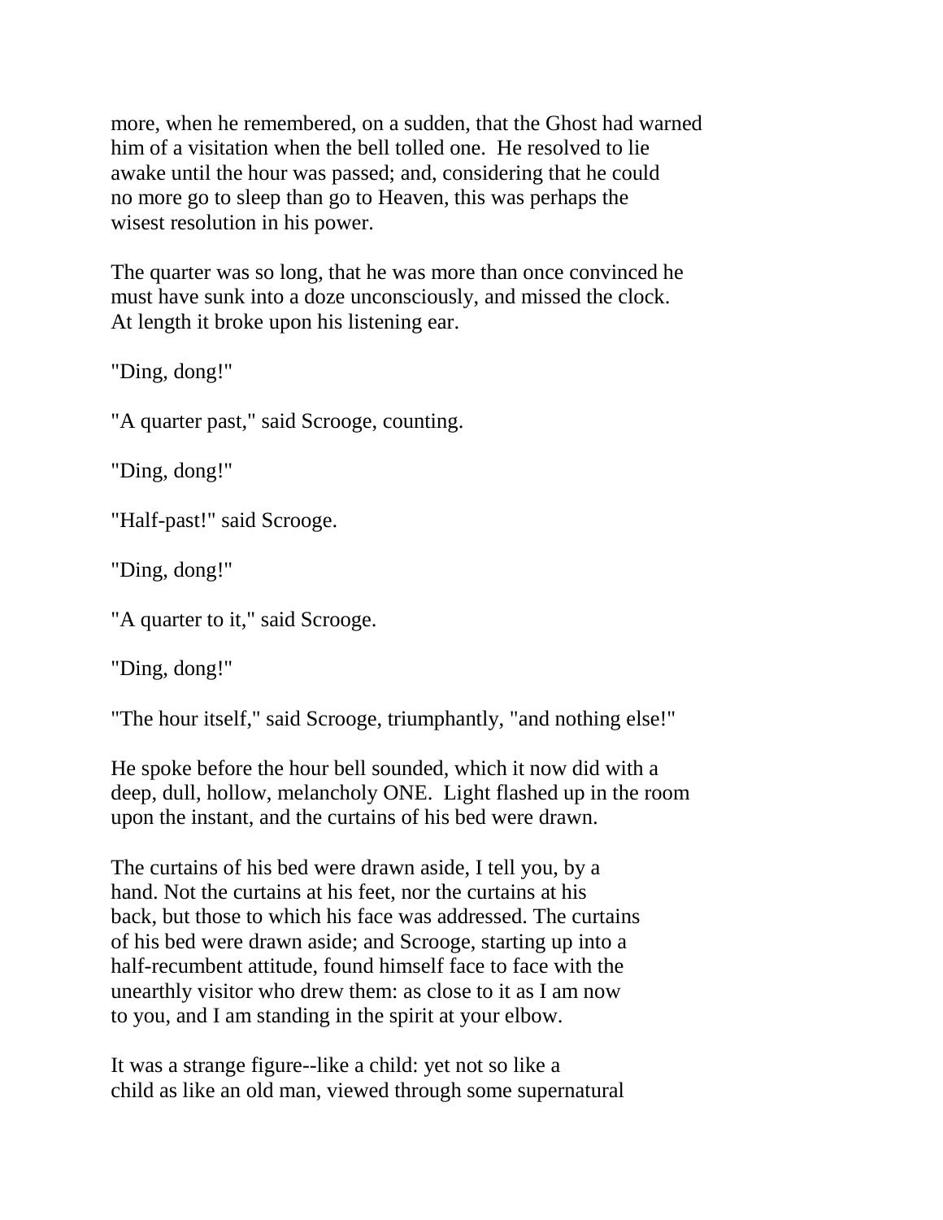more, when he remembered, on a sudden, that the Ghost had warned him of a visitation when the bell tolled one. He resolved to lie awake until the hour was passed; and, considering that he could no more go to sleep than go to Heaven, this was perhaps the wisest resolution in his power.

The quarter was so long, that he was more than once convinced he must have sunk into a doze unconsciously, and missed the clock. At length it broke upon his listening ear.

"Ding, dong!"

"A quarter past," said Scrooge, counting.

"Ding, dong!"

"Half-past!" said Scrooge.

"Ding, dong!"

"A quarter to it," said Scrooge.

"Ding, dong!"

"The hour itself," said Scrooge, triumphantly, "and nothing else!"

He spoke before the hour bell sounded, which it now did with a deep, dull, hollow, melancholy ONE. Light flashed up in the room upon the instant, and the curtains of his bed were drawn.

The curtains of his bed were drawn aside, I tell you, by a hand. Not the curtains at his feet, nor the curtains at his back, but those to which his face was addressed. The curtains of his bed were drawn aside; and Scrooge, starting up into a half-recumbent attitude, found himself face to face with the unearthly visitor who drew them: as close to it as I am now to you, and I am standing in the spirit at your elbow.

It was a strange figure--like a child: yet not so like a child as like an old man, viewed through some supernatural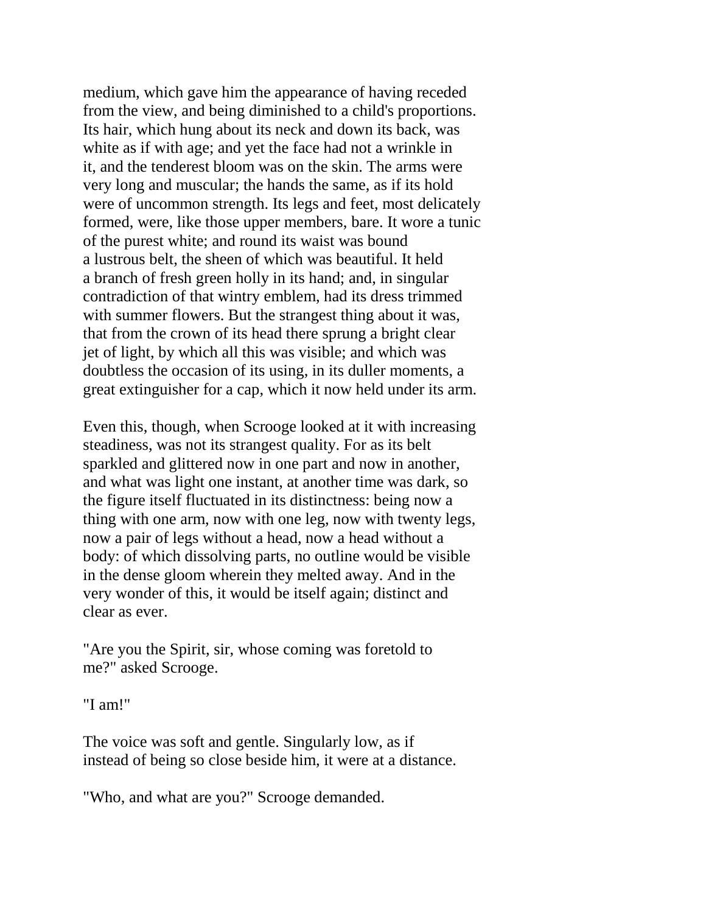medium, which gave him the appearance of having receded from the view, and being diminished to a child's proportions. Its hair, which hung about its neck and down its back, was white as if with age; and yet the face had not a wrinkle in it, and the tenderest bloom was on the skin. The arms were very long and muscular; the hands the same, as if its hold were of uncommon strength. Its legs and feet, most delicately formed, were, like those upper members, bare. It wore a tunic of the purest white; and round its waist was bound a lustrous belt, the sheen of which was beautiful. It held a branch of fresh green holly in its hand; and, in singular contradiction of that wintry emblem, had its dress trimmed with summer flowers. But the strangest thing about it was, that from the crown of its head there sprung a bright clear jet of light, by which all this was visible; and which was doubtless the occasion of its using, in its duller moments, a great extinguisher for a cap, which it now held under its arm.

Even this, though, when Scrooge looked at it with increasing steadiness, was not its strangest quality. For as its belt sparkled and glittered now in one part and now in another, and what was light one instant, at another time was dark, so the figure itself fluctuated in its distinctness: being now a thing with one arm, now with one leg, now with twenty legs, now a pair of legs without a head, now a head without a body: of which dissolving parts, no outline would be visible in the dense gloom wherein they melted away. And in the very wonder of this, it would be itself again; distinct and clear as ever.

"Are you the Spirit, sir, whose coming was foretold to me?" asked Scrooge.

"I am!"

The voice was soft and gentle. Singularly low, as if instead of being so close beside him, it were at a distance.

"Who, and what are you?" Scrooge demanded.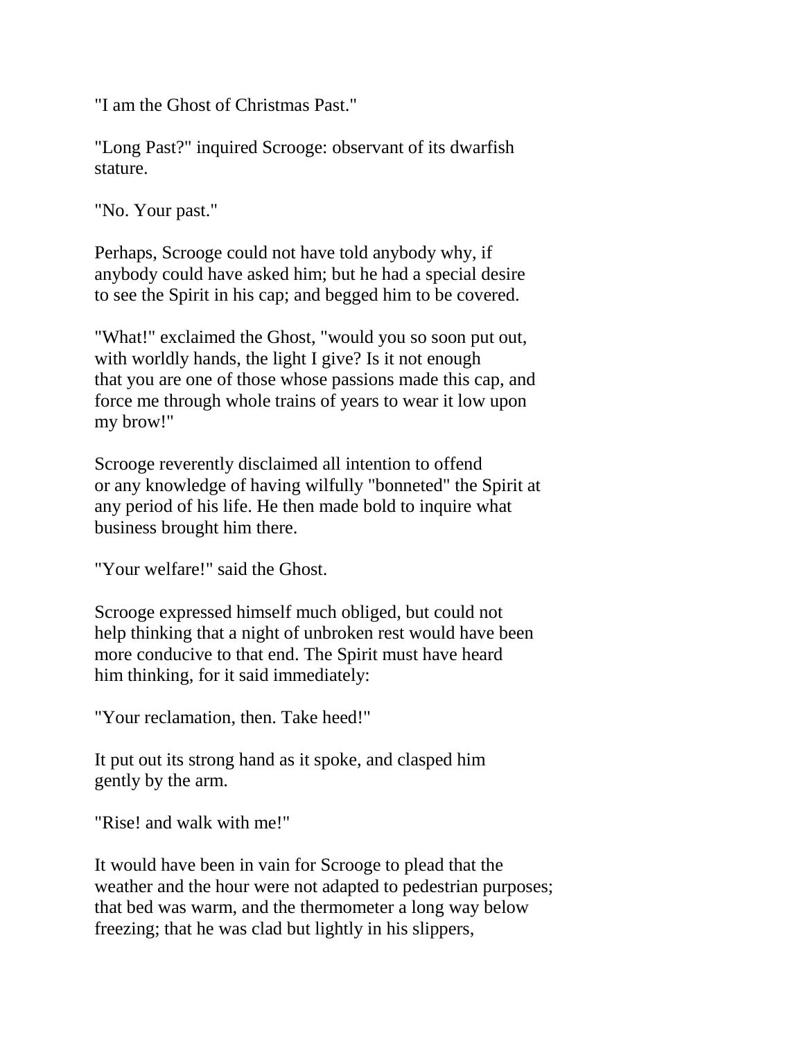"I am the Ghost of Christmas Past."

"Long Past?" inquired Scrooge: observant of its dwarfish stature.

"No. Your past."

Perhaps, Scrooge could not have told anybody why, if anybody could have asked him; but he had a special desire to see the Spirit in his cap; and begged him to be covered.

"What!" exclaimed the Ghost, "would you so soon put out, with worldly hands, the light I give? Is it not enough that you are one of those whose passions made this cap, and force me through whole trains of years to wear it low upon my brow!"

Scrooge reverently disclaimed all intention to offend or any knowledge of having wilfully "bonneted" the Spirit at any period of his life. He then made bold to inquire what business brought him there.

"Your welfare!" said the Ghost.

Scrooge expressed himself much obliged, but could not help thinking that a night of unbroken rest would have been more conducive to that end. The Spirit must have heard him thinking, for it said immediately:

"Your reclamation, then. Take heed!"

It put out its strong hand as it spoke, and clasped him gently by the arm.

"Rise! and walk with me!"

It would have been in vain for Scrooge to plead that the weather and the hour were not adapted to pedestrian purposes; that bed was warm, and the thermometer a long way below freezing; that he was clad but lightly in his slippers,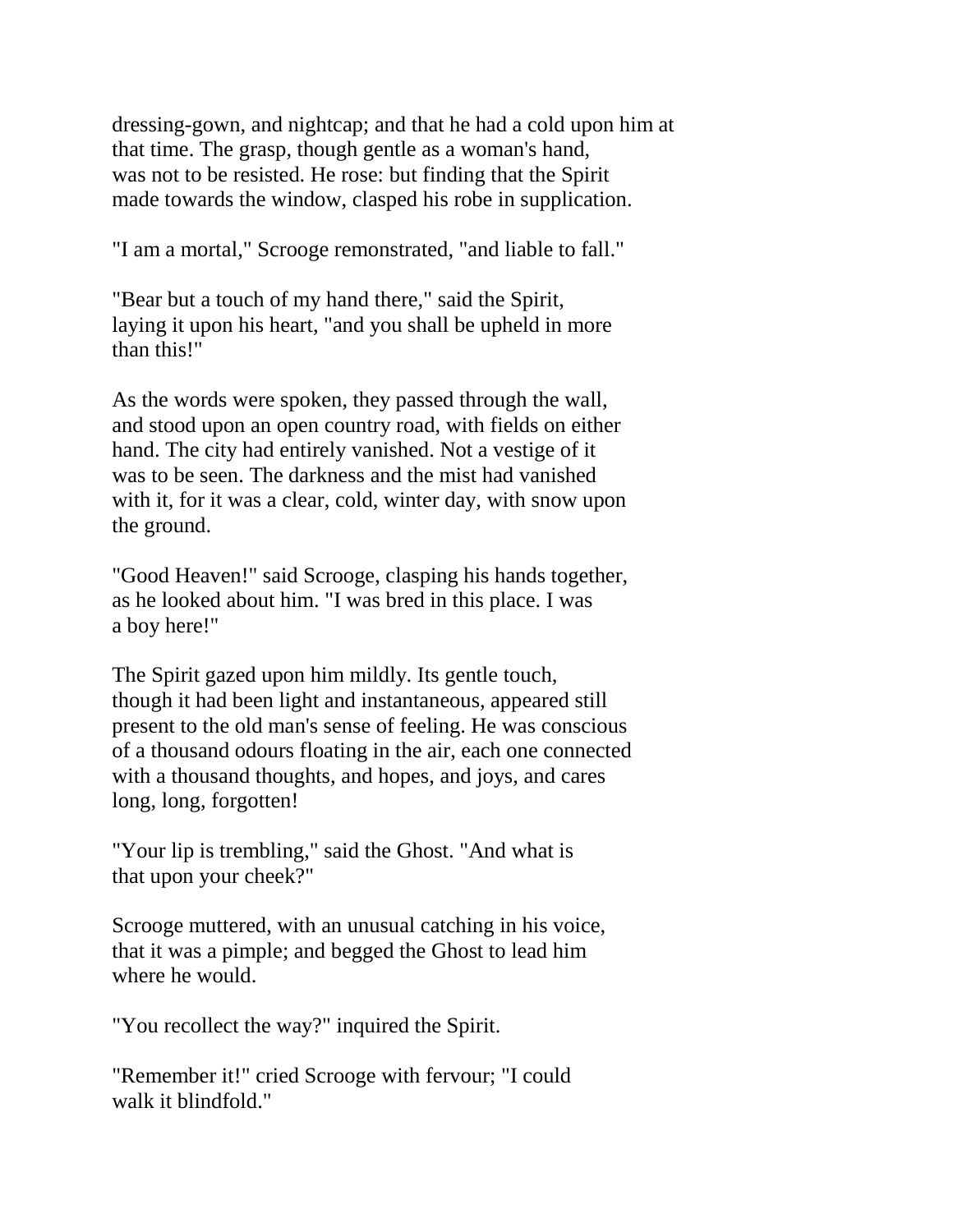dressing-gown, and nightcap; and that he had a cold upon him at that time. The grasp, though gentle as a woman's hand, was not to be resisted. He rose: but finding that the Spirit made towards the window, clasped his robe in supplication.

"I am a mortal," Scrooge remonstrated, "and liable to fall."

"Bear but a touch of my hand there," said the Spirit, laying it upon his heart, "and you shall be upheld in more than this!"

As the words were spoken, they passed through the wall, and stood upon an open country road, with fields on either hand. The city had entirely vanished. Not a vestige of it was to be seen. The darkness and the mist had vanished with it, for it was a clear, cold, winter day, with snow upon the ground.

"Good Heaven!" said Scrooge, clasping his hands together, as he looked about him. "I was bred in this place. I was a boy here!"

The Spirit gazed upon him mildly. Its gentle touch, though it had been light and instantaneous, appeared still present to the old man's sense of feeling. He was conscious of a thousand odours floating in the air, each one connected with a thousand thoughts, and hopes, and joys, and cares long, long, forgotten!

"Your lip is trembling," said the Ghost. "And what is that upon your cheek?"

Scrooge muttered, with an unusual catching in his voice, that it was a pimple; and begged the Ghost to lead him where he would.

"You recollect the way?" inquired the Spirit.

"Remember it!" cried Scrooge with fervour; "I could walk it blindfold."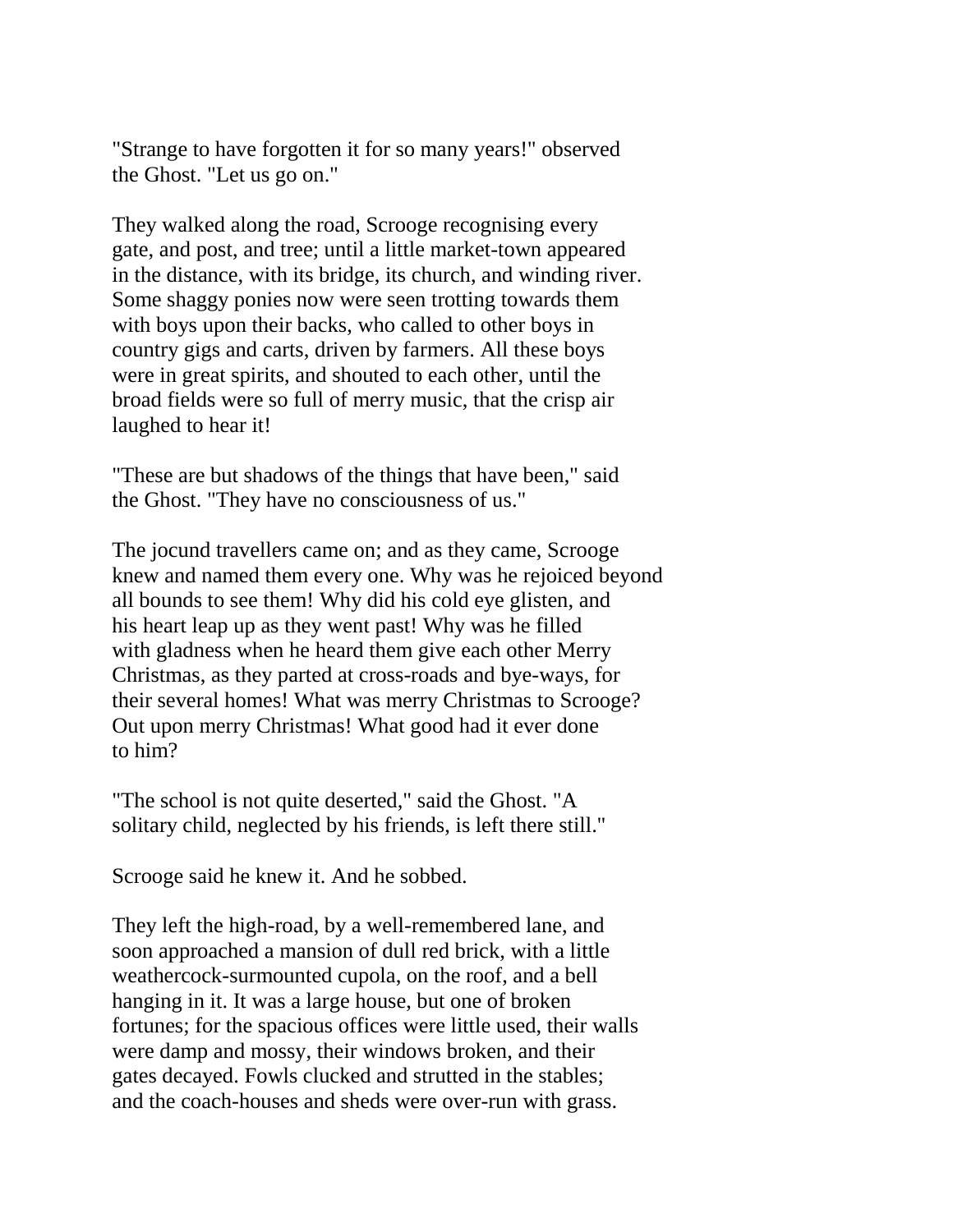"Strange to have forgotten it for so many years!" observed the Ghost. "Let us go on."

They walked along the road, Scrooge recognising every gate, and post, and tree; until a little market-town appeared in the distance, with its bridge, its church, and winding river. Some shaggy ponies now were seen trotting towards them with boys upon their backs, who called to other boys in country gigs and carts, driven by farmers. All these boys were in great spirits, and shouted to each other, until the broad fields were so full of merry music, that the crisp air laughed to hear it!

"These are but shadows of the things that have been," said the Ghost. "They have no consciousness of us."

The jocund travellers came on; and as they came, Scrooge knew and named them every one. Why was he rejoiced beyond all bounds to see them! Why did his cold eye glisten, and his heart leap up as they went past! Why was he filled with gladness when he heard them give each other Merry Christmas, as they parted at cross-roads and bye-ways, for their several homes! What was merry Christmas to Scrooge? Out upon merry Christmas! What good had it ever done to him?

"The school is not quite deserted," said the Ghost. "A solitary child, neglected by his friends, is left there still."

Scrooge said he knew it. And he sobbed.

They left the high-road, by a well-remembered lane, and soon approached a mansion of dull red brick, with a little weathercock-surmounted cupola, on the roof, and a bell hanging in it. It was a large house, but one of broken fortunes; for the spacious offices were little used, their walls were damp and mossy, their windows broken, and their gates decayed. Fowls clucked and strutted in the stables; and the coach-houses and sheds were over-run with grass.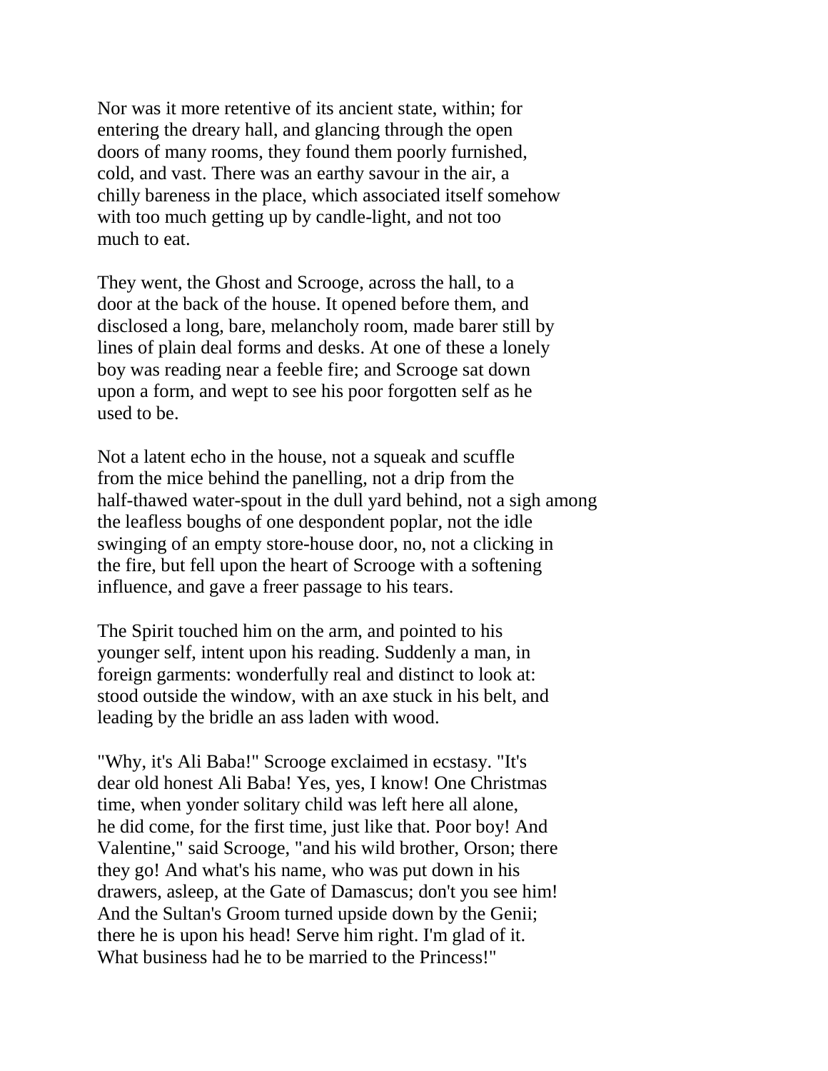Nor was it more retentive of its ancient state, within; for entering the dreary hall, and glancing through the open doors of many rooms, they found them poorly furnished, cold, and vast. There was an earthy savour in the air, a chilly bareness in the place, which associated itself somehow with too much getting up by candle-light, and not too much to eat.

They went, the Ghost and Scrooge, across the hall, to a door at the back of the house. It opened before them, and disclosed a long, bare, melancholy room, made barer still by lines of plain deal forms and desks. At one of these a lonely boy was reading near a feeble fire; and Scrooge sat down upon a form, and wept to see his poor forgotten self as he used to be.

Not a latent echo in the house, not a squeak and scuffle from the mice behind the panelling, not a drip from the half-thawed water-spout in the dull yard behind, not a sigh among the leafless boughs of one despondent poplar, not the idle swinging of an empty store-house door, no, not a clicking in the fire, but fell upon the heart of Scrooge with a softening influence, and gave a freer passage to his tears.

The Spirit touched him on the arm, and pointed to his younger self, intent upon his reading. Suddenly a man, in foreign garments: wonderfully real and distinct to look at: stood outside the window, with an axe stuck in his belt, and leading by the bridle an ass laden with wood.

"Why, it's Ali Baba!" Scrooge exclaimed in ecstasy. "It's dear old honest Ali Baba! Yes, yes, I know! One Christmas time, when yonder solitary child was left here all alone, he did come, for the first time, just like that. Poor boy! And Valentine," said Scrooge, "and his wild brother, Orson; there they go! And what's his name, who was put down in his drawers, asleep, at the Gate of Damascus; don't you see him! And the Sultan's Groom turned upside down by the Genii; there he is upon his head! Serve him right. I'm glad of it. What business had he to be married to the Princess!"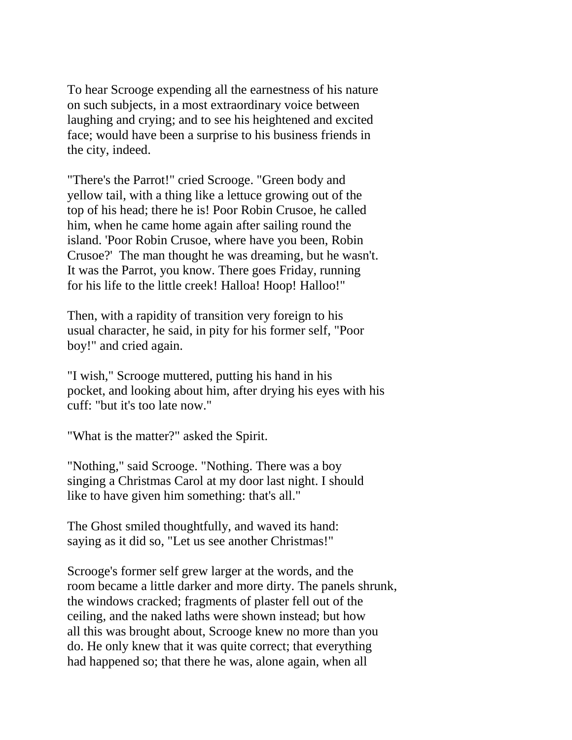To hear Scrooge expending all the earnestness of his nature on such subjects, in a most extraordinary voice between laughing and crying; and to see his heightened and excited face; would have been a surprise to his business friends in the city, indeed.

"There's the Parrot!" cried Scrooge. "Green body and yellow tail, with a thing like a lettuce growing out of the top of his head; there he is! Poor Robin Crusoe, he called him, when he came home again after sailing round the island. 'Poor Robin Crusoe, where have you been, Robin Crusoe?' The man thought he was dreaming, but he wasn't. It was the Parrot, you know. There goes Friday, running for his life to the little creek! Halloa! Hoop! Halloo!"

Then, with a rapidity of transition very foreign to his usual character, he said, in pity for his former self, "Poor boy!" and cried again.

"I wish," Scrooge muttered, putting his hand in his pocket, and looking about him, after drying his eyes with his cuff: "but it's too late now."

"What is the matter?" asked the Spirit.

"Nothing," said Scrooge. "Nothing. There was a boy singing a Christmas Carol at my door last night. I should like to have given him something: that's all."

The Ghost smiled thoughtfully, and waved its hand: saying as it did so, "Let us see another Christmas!"

Scrooge's former self grew larger at the words, and the room became a little darker and more dirty. The panels shrunk, the windows cracked; fragments of plaster fell out of the ceiling, and the naked laths were shown instead; but how all this was brought about, Scrooge knew no more than you do. He only knew that it was quite correct; that everything had happened so; that there he was, alone again, when all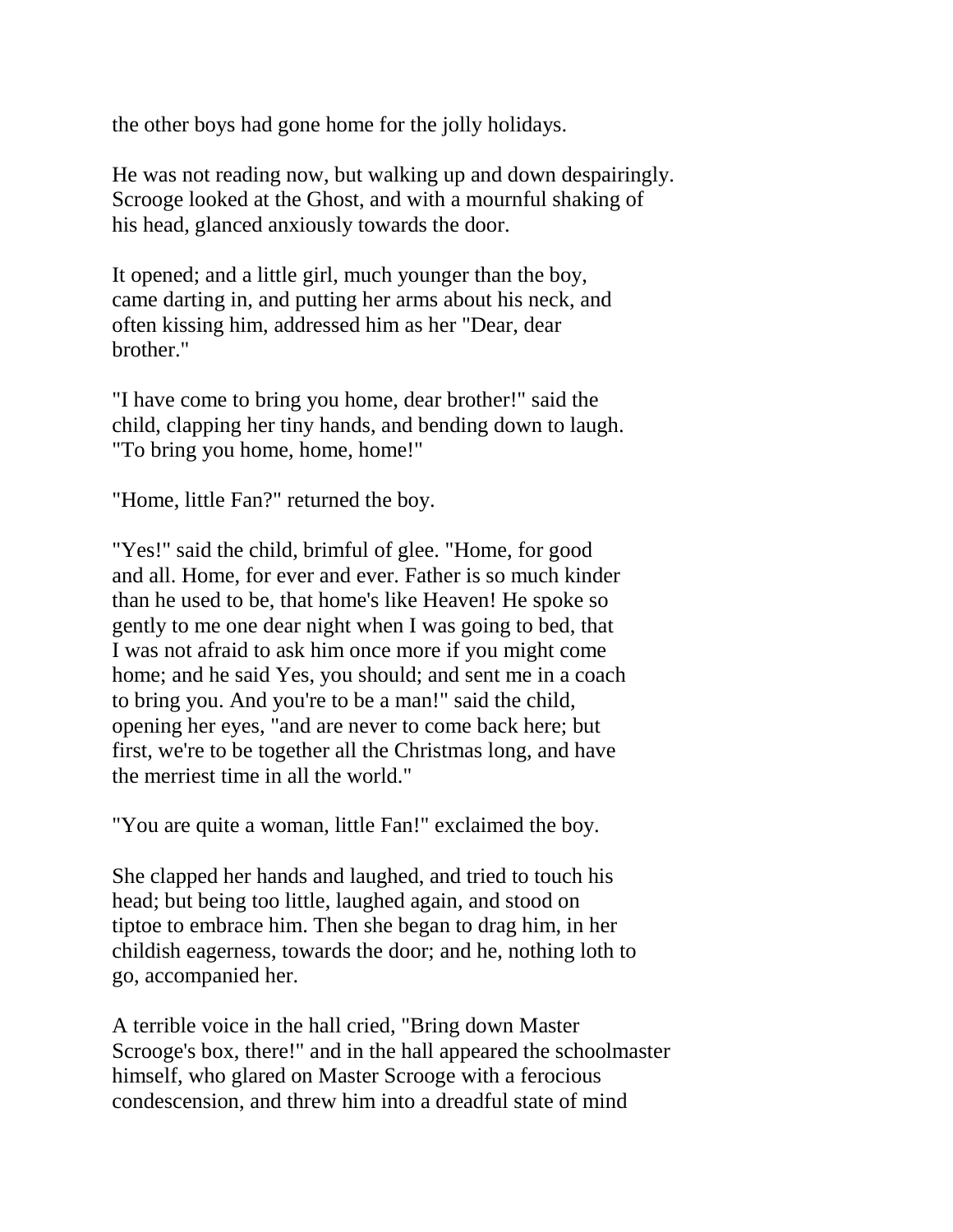the other boys had gone home for the jolly holidays.

He was not reading now, but walking up and down despairingly. Scrooge looked at the Ghost, and with a mournful shaking of his head, glanced anxiously towards the door.

It opened; and a little girl, much younger than the boy, came darting in, and putting her arms about his neck, and often kissing him, addressed him as her "Dear, dear brother."

"I have come to bring you home, dear brother!" said the child, clapping her tiny hands, and bending down to laugh. "To bring you home, home, home!"

"Home, little Fan?" returned the boy.

"Yes!" said the child, brimful of glee. "Home, for good and all. Home, for ever and ever. Father is so much kinder than he used to be, that home's like Heaven! He spoke so gently to me one dear night when I was going to bed, that I was not afraid to ask him once more if you might come home; and he said Yes, you should; and sent me in a coach to bring you. And you're to be a man!" said the child, opening her eyes, "and are never to come back here; but first, we're to be together all the Christmas long, and have the merriest time in all the world."

"You are quite a woman, little Fan!" exclaimed the boy.

She clapped her hands and laughed, and tried to touch his head; but being too little, laughed again, and stood on tiptoe to embrace him. Then she began to drag him, in her childish eagerness, towards the door; and he, nothing loth to go, accompanied her.

A terrible voice in the hall cried, "Bring down Master Scrooge's box, there!" and in the hall appeared the schoolmaster himself, who glared on Master Scrooge with a ferocious condescension, and threw him into a dreadful state of mind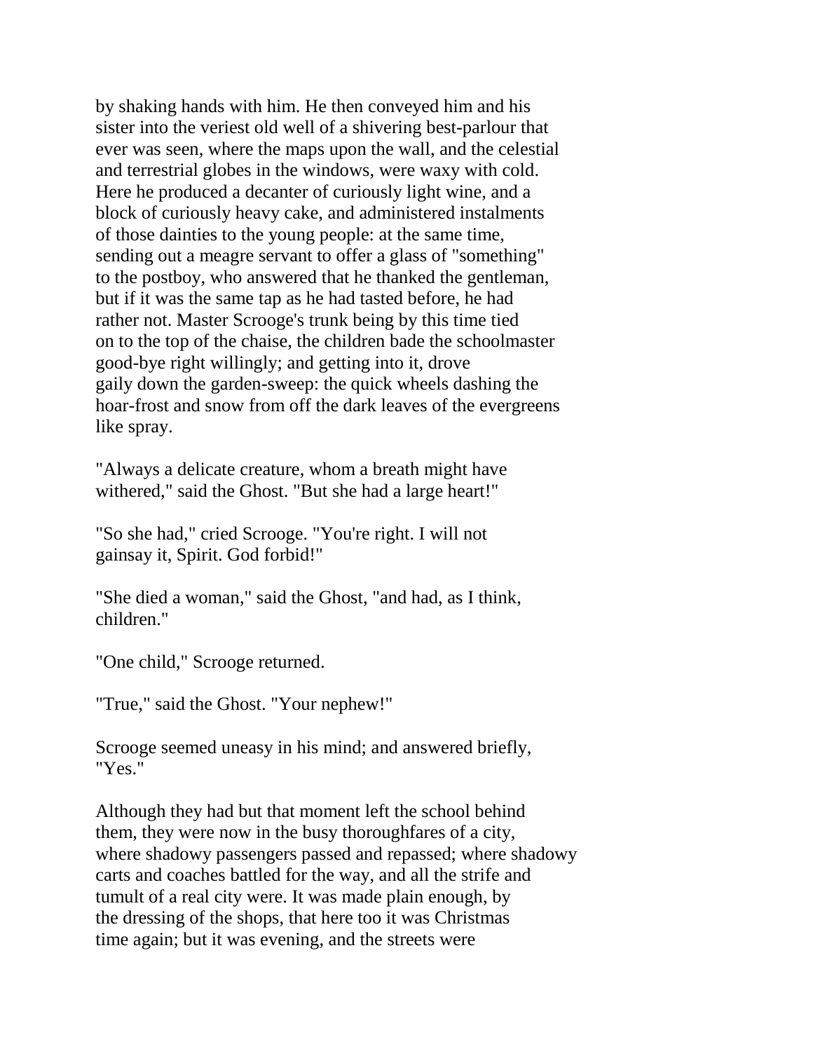by shaking hands with him. He then conveyed him and his sister into the veriest old well of a shivering best-parlour that ever was seen, where the maps upon the wall, and the celestial and terrestrial globes in the windows, were waxy with cold. Here he produced a decanter of curiously light wine, and a block of curiously heavy cake, and administered instalments of those dainties to the young people: at the same time, sending out a meagre servant to offer a glass of "something" to the postboy, who answered that he thanked the gentleman, but if it was the same tap as he had tasted before, he had rather not. Master Scrooge's trunk being by this time tied on to the top of the chaise, the children bade the schoolmaster good-bye right willingly; and getting into it, drove gaily down the garden-sweep: the quick wheels dashing the hoar-frost and snow from off the dark leaves of the evergreens like spray.

"Always a delicate creature, whom a breath might have withered," said the Ghost. "But she had a large heart!"

"So she had," cried Scrooge. "You're right. I will not gainsay it, Spirit. God forbid!"

"She died a woman," said the Ghost, "and had, as I think, children."

"One child," Scrooge returned.

"True," said the Ghost. "Your nephew!"

Scrooge seemed uneasy in his mind; and answered briefly, "Yes."

Although they had but that moment left the school behind them, they were now in the busy thoroughfares of a city, where shadowy passengers passed and repassed; where shadowy carts and coaches battled for the way, and all the strife and tumult of a real city were. It was made plain enough, by the dressing of the shops, that here too it was Christmas time again; but it was evening, and the streets were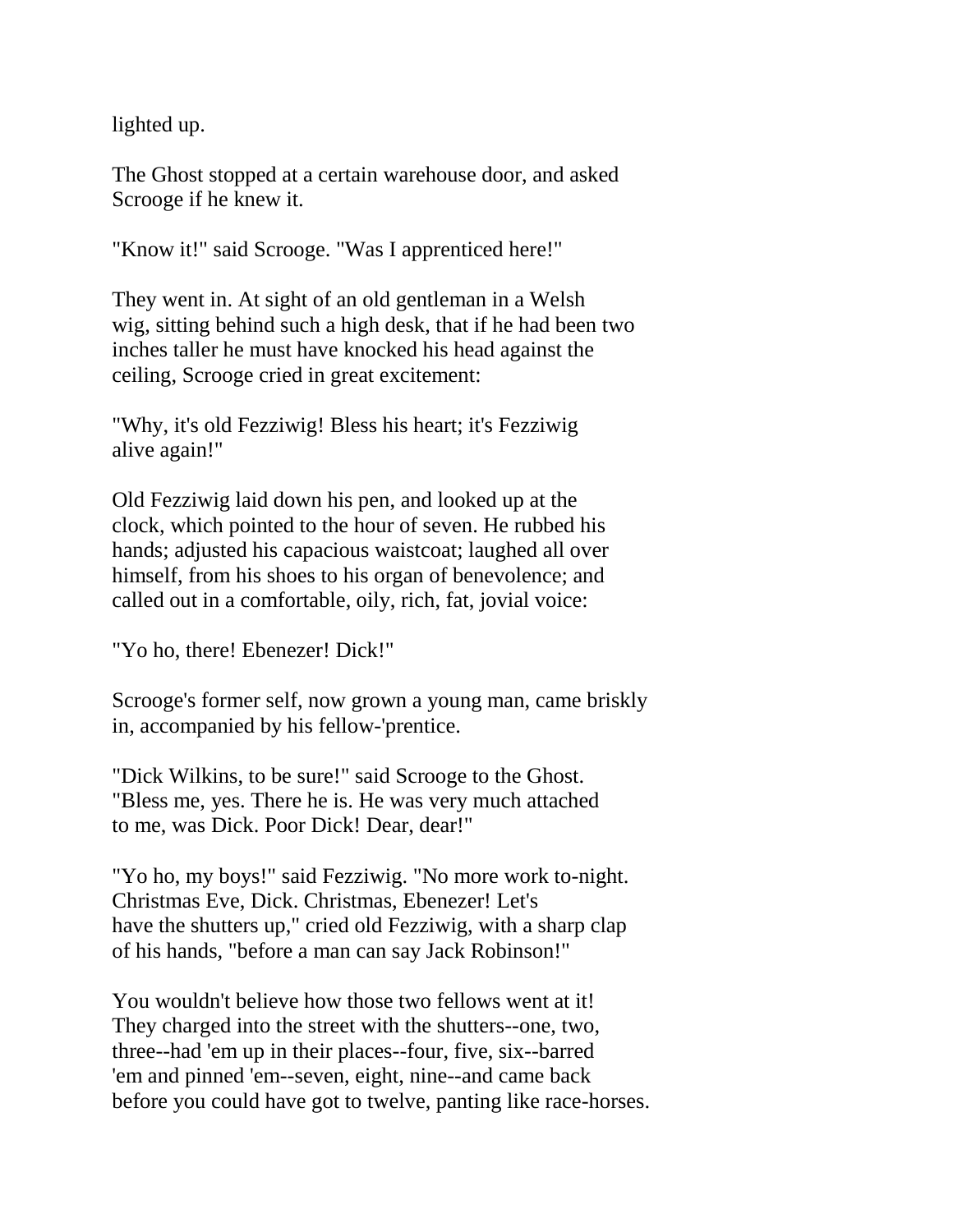lighted up.

The Ghost stopped at a certain warehouse door, and asked Scrooge if he knew it.

"Know it!" said Scrooge. "Was I apprenticed here!"

They went in. At sight of an old gentleman in a Welsh wig, sitting behind such a high desk, that if he had been two inches taller he must have knocked his head against the ceiling, Scrooge cried in great excitement:

"Why, it's old Fezziwig! Bless his heart; it's Fezziwig alive again!"

Old Fezziwig laid down his pen, and looked up at the clock, which pointed to the hour of seven. He rubbed his hands; adjusted his capacious waistcoat; laughed all over himself, from his shoes to his organ of benevolence; and called out in a comfortable, oily, rich, fat, jovial voice:

"Yo ho, there! Ebenezer! Dick!"

Scrooge's former self, now grown a young man, came briskly in, accompanied by his fellow-'prentice.

"Dick Wilkins, to be sure!" said Scrooge to the Ghost. "Bless me, yes. There he is. He was very much attached to me, was Dick. Poor Dick! Dear, dear!"

"Yo ho, my boys!" said Fezziwig. "No more work to-night. Christmas Eve, Dick. Christmas, Ebenezer! Let's have the shutters up," cried old Fezziwig, with a sharp clap of his hands, "before a man can say Jack Robinson!"

You wouldn't believe how those two fellows went at it! They charged into the street with the shutters--one, two, three--had 'em up in their places--four, five, six--barred 'em and pinned 'em--seven, eight, nine--and came back before you could have got to twelve, panting like race-horses.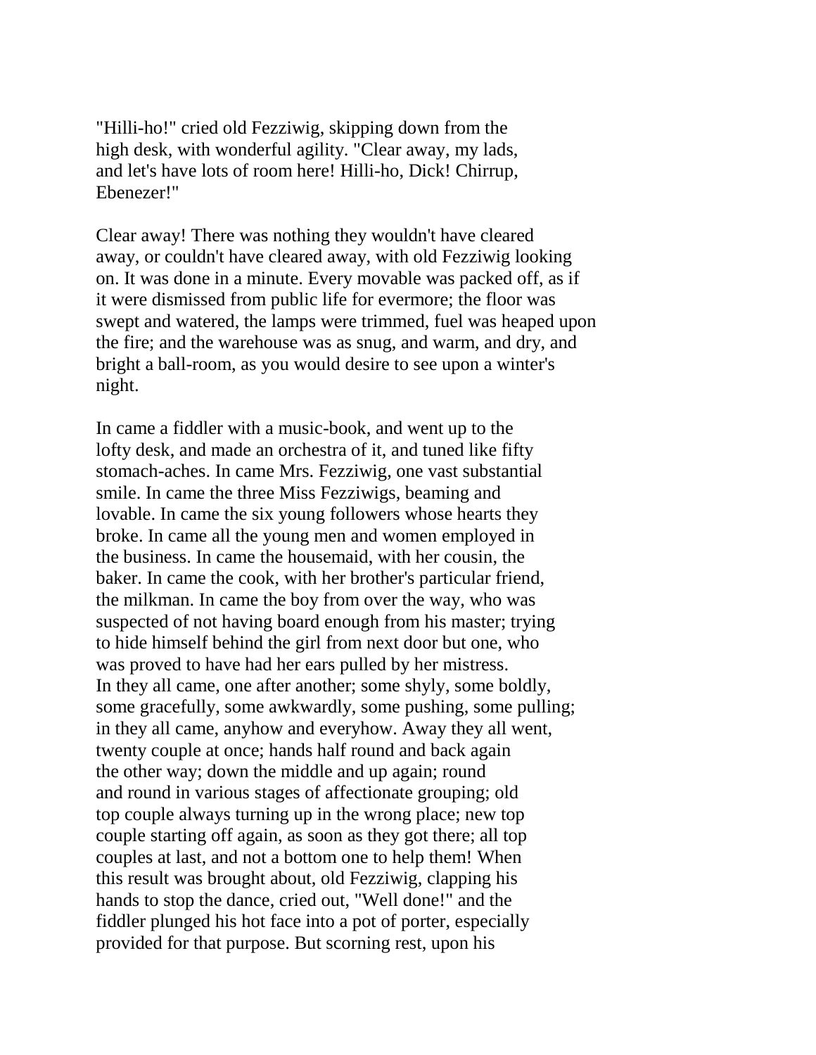"Hilli-ho!" cried old Fezziwig, skipping down from the high desk, with wonderful agility. "Clear away, my lads, and let's have lots of room here! Hilli-ho, Dick! Chirrup, Ebenezer!"

Clear away! There was nothing they wouldn't have cleared away, or couldn't have cleared away, with old Fezziwig looking on. It was done in a minute. Every movable was packed off, as if it were dismissed from public life for evermore; the floor was swept and watered, the lamps were trimmed, fuel was heaped upon the fire; and the warehouse was as snug, and warm, and dry, and bright a ball-room, as you would desire to see upon a winter's night.

In came a fiddler with a music-book, and went up to the lofty desk, and made an orchestra of it, and tuned like fifty stomach-aches. In came Mrs. Fezziwig, one vast substantial smile. In came the three Miss Fezziwigs, beaming and lovable. In came the six young followers whose hearts they broke. In came all the young men and women employed in the business. In came the housemaid, with her cousin, the baker. In came the cook, with her brother's particular friend, the milkman. In came the boy from over the way, who was suspected of not having board enough from his master; trying to hide himself behind the girl from next door but one, who was proved to have had her ears pulled by her mistress. In they all came, one after another; some shyly, some boldly, some gracefully, some awkwardly, some pushing, some pulling; in they all came, anyhow and everyhow. Away they all went, twenty couple at once; hands half round and back again the other way; down the middle and up again; round and round in various stages of affectionate grouping; old top couple always turning up in the wrong place; new top couple starting off again, as soon as they got there; all top couples at last, and not a bottom one to help them! When this result was brought about, old Fezziwig, clapping his hands to stop the dance, cried out, "Well done!" and the fiddler plunged his hot face into a pot of porter, especially provided for that purpose. But scorning rest, upon his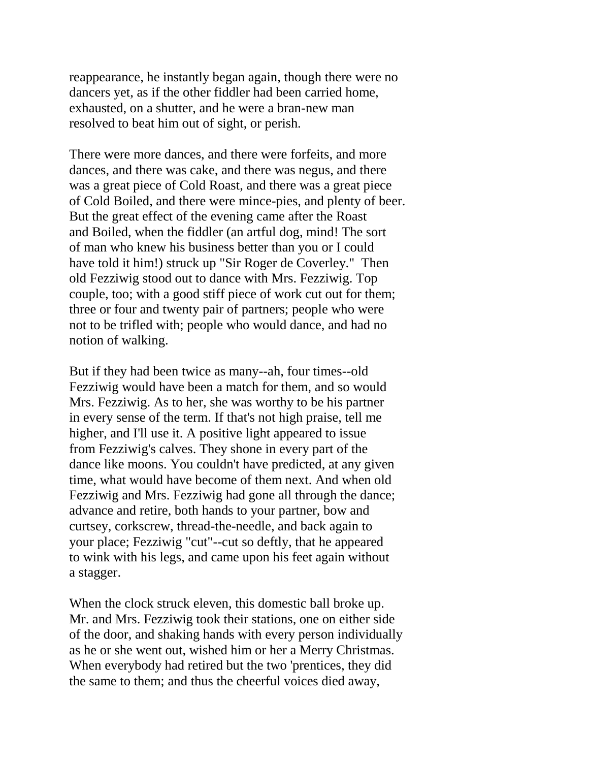reappearance, he instantly began again, though there were no dancers yet, as if the other fiddler had been carried home, exhausted, on a shutter, and he were a bran-new man resolved to beat him out of sight, or perish.

There were more dances, and there were forfeits, and more dances, and there was cake, and there was negus, and there was a great piece of Cold Roast, and there was a great piece of Cold Boiled, and there were mince-pies, and plenty of beer. But the great effect of the evening came after the Roast and Boiled, when the fiddler (an artful dog, mind! The sort of man who knew his business better than you or I could have told it him!) struck up "Sir Roger de Coverley." Then old Fezziwig stood out to dance with Mrs. Fezziwig. Top couple, too; with a good stiff piece of work cut out for them; three or four and twenty pair of partners; people who were not to be trifled with; people who would dance, and had no notion of walking.

But if they had been twice as many--ah, four times--old Fezziwig would have been a match for them, and so would Mrs. Fezziwig. As to her, she was worthy to be his partner in every sense of the term. If that's not high praise, tell me higher, and I'll use it. A positive light appeared to issue from Fezziwig's calves. They shone in every part of the dance like moons. You couldn't have predicted, at any given time, what would have become of them next. And when old Fezziwig and Mrs. Fezziwig had gone all through the dance; advance and retire, both hands to your partner, bow and curtsey, corkscrew, thread-the-needle, and back again to your place; Fezziwig "cut"--cut so deftly, that he appeared to wink with his legs, and came upon his feet again without a stagger.

When the clock struck eleven, this domestic ball broke up. Mr. and Mrs. Fezziwig took their stations, one on either side of the door, and shaking hands with every person individually as he or she went out, wished him or her a Merry Christmas. When everybody had retired but the two 'prentices, they did the same to them; and thus the cheerful voices died away,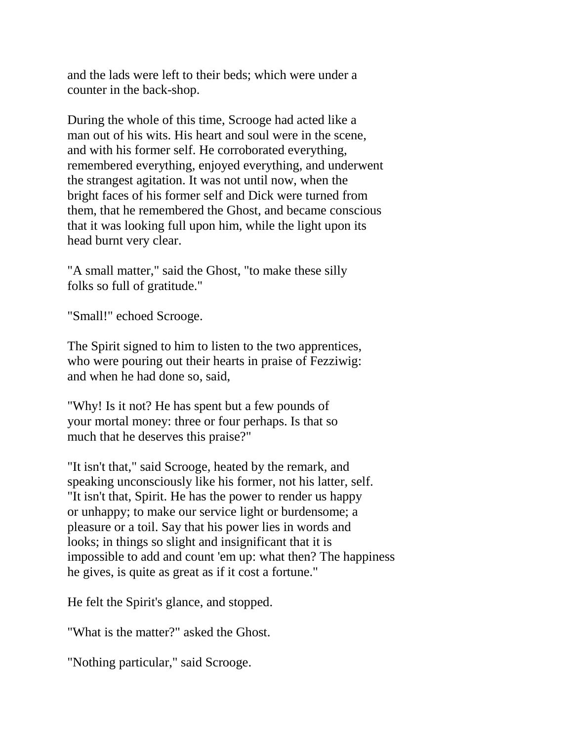and the lads were left to their beds; which were under a counter in the back-shop.

During the whole of this time, Scrooge had acted like a man out of his wits. His heart and soul were in the scene, and with his former self. He corroborated everything, remembered everything, enjoyed everything, and underwent the strangest agitation. It was not until now, when the bright faces of his former self and Dick were turned from them, that he remembered the Ghost, and became conscious that it was looking full upon him, while the light upon its head burnt very clear.

"A small matter," said the Ghost, "to make these silly folks so full of gratitude."

"Small!" echoed Scrooge.

The Spirit signed to him to listen to the two apprentices, who were pouring out their hearts in praise of Fezziwig: and when he had done so, said,

"Why! Is it not? He has spent but a few pounds of your mortal money: three or four perhaps. Is that so much that he deserves this praise?"

"It isn't that," said Scrooge, heated by the remark, and speaking unconsciously like his former, not his latter, self. "It isn't that, Spirit. He has the power to render us happy or unhappy; to make our service light or burdensome; a pleasure or a toil. Say that his power lies in words and looks; in things so slight and insignificant that it is impossible to add and count 'em up: what then? The happiness he gives, is quite as great as if it cost a fortune."

He felt the Spirit's glance, and stopped.

"What is the matter?" asked the Ghost.

"Nothing particular," said Scrooge.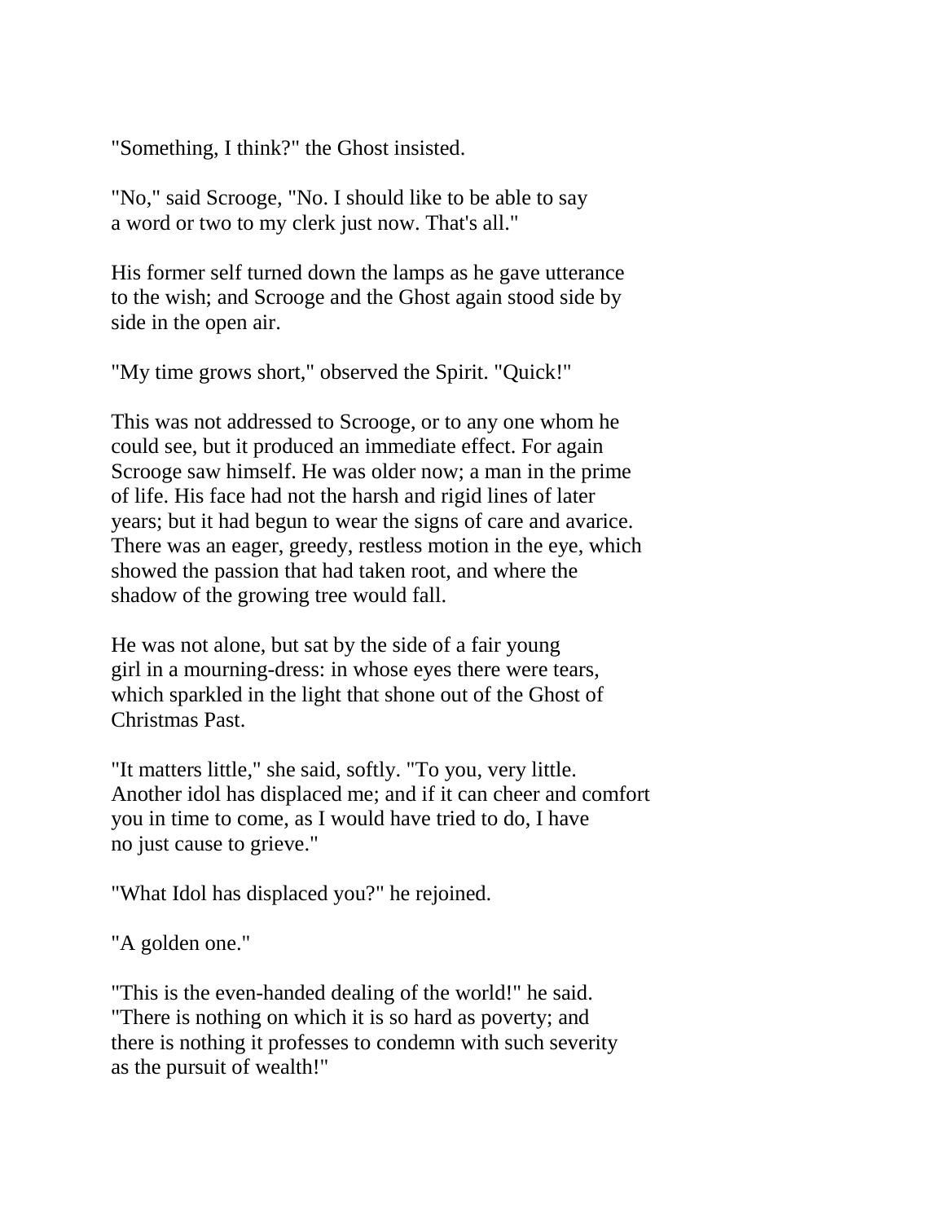"Something, I think?" the Ghost insisted.

"No," said Scrooge, "No. I should like to be able to say a word or two to my clerk just now. That's all."

His former self turned down the lamps as he gave utterance to the wish; and Scrooge and the Ghost again stood side by side in the open air.

"My time grows short," observed the Spirit. "Quick!"

This was not addressed to Scrooge, or to any one whom he could see, but it produced an immediate effect. For again Scrooge saw himself. He was older now; a man in the prime of life. His face had not the harsh and rigid lines of later years; but it had begun to wear the signs of care and avarice. There was an eager, greedy, restless motion in the eye, which showed the passion that had taken root, and where the shadow of the growing tree would fall.

He was not alone, but sat by the side of a fair young girl in a mourning-dress: in whose eyes there were tears, which sparkled in the light that shone out of the Ghost of Christmas Past.

"It matters little," she said, softly. "To you, very little. Another idol has displaced me; and if it can cheer and comfort you in time to come, as I would have tried to do, I have no just cause to grieve."

"What Idol has displaced you?" he rejoined.

"A golden one."

"This is the even-handed dealing of the world!" he said. "There is nothing on which it is so hard as poverty; and there is nothing it professes to condemn with such severity as the pursuit of wealth!"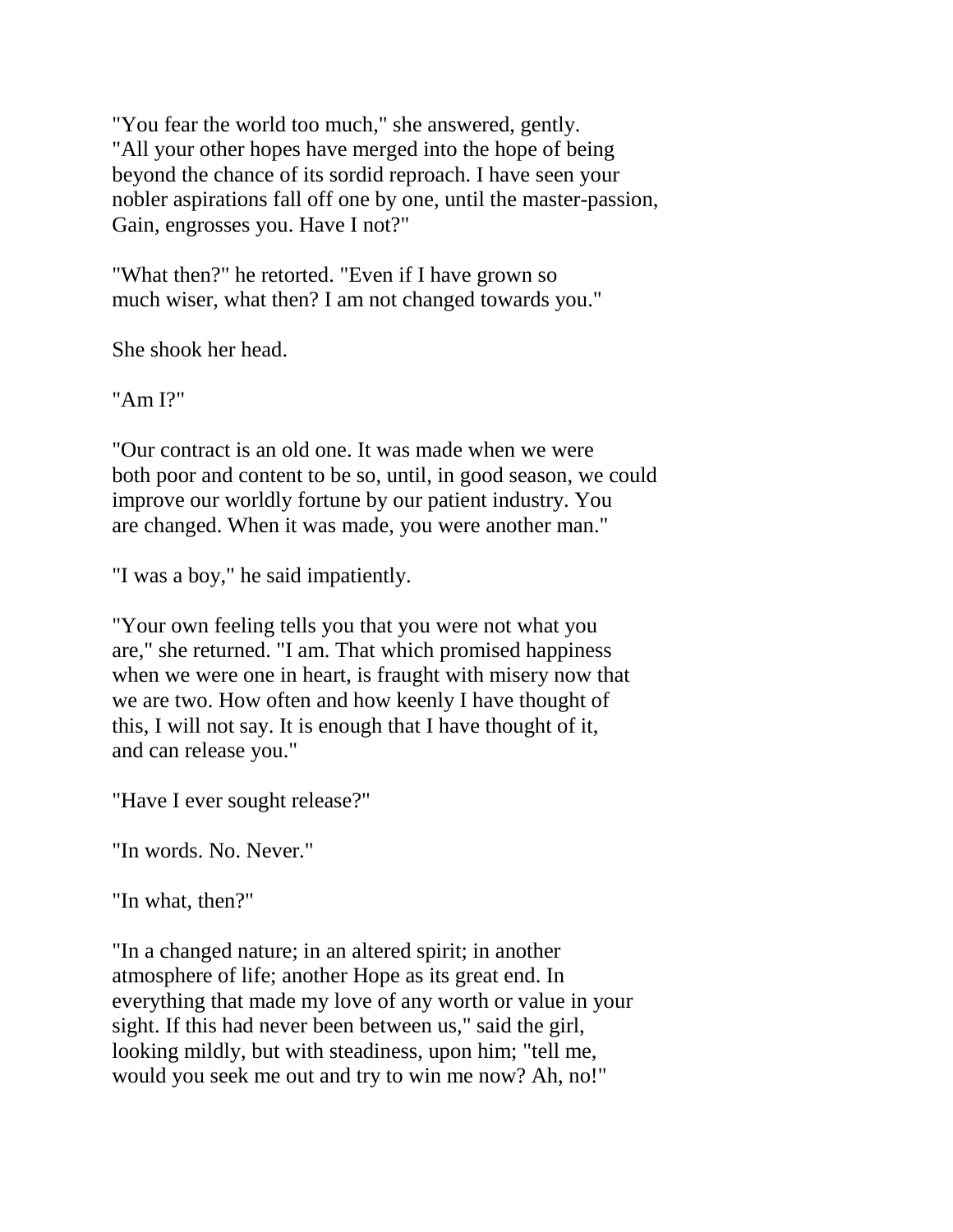"You fear the world too much," she answered, gently. "All your other hopes have merged into the hope of being beyond the chance of its sordid reproach. I have seen your nobler aspirations fall off one by one, until the master-passion, Gain, engrosses you. Have I not?"

"What then?" he retorted. "Even if I have grown so much wiser, what then? I am not changed towards you."

She shook her head.

"Am I?"

"Our contract is an old one. It was made when we were both poor and content to be so, until, in good season, we could improve our worldly fortune by our patient industry. You are changed. When it was made, you were another man."

"I was a boy," he said impatiently.

"Your own feeling tells you that you were not what you are," she returned. "I am. That which promised happiness when we were one in heart, is fraught with misery now that we are two. How often and how keenly I have thought of this, I will not say. It is enough that I have thought of it, and can release you."

"Have I ever sought release?"

"In words. No. Never."

"In what, then?"

"In a changed nature; in an altered spirit; in another atmosphere of life; another Hope as its great end. In everything that made my love of any worth or value in your sight. If this had never been between us," said the girl, looking mildly, but with steadiness, upon him; "tell me, would you seek me out and try to win me now? Ah, no!"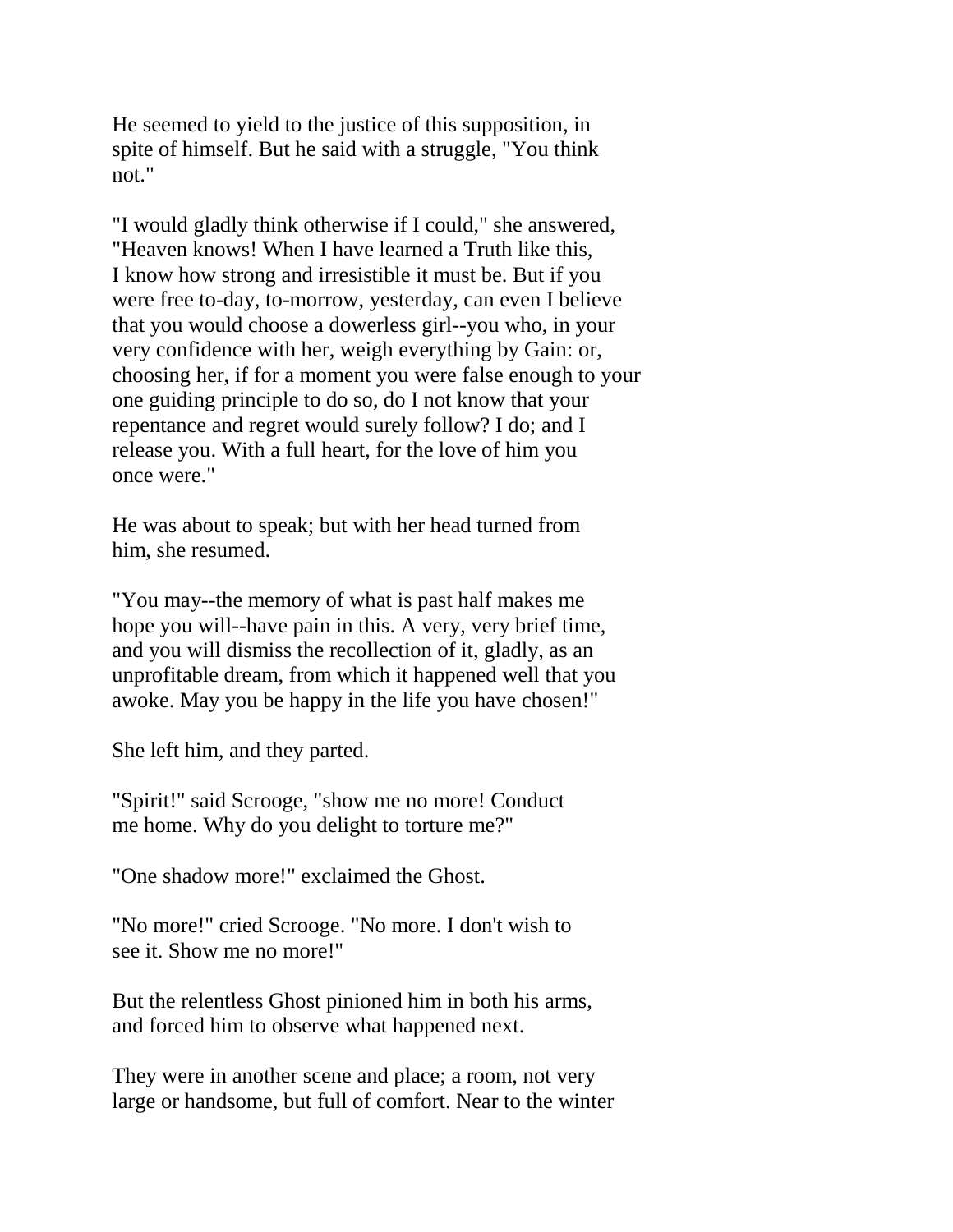He seemed to yield to the justice of this supposition, in spite of himself. But he said with a struggle, "You think not."

"I would gladly think otherwise if I could," she answered, "Heaven knows! When I have learned a Truth like this, I know how strong and irresistible it must be. But if you were free to-day, to-morrow, yesterday, can even I believe that you would choose a dowerless girl--you who, in your very confidence with her, weigh everything by Gain: or, choosing her, if for a moment you were false enough to your one guiding principle to do so, do I not know that your repentance and regret would surely follow? I do; and I release you. With a full heart, for the love of him you once were."

He was about to speak; but with her head turned from him, she resumed.

"You may--the memory of what is past half makes me hope you will--have pain in this. A very, very brief time, and you will dismiss the recollection of it, gladly, as an unprofitable dream, from which it happened well that you awoke. May you be happy in the life you have chosen!"

She left him, and they parted.

"Spirit!" said Scrooge, "show me no more! Conduct me home. Why do you delight to torture me?"

"One shadow more!" exclaimed the Ghost.

"No more!" cried Scrooge. "No more. I don't wish to see it. Show me no more!"

But the relentless Ghost pinioned him in both his arms, and forced him to observe what happened next.

They were in another scene and place; a room, not very large or handsome, but full of comfort. Near to the winter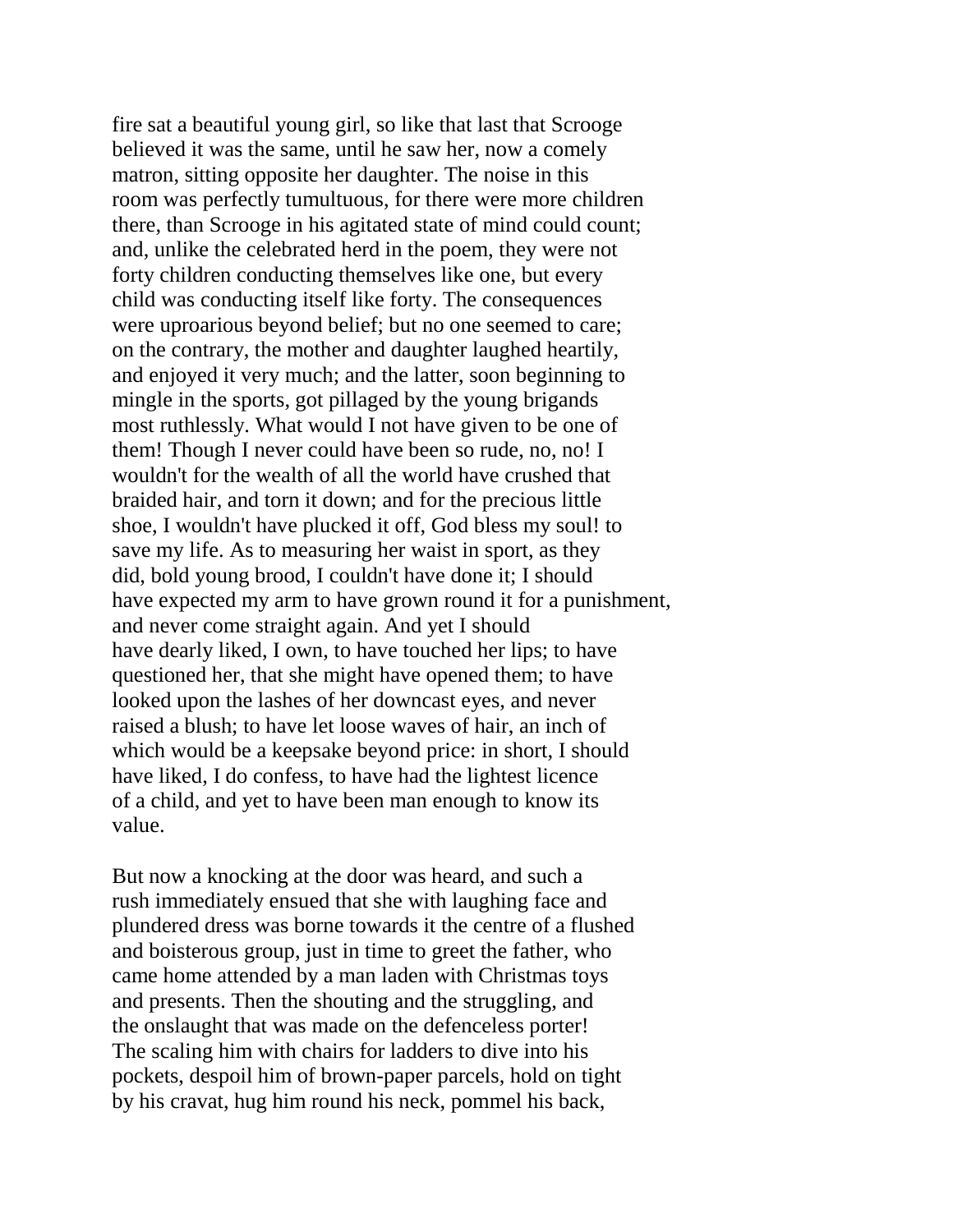fire sat a beautiful young girl, so like that last that Scrooge believed it was the same, until he saw her, now a comely matron, sitting opposite her daughter. The noise in this room was perfectly tumultuous, for there were more children there, than Scrooge in his agitated state of mind could count; and, unlike the celebrated herd in the poem, they were not forty children conducting themselves like one, but every child was conducting itself like forty. The consequences were uproarious beyond belief; but no one seemed to care; on the contrary, the mother and daughter laughed heartily, and enjoyed it very much; and the latter, soon beginning to mingle in the sports, got pillaged by the young brigands most ruthlessly. What would I not have given to be one of them! Though I never could have been so rude, no, no! I wouldn't for the wealth of all the world have crushed that braided hair, and torn it down; and for the precious little shoe, I wouldn't have plucked it off, God bless my soul! to save my life. As to measuring her waist in sport, as they did, bold young brood, I couldn't have done it; I should have expected my arm to have grown round it for a punishment, and never come straight again. And yet I should have dearly liked, I own, to have touched her lips; to have questioned her, that she might have opened them; to have looked upon the lashes of her downcast eyes, and never raised a blush; to have let loose waves of hair, an inch of which would be a keepsake beyond price: in short, I should have liked, I do confess, to have had the lightest licence of a child, and yet to have been man enough to know its value.

But now a knocking at the door was heard, and such a rush immediately ensued that she with laughing face and plundered dress was borne towards it the centre of a flushed and boisterous group, just in time to greet the father, who came home attended by a man laden with Christmas toys and presents. Then the shouting and the struggling, and the onslaught that was made on the defenceless porter! The scaling him with chairs for ladders to dive into his pockets, despoil him of brown-paper parcels, hold on tight by his cravat, hug him round his neck, pommel his back,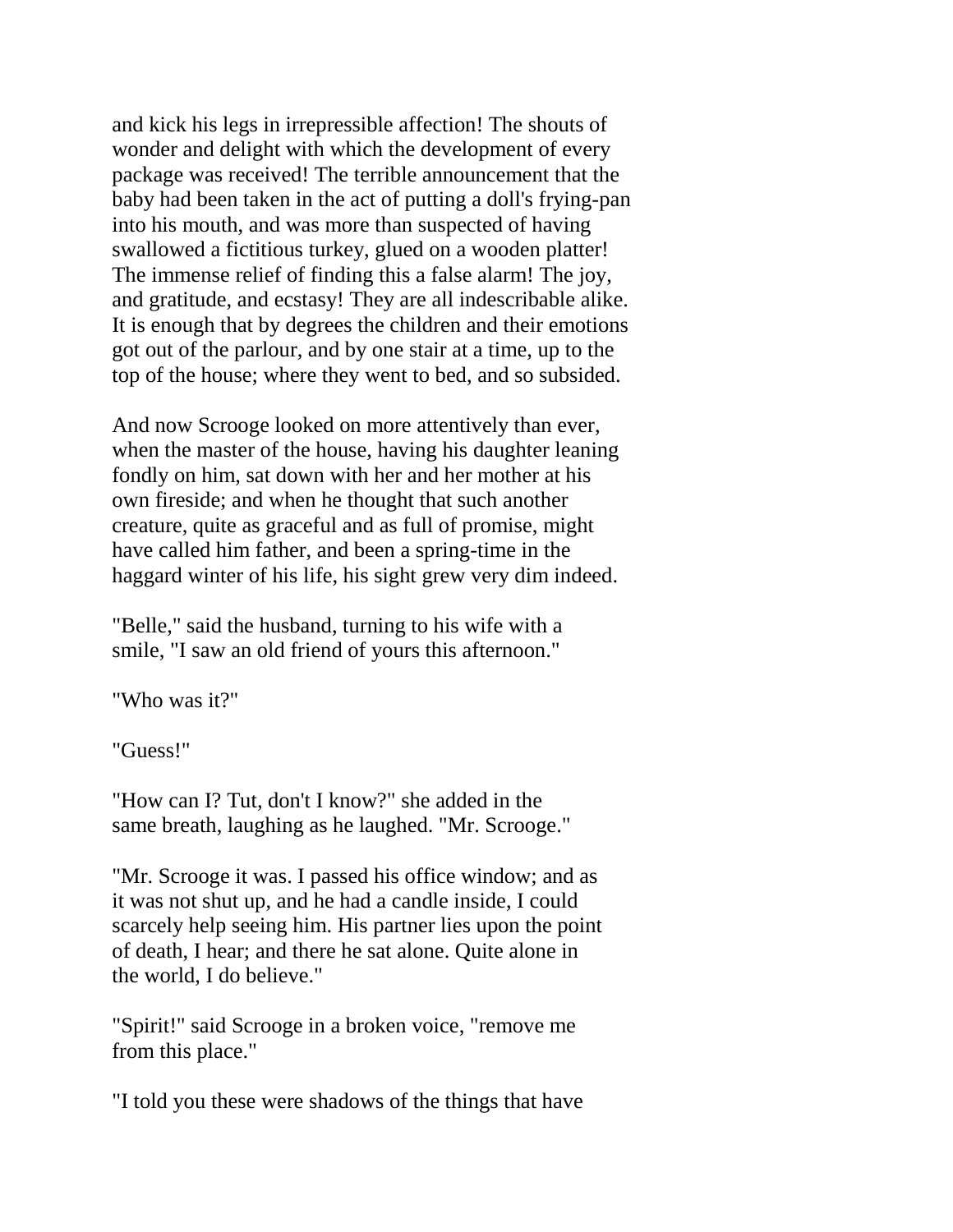and kick his legs in irrepressible affection! The shouts of wonder and delight with which the development of every package was received! The terrible announcement that the baby had been taken in the act of putting a doll's frying-pan into his mouth, and was more than suspected of having swallowed a fictitious turkey, glued on a wooden platter! The immense relief of finding this a false alarm! The joy, and gratitude, and ecstasy! They are all indescribable alike. It is enough that by degrees the children and their emotions got out of the parlour, and by one stair at a time, up to the top of the house; where they went to bed, and so subsided.

And now Scrooge looked on more attentively than ever, when the master of the house, having his daughter leaning fondly on him, sat down with her and her mother at his own fireside; and when he thought that such another creature, quite as graceful and as full of promise, might have called him father, and been a spring-time in the haggard winter of his life, his sight grew very dim indeed.

"Belle," said the husband, turning to his wife with a smile, "I saw an old friend of yours this afternoon."

"Who was it?"

"Guess!"

"How can I? Tut, don't I know?" she added in the same breath, laughing as he laughed. "Mr. Scrooge."

"Mr. Scrooge it was. I passed his office window; and as it was not shut up, and he had a candle inside, I could scarcely help seeing him. His partner lies upon the point of death, I hear; and there he sat alone. Quite alone in the world, I do believe."

"Spirit!" said Scrooge in a broken voice, "remove me from this place."

"I told you these were shadows of the things that have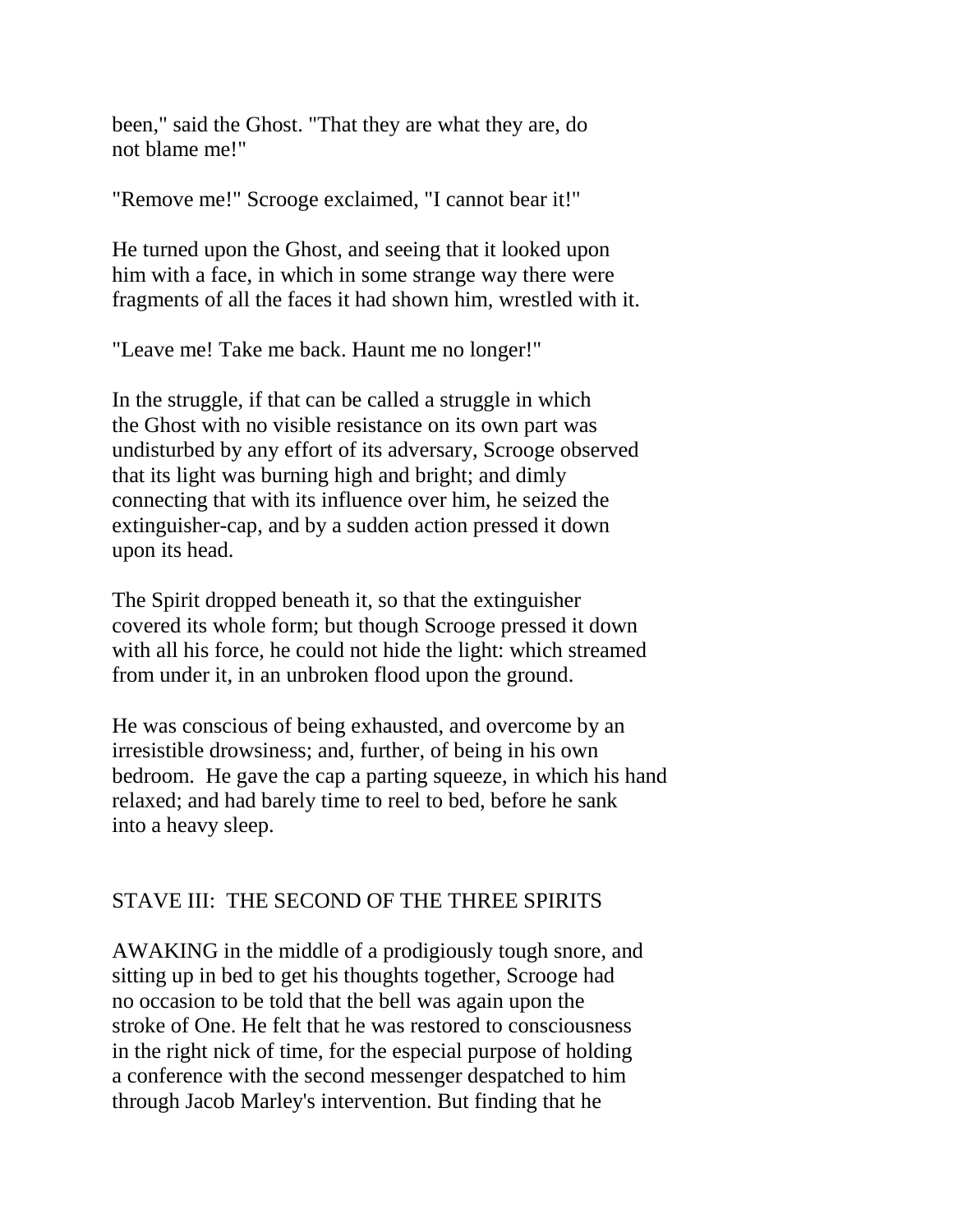been," said the Ghost. "That they are what they are, do not blame me!"

"Remove me!" Scrooge exclaimed, "I cannot bear it!"

He turned upon the Ghost, and seeing that it looked upon him with a face, in which in some strange way there were fragments of all the faces it had shown him, wrestled with it.

"Leave me! Take me back. Haunt me no longer!"

In the struggle, if that can be called a struggle in which the Ghost with no visible resistance on its own part was undisturbed by any effort of its adversary, Scrooge observed that its light was burning high and bright; and dimly connecting that with its influence over him, he seized the extinguisher-cap, and by a sudden action pressed it down upon its head.

The Spirit dropped beneath it, so that the extinguisher covered its whole form; but though Scrooge pressed it down with all his force, he could not hide the light: which streamed from under it, in an unbroken flood upon the ground.

He was conscious of being exhausted, and overcome by an irresistible drowsiness; and, further, of being in his own bedroom. He gave the cap a parting squeeze, in which his hand relaxed; and had barely time to reel to bed, before he sank into a heavy sleep.

## STAVE III: THE SECOND OF THE THREE SPIRITS

AWAKING in the middle of a prodigiously tough snore, and sitting up in bed to get his thoughts together, Scrooge had no occasion to be told that the bell was again upon the stroke of One. He felt that he was restored to consciousness in the right nick of time, for the especial purpose of holding a conference with the second messenger despatched to him through Jacob Marley's intervention. But finding that he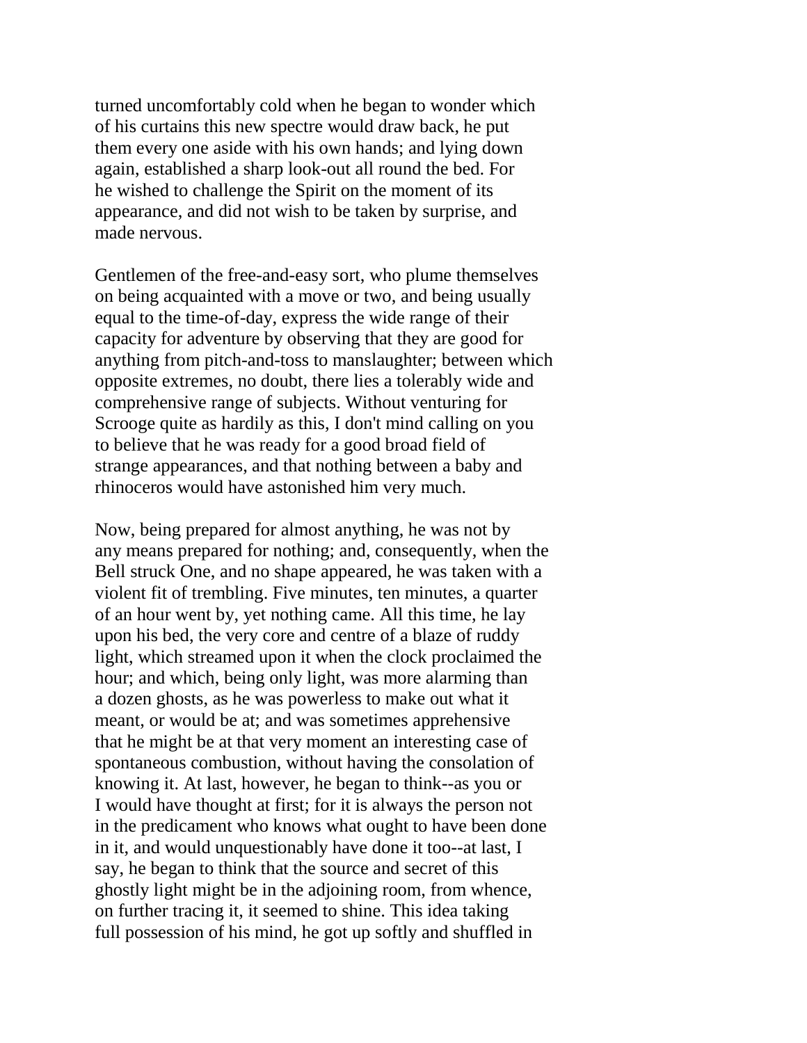turned uncomfortably cold when he began to wonder which of his curtains this new spectre would draw back, he put them every one aside with his own hands; and lying down again, established a sharp look-out all round the bed. For he wished to challenge the Spirit on the moment of its appearance, and did not wish to be taken by surprise, and made nervous.

Gentlemen of the free-and-easy sort, who plume themselves on being acquainted with a move or two, and being usually equal to the time-of-day, express the wide range of their capacity for adventure by observing that they are good for anything from pitch-and-toss to manslaughter; between which opposite extremes, no doubt, there lies a tolerably wide and comprehensive range of subjects. Without venturing for Scrooge quite as hardily as this, I don't mind calling on you to believe that he was ready for a good broad field of strange appearances, and that nothing between a baby and rhinoceros would have astonished him very much.

Now, being prepared for almost anything, he was not by any means prepared for nothing; and, consequently, when the Bell struck One, and no shape appeared, he was taken with a violent fit of trembling. Five minutes, ten minutes, a quarter of an hour went by, yet nothing came. All this time, he lay upon his bed, the very core and centre of a blaze of ruddy light, which streamed upon it when the clock proclaimed the hour; and which, being only light, was more alarming than a dozen ghosts, as he was powerless to make out what it meant, or would be at; and was sometimes apprehensive that he might be at that very moment an interesting case of spontaneous combustion, without having the consolation of knowing it. At last, however, he began to think--as you or I would have thought at first; for it is always the person not in the predicament who knows what ought to have been done in it, and would unquestionably have done it too--at last, I say, he began to think that the source and secret of this ghostly light might be in the adjoining room, from whence, on further tracing it, it seemed to shine. This idea taking full possession of his mind, he got up softly and shuffled in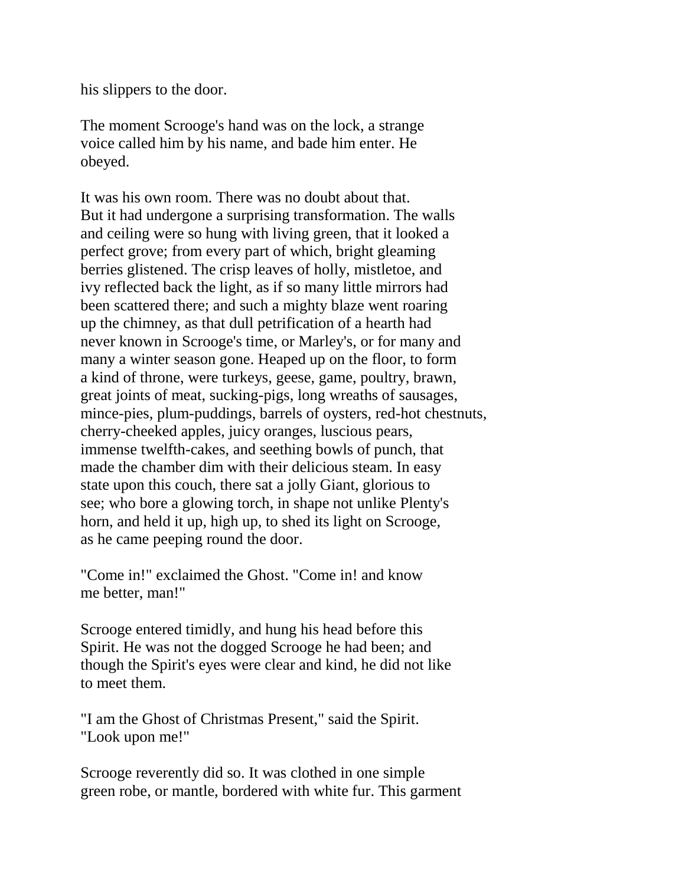his slippers to the door.

The moment Scrooge's hand was on the lock, a strange voice called him by his name, and bade him enter. He obeyed.

It was his own room. There was no doubt about that. But it had undergone a surprising transformation. The walls and ceiling were so hung with living green, that it looked a perfect grove; from every part of which, bright gleaming berries glistened. The crisp leaves of holly, mistletoe, and ivy reflected back the light, as if so many little mirrors had been scattered there; and such a mighty blaze went roaring up the chimney, as that dull petrification of a hearth had never known in Scrooge's time, or Marley's, or for many and many a winter season gone. Heaped up on the floor, to form a kind of throne, were turkeys, geese, game, poultry, brawn, great joints of meat, sucking-pigs, long wreaths of sausages, mince-pies, plum-puddings, barrels of oysters, red-hot chestnuts, cherry-cheeked apples, juicy oranges, luscious pears, immense twelfth-cakes, and seething bowls of punch, that made the chamber dim with their delicious steam. In easy state upon this couch, there sat a jolly Giant, glorious to see; who bore a glowing torch, in shape not unlike Plenty's horn, and held it up, high up, to shed its light on Scrooge, as he came peeping round the door.

"Come in!" exclaimed the Ghost. "Come in! and know me better, man!"

Scrooge entered timidly, and hung his head before this Spirit. He was not the dogged Scrooge he had been; and though the Spirit's eyes were clear and kind, he did not like to meet them.

"I am the Ghost of Christmas Present," said the Spirit. "Look upon me!"

Scrooge reverently did so. It was clothed in one simple green robe, or mantle, bordered with white fur. This garment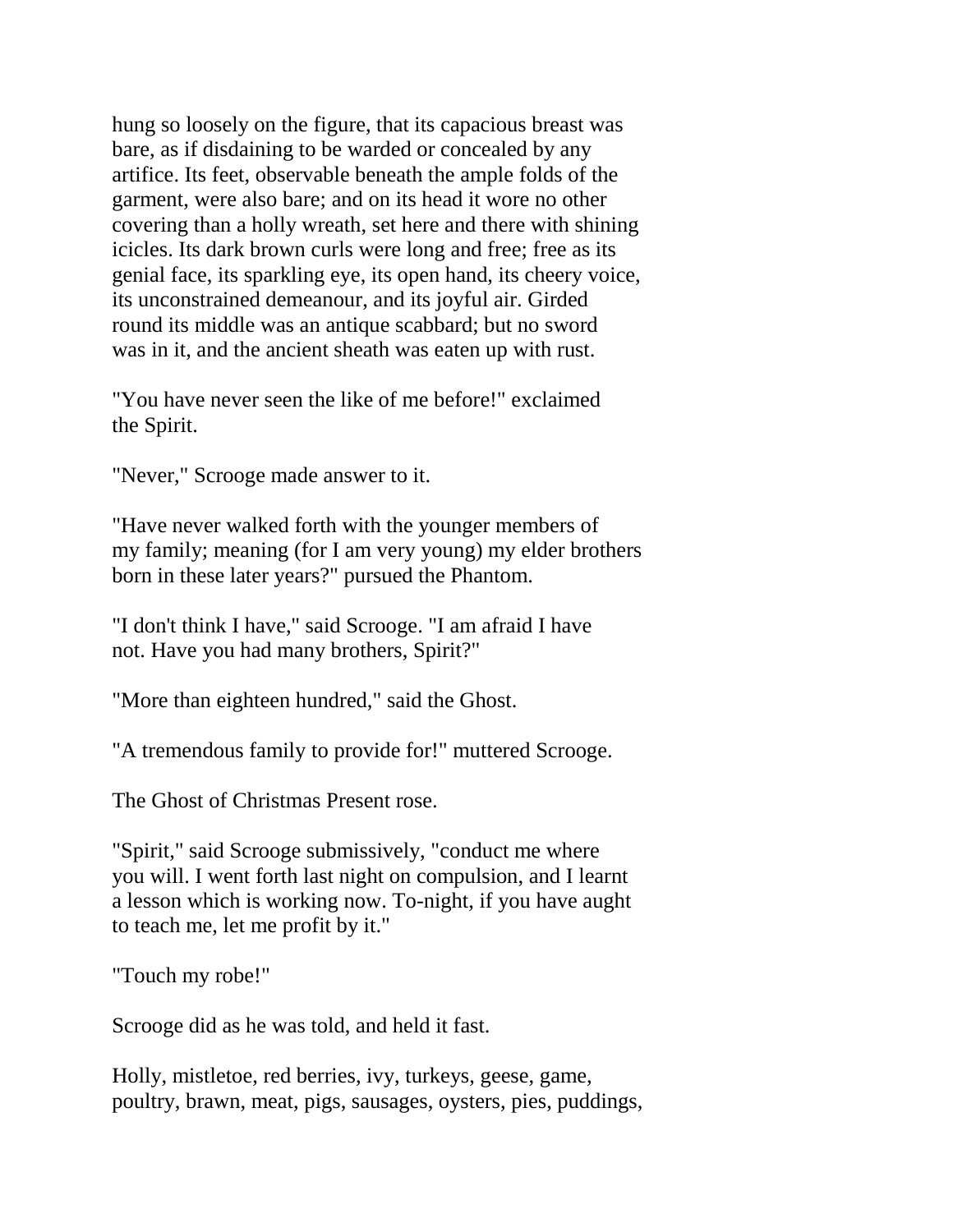hung so loosely on the figure, that its capacious breast was bare, as if disdaining to be warded or concealed by any artifice. Its feet, observable beneath the ample folds of the garment, were also bare; and on its head it wore no other covering than a holly wreath, set here and there with shining icicles. Its dark brown curls were long and free; free as its genial face, its sparkling eye, its open hand, its cheery voice, its unconstrained demeanour, and its joyful air. Girded round its middle was an antique scabbard; but no sword was in it, and the ancient sheath was eaten up with rust.

"You have never seen the like of me before!" exclaimed the Spirit.

"Never," Scrooge made answer to it.

"Have never walked forth with the younger members of my family; meaning (for I am very young) my elder brothers born in these later years?" pursued the Phantom.

"I don't think I have," said Scrooge. "I am afraid I have not. Have you had many brothers, Spirit?"

"More than eighteen hundred," said the Ghost.

"A tremendous family to provide for!" muttered Scrooge.

The Ghost of Christmas Present rose.

"Spirit," said Scrooge submissively, "conduct me where you will. I went forth last night on compulsion, and I learnt a lesson which is working now. To-night, if you have aught to teach me, let me profit by it."

"Touch my robe!"

Scrooge did as he was told, and held it fast.

Holly, mistletoe, red berries, ivy, turkeys, geese, game, poultry, brawn, meat, pigs, sausages, oysters, pies, puddings,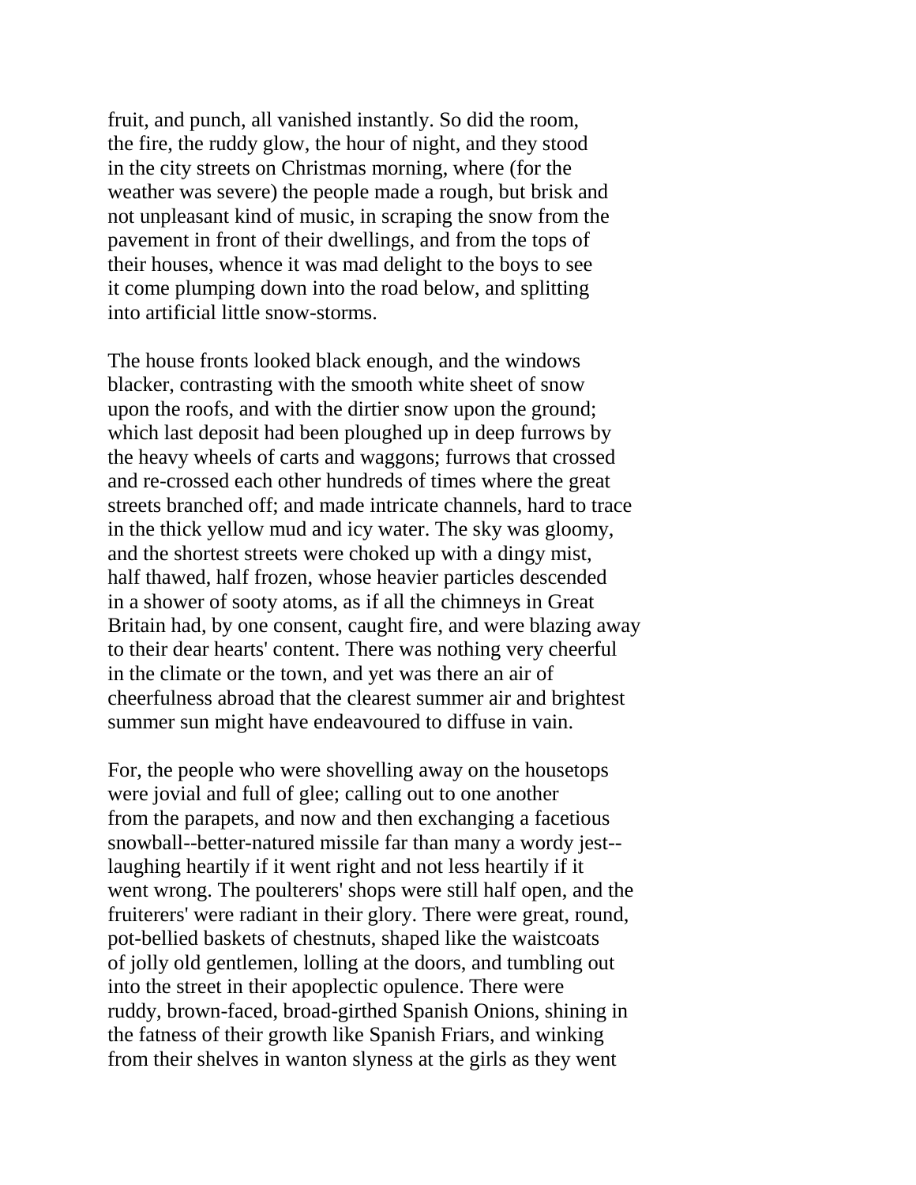fruit, and punch, all vanished instantly. So did the room, the fire, the ruddy glow, the hour of night, and they stood in the city streets on Christmas morning, where (for the weather was severe) the people made a rough, but brisk and not unpleasant kind of music, in scraping the snow from the pavement in front of their dwellings, and from the tops of their houses, whence it was mad delight to the boys to see it come plumping down into the road below, and splitting into artificial little snow-storms.

The house fronts looked black enough, and the windows blacker, contrasting with the smooth white sheet of snow upon the roofs, and with the dirtier snow upon the ground; which last deposit had been ploughed up in deep furrows by the heavy wheels of carts and waggons; furrows that crossed and re-crossed each other hundreds of times where the great streets branched off; and made intricate channels, hard to trace in the thick yellow mud and icy water. The sky was gloomy, and the shortest streets were choked up with a dingy mist, half thawed, half frozen, whose heavier particles descended in a shower of sooty atoms, as if all the chimneys in Great Britain had, by one consent, caught fire, and were blazing away to their dear hearts' content. There was nothing very cheerful in the climate or the town, and yet was there an air of cheerfulness abroad that the clearest summer air and brightest summer sun might have endeavoured to diffuse in vain.

For, the people who were shovelling away on the housetops were jovial and full of glee; calling out to one another from the parapets, and now and then exchanging a facetious snowball--better-natured missile far than many a wordy jest--laughing heartily if it went right and not less heartily if it went wrong. The poulterers' shops were still half open, and the fruiterers' were radiant in their glory. There were great, round, pot-bellied baskets of chestnuts, shaped like the waistcoats of jolly old gentlemen, lolling at the doors, and tumbling out into the street in their apoplectic opulence. There were ruddy, brown-faced, broad-girthed Spanish Onions, shining in the fatness of their growth like Spanish Friars, and winking from their shelves in wanton slyness at the girls as they went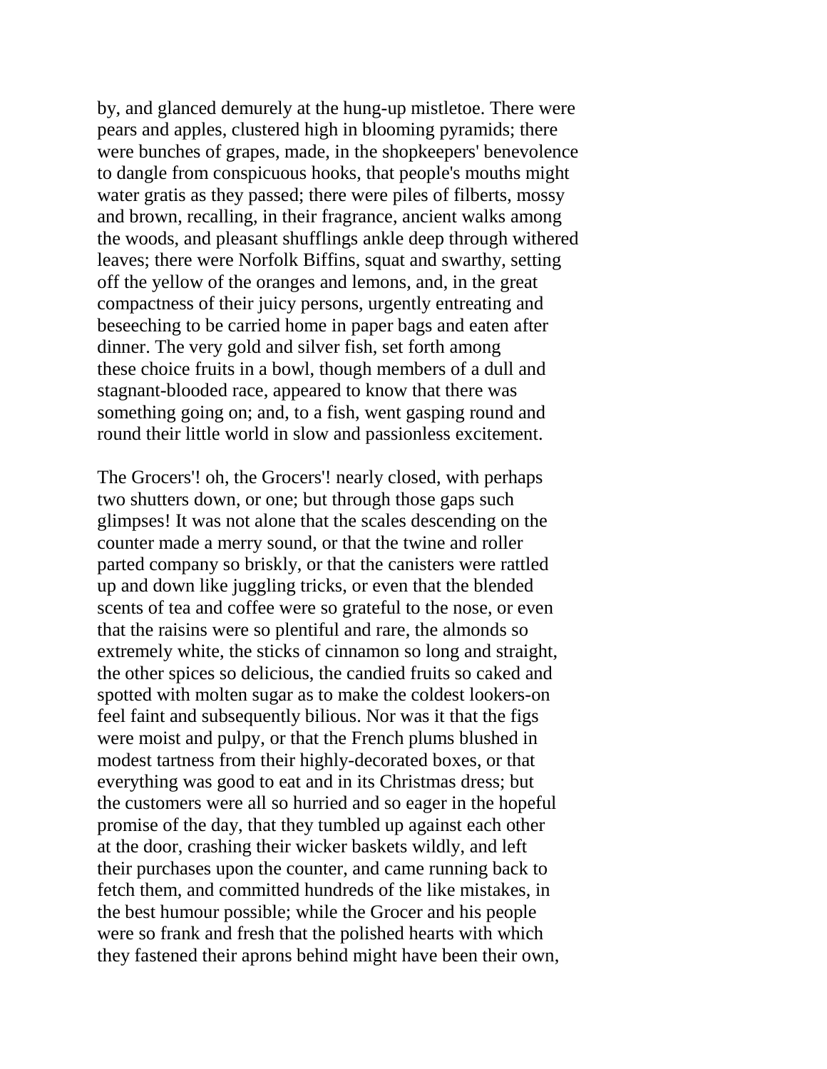by, and glanced demurely at the hung-up mistletoe. There were pears and apples, clustered high in blooming pyramids; there were bunches of grapes, made, in the shopkeepers' benevolence to dangle from conspicuous hooks, that people's mouths might water gratis as they passed; there were piles of filberts, mossy and brown, recalling, in their fragrance, ancient walks among the woods, and pleasant shufflings ankle deep through withered leaves; there were Norfolk Biffins, squat and swarthy, setting off the yellow of the oranges and lemons, and, in the great compactness of their juicy persons, urgently entreating and beseeching to be carried home in paper bags and eaten after dinner. The very gold and silver fish, set forth among these choice fruits in a bowl, though members of a dull and stagnant-blooded race, appeared to know that there was something going on; and, to a fish, went gasping round and round their little world in slow and passionless excitement.

The Grocers'! oh, the Grocers'! nearly closed, with perhaps two shutters down, or one; but through those gaps such glimpses! It was not alone that the scales descending on the counter made a merry sound, or that the twine and roller parted company so briskly, or that the canisters were rattled up and down like juggling tricks, or even that the blended scents of tea and coffee were so grateful to the nose, or even that the raisins were so plentiful and rare, the almonds so extremely white, the sticks of cinnamon so long and straight, the other spices so delicious, the candied fruits so caked and spotted with molten sugar as to make the coldest lookers-on feel faint and subsequently bilious. Nor was it that the figs were moist and pulpy, or that the French plums blushed in modest tartness from their highly-decorated boxes, or that everything was good to eat and in its Christmas dress; but the customers were all so hurried and so eager in the hopeful promise of the day, that they tumbled up against each other at the door, crashing their wicker baskets wildly, and left their purchases upon the counter, and came running back to fetch them, and committed hundreds of the like mistakes, in the best humour possible; while the Grocer and his people were so frank and fresh that the polished hearts with which they fastened their aprons behind might have been their own,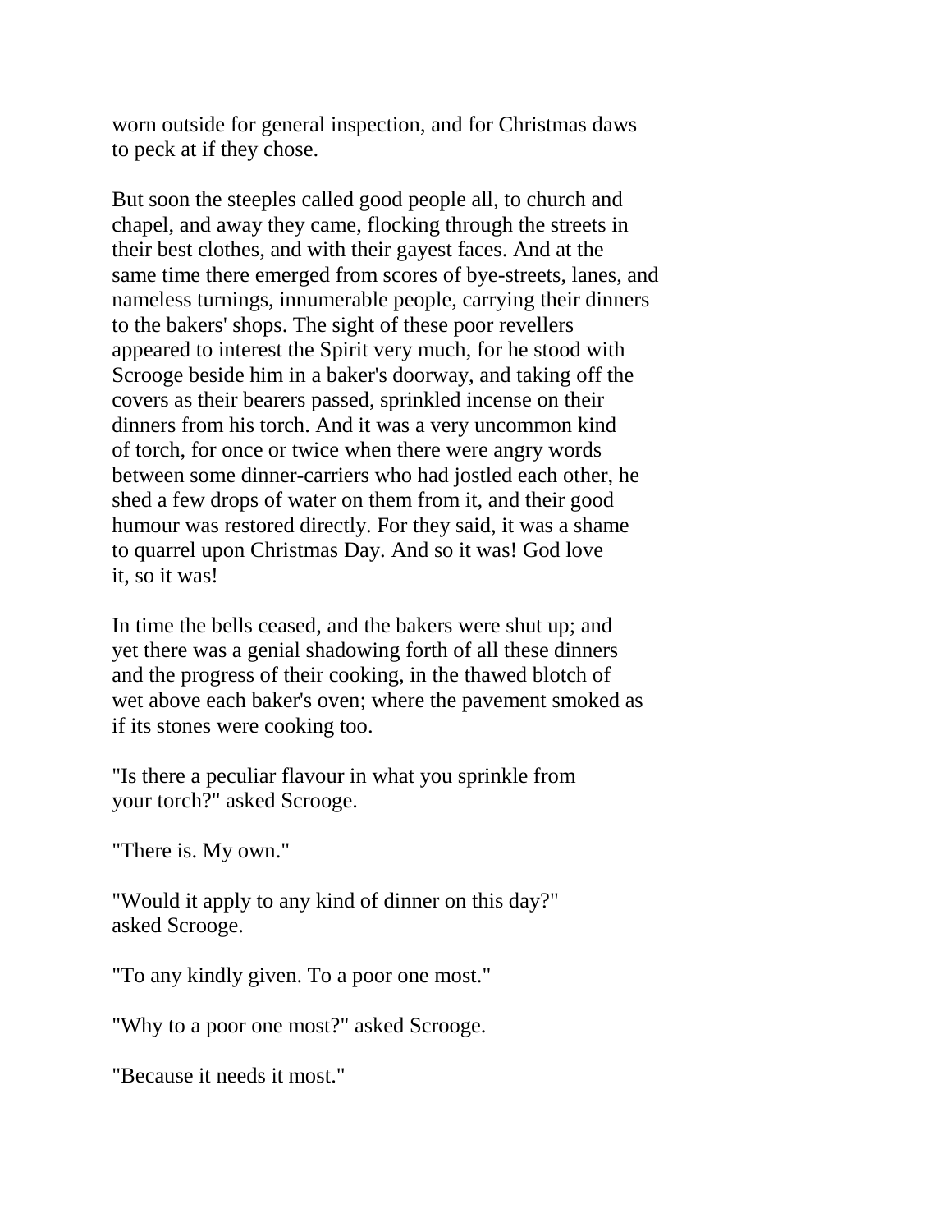worn outside for general inspection, and for Christmas daws to peck at if they chose.

But soon the steeples called good people all, to church and chapel, and away they came, flocking through the streets in their best clothes, and with their gayest faces. And at the same time there emerged from scores of bye-streets, lanes, and nameless turnings, innumerable people, carrying their dinners to the bakers' shops. The sight of these poor revellers appeared to interest the Spirit very much, for he stood with Scrooge beside him in a baker's doorway, and taking off the covers as their bearers passed, sprinkled incense on their dinners from his torch. And it was a very uncommon kind of torch, for once or twice when there were angry words between some dinner-carriers who had jostled each other, he shed a few drops of water on them from it, and their good humour was restored directly. For they said, it was a shame to quarrel upon Christmas Day. And so it was! God love it, so it was!

In time the bells ceased, and the bakers were shut up; and yet there was a genial shadowing forth of all these dinners and the progress of their cooking, in the thawed blotch of wet above each baker's oven; where the pavement smoked as if its stones were cooking too.

"Is there a peculiar flavour in what you sprinkle from your torch?" asked Scrooge.

"There is. My own."

"Would it apply to any kind of dinner on this day?" asked Scrooge.

"To any kindly given. To a poor one most."

"Why to a poor one most?" asked Scrooge.

"Because it needs it most."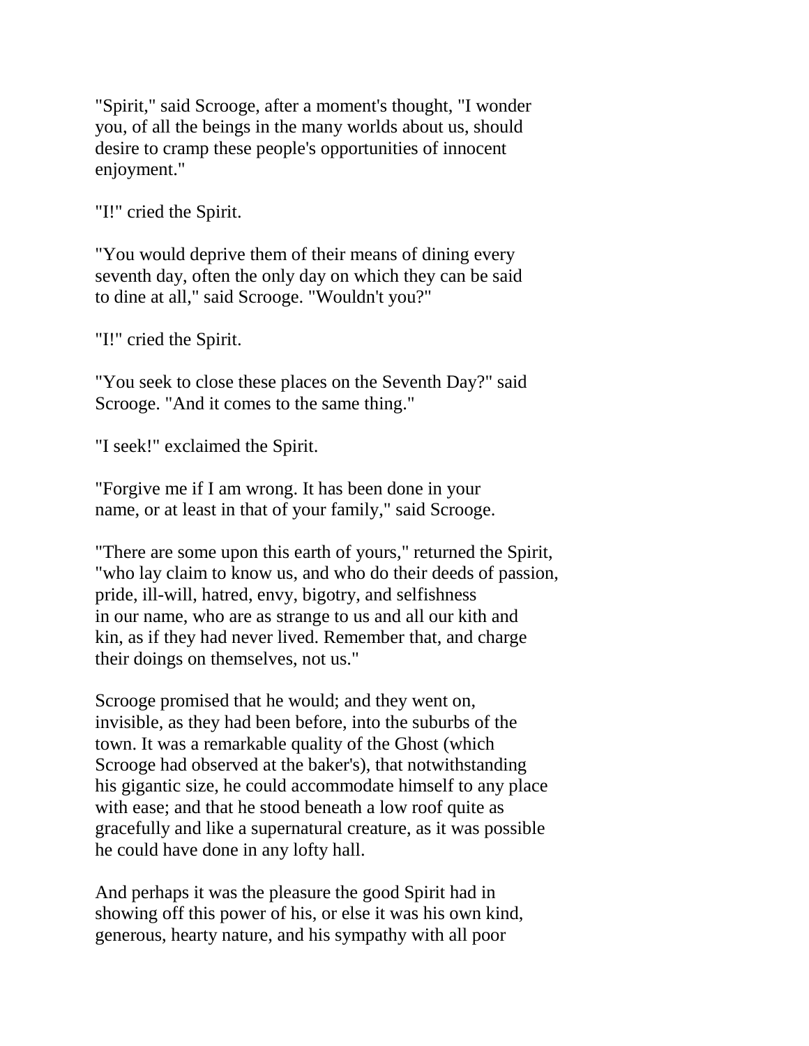"Spirit," said Scrooge, after a moment's thought, "I wonder you, of all the beings in the many worlds about us, should desire to cramp these people's opportunities of innocent enjoyment."

"I!" cried the Spirit.

"You would deprive them of their means of dining every seventh day, often the only day on which they can be said to dine at all," said Scrooge. "Wouldn't you?"

"I!" cried the Spirit.

"You seek to close these places on the Seventh Day?" said Scrooge. "And it comes to the same thing."

"I seek!" exclaimed the Spirit.

"Forgive me if I am wrong. It has been done in your name, or at least in that of your family," said Scrooge.

"There are some upon this earth of yours," returned the Spirit, "who lay claim to know us, and who do their deeds of passion, pride, ill-will, hatred, envy, bigotry, and selfishness in our name, who are as strange to us and all our kith and kin, as if they had never lived. Remember that, and charge their doings on themselves, not us."

Scrooge promised that he would; and they went on, invisible, as they had been before, into the suburbs of the town. It was a remarkable quality of the Ghost (which Scrooge had observed at the baker's), that notwithstanding his gigantic size, he could accommodate himself to any place with ease; and that he stood beneath a low roof quite as gracefully and like a supernatural creature, as it was possible he could have done in any lofty hall.

And perhaps it was the pleasure the good Spirit had in showing off this power of his, or else it was his own kind, generous, hearty nature, and his sympathy with all poor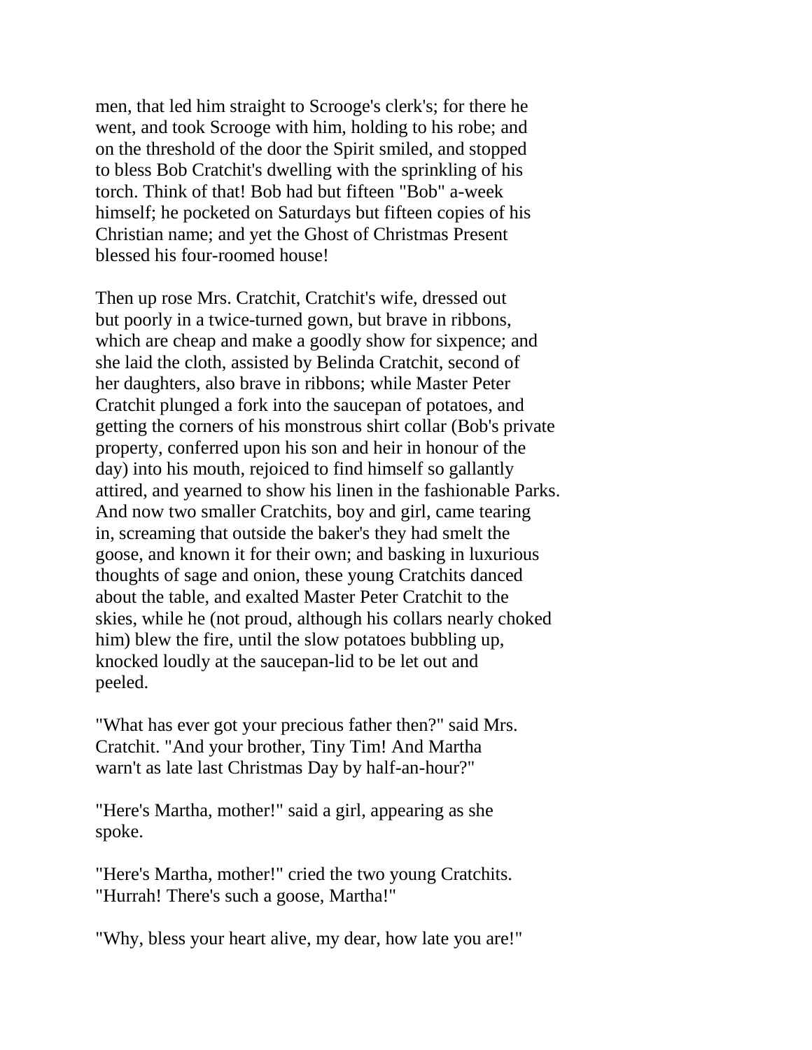men, that led him straight to Scrooge's clerk's; for there he went, and took Scrooge with him, holding to his robe; and on the threshold of the door the Spirit smiled, and stopped to bless Bob Cratchit's dwelling with the sprinkling of his torch. Think of that! Bob had but fifteen "Bob" a-week himself; he pocketed on Saturdays but fifteen copies of his Christian name; and yet the Ghost of Christmas Present blessed his four-roomed house!

Then up rose Mrs. Cratchit, Cratchit's wife, dressed out but poorly in a twice-turned gown, but brave in ribbons, which are cheap and make a goodly show for sixpence; and she laid the cloth, assisted by Belinda Cratchit, second of her daughters, also brave in ribbons; while Master Peter Cratchit plunged a fork into the saucepan of potatoes, and getting the corners of his monstrous shirt collar (Bob's private property, conferred upon his son and heir in honour of the day) into his mouth, rejoiced to find himself so gallantly attired, and yearned to show his linen in the fashionable Parks. And now two smaller Cratchits, boy and girl, came tearing in, screaming that outside the baker's they had smelt the goose, and known it for their own; and basking in luxurious thoughts of sage and onion, these young Cratchits danced about the table, and exalted Master Peter Cratchit to the skies, while he (not proud, although his collars nearly choked him) blew the fire, until the slow potatoes bubbling up, knocked loudly at the saucepan-lid to be let out and peeled.

"What has ever got your precious father then?" said Mrs. Cratchit. "And your brother, Tiny Tim! And Martha warn't as late last Christmas Day by half-an-hour?"

"Here's Martha, mother!" said a girl, appearing as she spoke.

"Here's Martha, mother!" cried the two young Cratchits. "Hurrah! There's such a goose, Martha!"

"Why, bless your heart alive, my dear, how late you are!"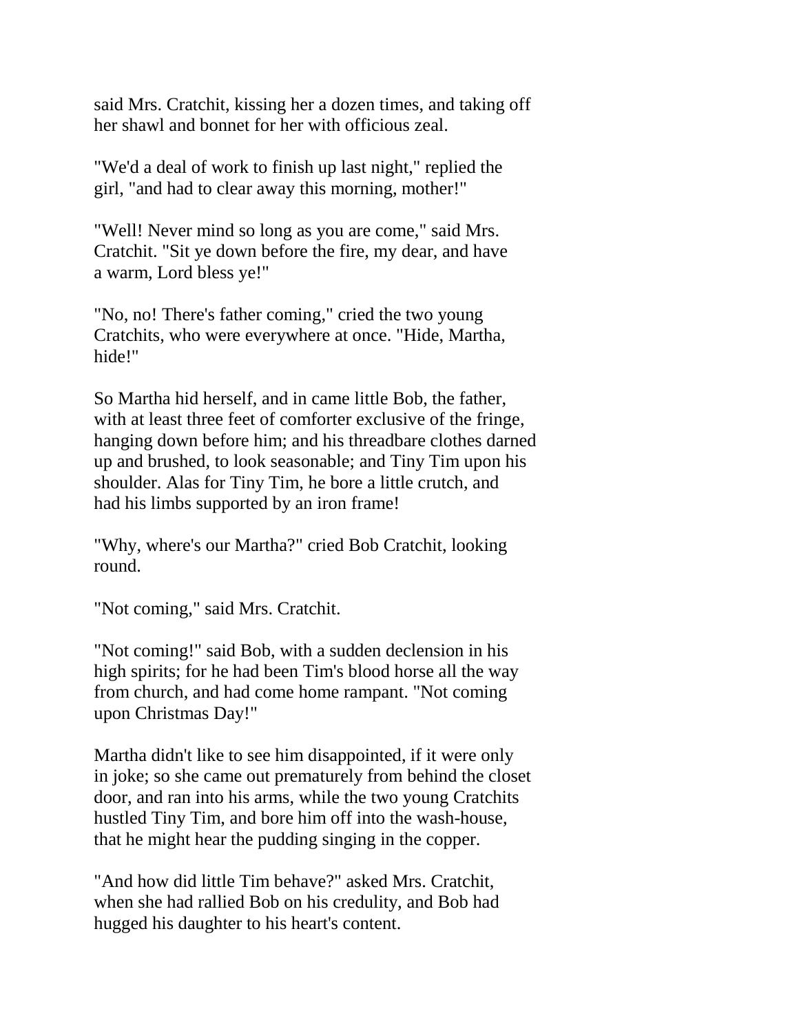said Mrs. Cratchit, kissing her a dozen times, and taking off her shawl and bonnet for her with officious zeal.

"We'd a deal of work to finish up last night," replied the girl, "and had to clear away this morning, mother!"

"Well! Never mind so long as you are come," said Mrs. Cratchit. "Sit ye down before the fire, my dear, and have a warm, Lord bless ye!"

"No, no! There's father coming," cried the two young Cratchits, who were everywhere at once. "Hide, Martha, hide!"

So Martha hid herself, and in came little Bob, the father, with at least three feet of comforter exclusive of the fringe, hanging down before him; and his threadbare clothes darned up and brushed, to look seasonable; and Tiny Tim upon his shoulder. Alas for Tiny Tim, he bore a little crutch, and had his limbs supported by an iron frame!

"Why, where's our Martha?" cried Bob Cratchit, looking round.

"Not coming," said Mrs. Cratchit.

"Not coming!" said Bob, with a sudden declension in his high spirits; for he had been Tim's blood horse all the way from church, and had come home rampant. "Not coming upon Christmas Day!"

Martha didn't like to see him disappointed, if it were only in joke; so she came out prematurely from behind the closet door, and ran into his arms, while the two young Cratchits hustled Tiny Tim, and bore him off into the wash-house, that he might hear the pudding singing in the copper.

"And how did little Tim behave?" asked Mrs. Cratchit, when she had rallied Bob on his credulity, and Bob had hugged his daughter to his heart's content.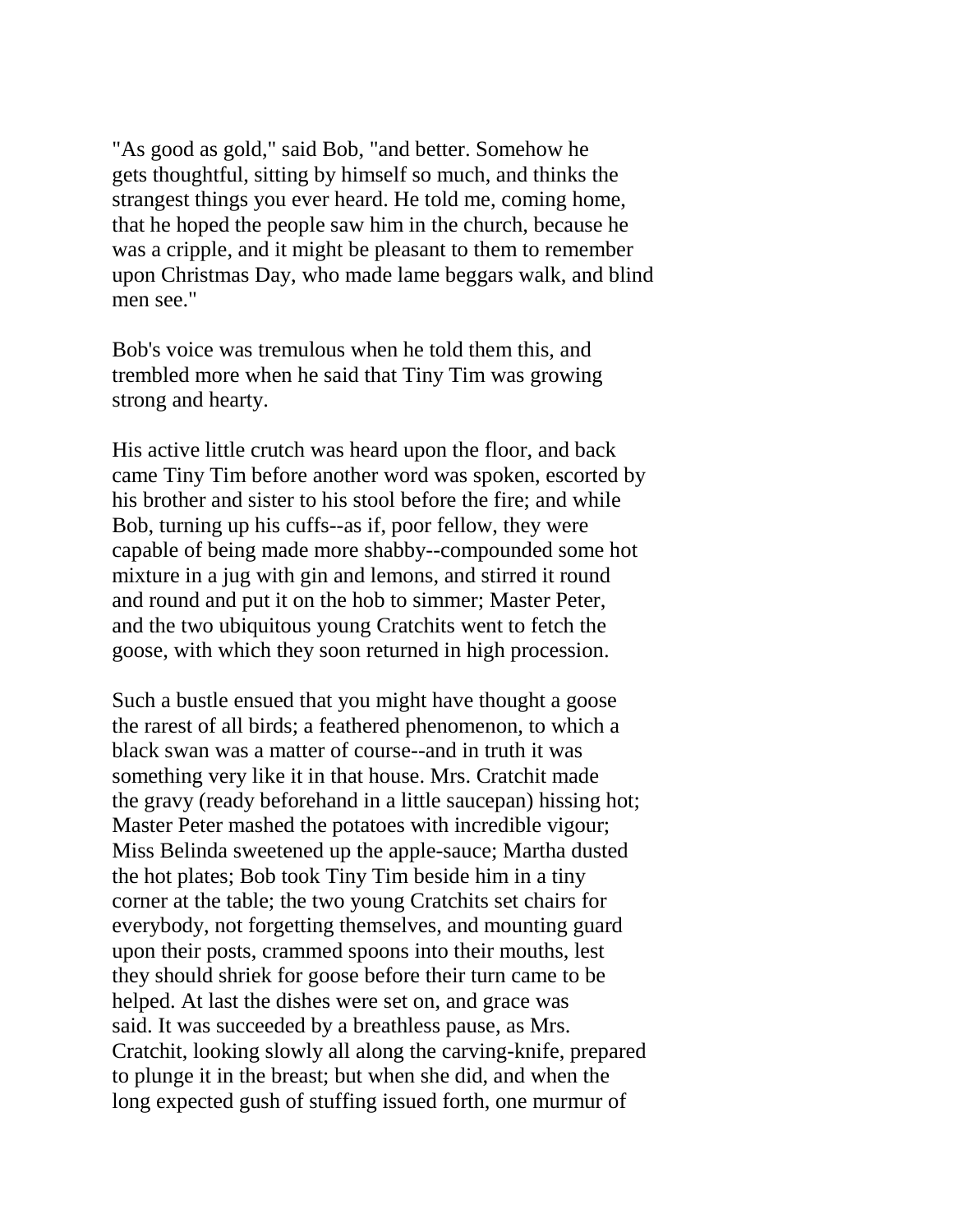"As good as gold," said Bob, "and better. Somehow he gets thoughtful, sitting by himself so much, and thinks the strangest things you ever heard. He told me, coming home, that he hoped the people saw him in the church, because he was a cripple, and it might be pleasant to them to remember upon Christmas Day, who made lame beggars walk, and blind men see."

Bob's voice was tremulous when he told them this, and trembled more when he said that Tiny Tim was growing strong and hearty.

His active little crutch was heard upon the floor, and back came Tiny Tim before another word was spoken, escorted by his brother and sister to his stool before the fire; and while Bob, turning up his cuffs--as if, poor fellow, they were capable of being made more shabby--compounded some hot mixture in a jug with gin and lemons, and stirred it round and round and put it on the hob to simmer; Master Peter, and the two ubiquitous young Cratchits went to fetch the goose, with which they soon returned in high procession.

Such a bustle ensued that you might have thought a goose the rarest of all birds; a feathered phenomenon, to which a black swan was a matter of course--and in truth it was something very like it in that house. Mrs. Cratchit made the gravy (ready beforehand in a little saucepan) hissing hot; Master Peter mashed the potatoes with incredible vigour; Miss Belinda sweetened up the apple-sauce; Martha dusted the hot plates; Bob took Tiny Tim beside him in a tiny corner at the table; the two young Cratchits set chairs for everybody, not forgetting themselves, and mounting guard upon their posts, crammed spoons into their mouths, lest they should shriek for goose before their turn came to be helped. At last the dishes were set on, and grace was said. It was succeeded by a breathless pause, as Mrs. Cratchit, looking slowly all along the carving-knife, prepared to plunge it in the breast; but when she did, and when the long expected gush of stuffing issued forth, one murmur of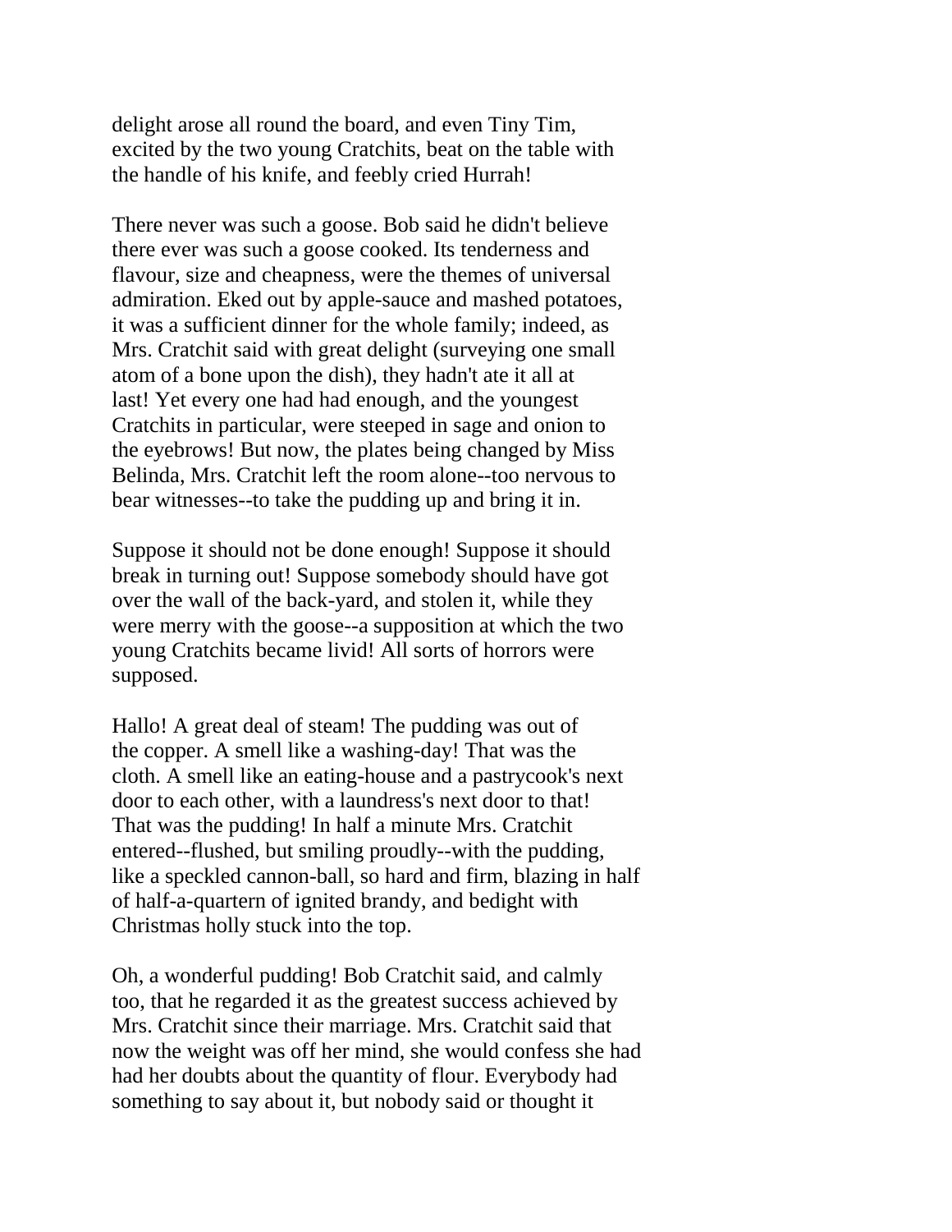delight arose all round the board, and even Tiny Tim, excited by the two young Cratchits, beat on the table with the handle of his knife, and feebly cried Hurrah!

There never was such a goose. Bob said he didn't believe there ever was such a goose cooked. Its tenderness and flavour, size and cheapness, were the themes of universal admiration. Eked out by apple-sauce and mashed potatoes, it was a sufficient dinner for the whole family; indeed, as Mrs. Cratchit said with great delight (surveying one small atom of a bone upon the dish), they hadn't ate it all at last! Yet every one had had enough, and the youngest Cratchits in particular, were steeped in sage and onion to the eyebrows! But now, the plates being changed by Miss Belinda, Mrs. Cratchit left the room alone--too nervous to bear witnesses--to take the pudding up and bring it in.

Suppose it should not be done enough! Suppose it should break in turning out! Suppose somebody should have got over the wall of the back-yard, and stolen it, while they were merry with the goose--a supposition at which the two young Cratchits became livid! All sorts of horrors were supposed.

Hallo! A great deal of steam! The pudding was out of the copper. A smell like a washing-day! That was the cloth. A smell like an eating-house and a pastrycook's next door to each other, with a laundress's next door to that! That was the pudding! In half a minute Mrs. Cratchit entered--flushed, but smiling proudly--with the pudding, like a speckled cannon-ball, so hard and firm, blazing in half of half-a-quartern of ignited brandy, and bedight with Christmas holly stuck into the top.

Oh, a wonderful pudding! Bob Cratchit said, and calmly too, that he regarded it as the greatest success achieved by Mrs. Cratchit since their marriage. Mrs. Cratchit said that now the weight was off her mind, she would confess she had had her doubts about the quantity of flour. Everybody had something to say about it, but nobody said or thought it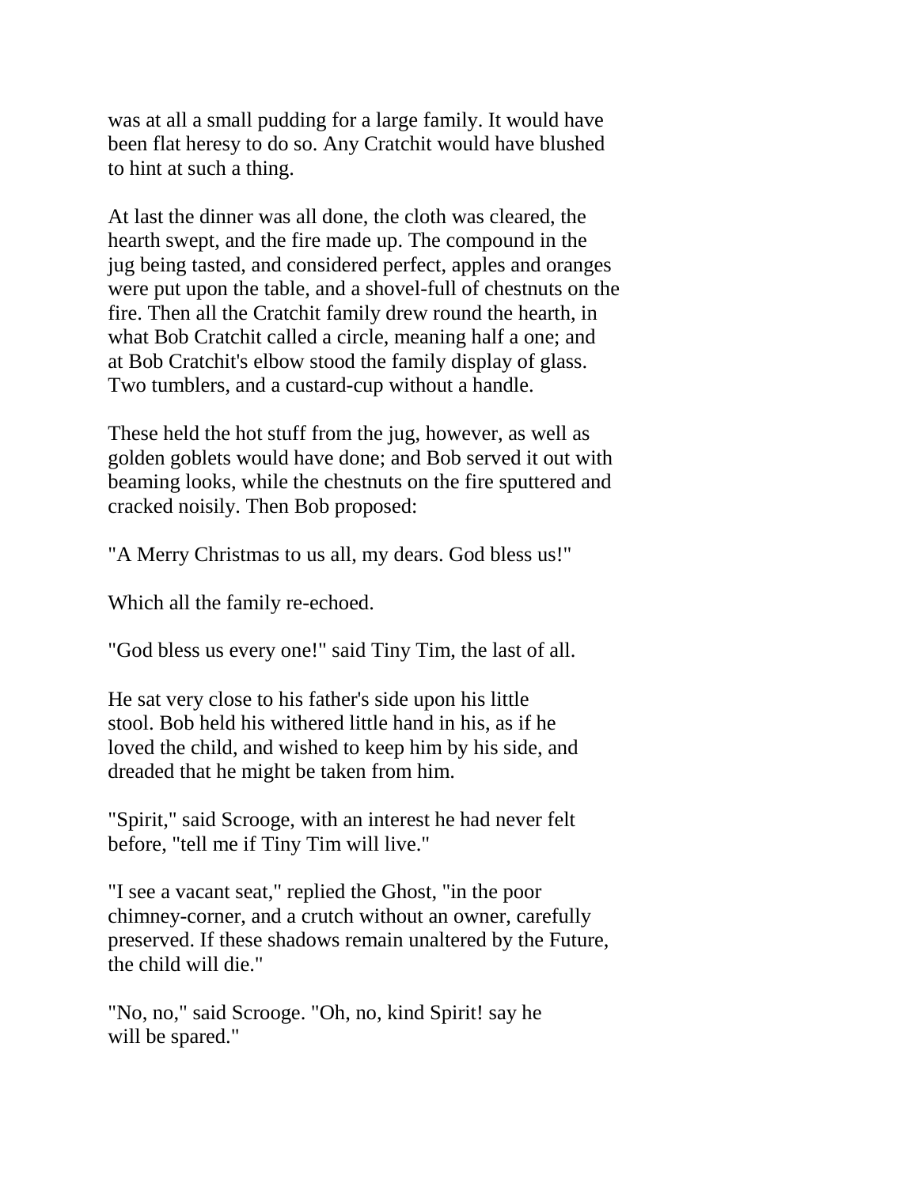was at all a small pudding for a large family. It would have been flat heresy to do so. Any Cratchit would have blushed to hint at such a thing.

At last the dinner was all done, the cloth was cleared, the hearth swept, and the fire made up. The compound in the jug being tasted, and considered perfect, apples and oranges were put upon the table, and a shovel-full of chestnuts on the fire. Then all the Cratchit family drew round the hearth, in what Bob Cratchit called a circle, meaning half a one; and at Bob Cratchit's elbow stood the family display of glass. Two tumblers, and a custard-cup without a handle.

These held the hot stuff from the jug, however, as well as golden goblets would have done; and Bob served it out with beaming looks, while the chestnuts on the fire sputtered and cracked noisily. Then Bob proposed:

"A Merry Christmas to us all, my dears. God bless us!"

Which all the family re-echoed.

"God bless us every one!" said Tiny Tim, the last of all.

He sat very close to his father's side upon his little stool. Bob held his withered little hand in his, as if he loved the child, and wished to keep him by his side, and dreaded that he might be taken from him.

"Spirit," said Scrooge, with an interest he had never felt before, "tell me if Tiny Tim will live."

"I see a vacant seat," replied the Ghost, "in the poor chimney-corner, and a crutch without an owner, carefully preserved. If these shadows remain unaltered by the Future, the child will die."

"No, no," said Scrooge. "Oh, no, kind Spirit! say he will be spared."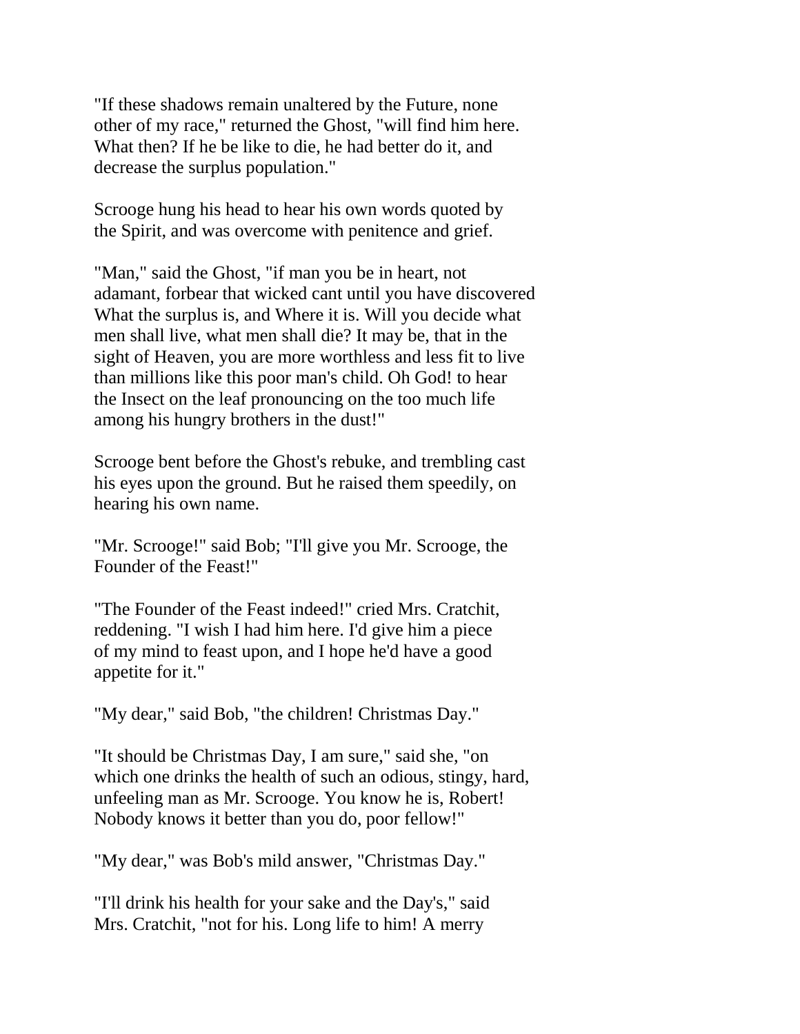"If these shadows remain unaltered by the Future, none other of my race," returned the Ghost, "will find him here. What then? If he be like to die, he had better do it, and decrease the surplus population."

Scrooge hung his head to hear his own words quoted by the Spirit, and was overcome with penitence and grief.

"Man," said the Ghost, "if man you be in heart, not adamant, forbear that wicked cant until you have discovered What the surplus is, and Where it is. Will you decide what men shall live, what men shall die? It may be, that in the sight of Heaven, you are more worthless and less fit to live than millions like this poor man's child. Oh God! to hear the Insect on the leaf pronouncing on the too much life among his hungry brothers in the dust!"

Scrooge bent before the Ghost's rebuke, and trembling cast his eyes upon the ground. But he raised them speedily, on hearing his own name.

"Mr. Scrooge!" said Bob; "I'll give you Mr. Scrooge, the Founder of the Feast!"

"The Founder of the Feast indeed!" cried Mrs. Cratchit, reddening. "I wish I had him here. I'd give him a piece of my mind to feast upon, and I hope he'd have a good appetite for it."

"My dear," said Bob, "the children! Christmas Day."

"It should be Christmas Day, I am sure," said she, "on which one drinks the health of such an odious, stingy, hard, unfeeling man as Mr. Scrooge. You know he is, Robert! Nobody knows it better than you do, poor fellow!"

"My dear," was Bob's mild answer, "Christmas Day."

"I'll drink his health for your sake and the Day's," said Mrs. Cratchit, "not for his. Long life to him! A merry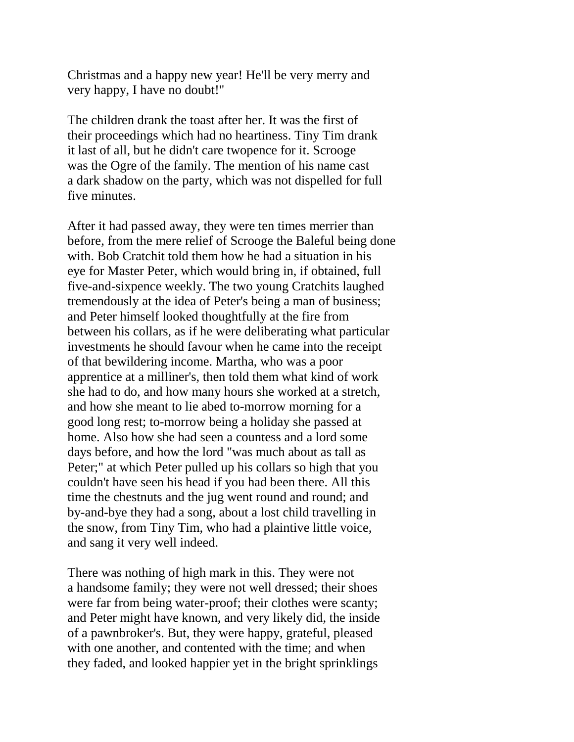Christmas and a happy new year! He'll be very merry and very happy, I have no doubt!"

The children drank the toast after her. It was the first of their proceedings which had no heartiness. Tiny Tim drank it last of all, but he didn't care twopence for it. Scrooge was the Ogre of the family. The mention of his name cast a dark shadow on the party, which was not dispelled for full five minutes.

After it had passed away, they were ten times merrier than before, from the mere relief of Scrooge the Baleful being done with. Bob Cratchit told them how he had a situation in his eye for Master Peter, which would bring in, if obtained, full five-and-sixpence weekly. The two young Cratchits laughed tremendously at the idea of Peter's being a man of business; and Peter himself looked thoughtfully at the fire from between his collars, as if he were deliberating what particular investments he should favour when he came into the receipt of that bewildering income. Martha, who was a poor apprentice at a milliner's, then told them what kind of work she had to do, and how many hours she worked at a stretch, and how she meant to lie abed to-morrow morning for a good long rest; to-morrow being a holiday she passed at home. Also how she had seen a countess and a lord some days before, and how the lord "was much about as tall as Peter;" at which Peter pulled up his collars so high that you couldn't have seen his head if you had been there. All this time the chestnuts and the jug went round and round; and by-and-bye they had a song, about a lost child travelling in the snow, from Tiny Tim, who had a plaintive little voice, and sang it very well indeed.

There was nothing of high mark in this. They were not a handsome family; they were not well dressed; their shoes were far from being water-proof; their clothes were scanty; and Peter might have known, and very likely did, the inside of a pawnbroker's. But, they were happy, grateful, pleased with one another, and contented with the time; and when they faded, and looked happier yet in the bright sprinklings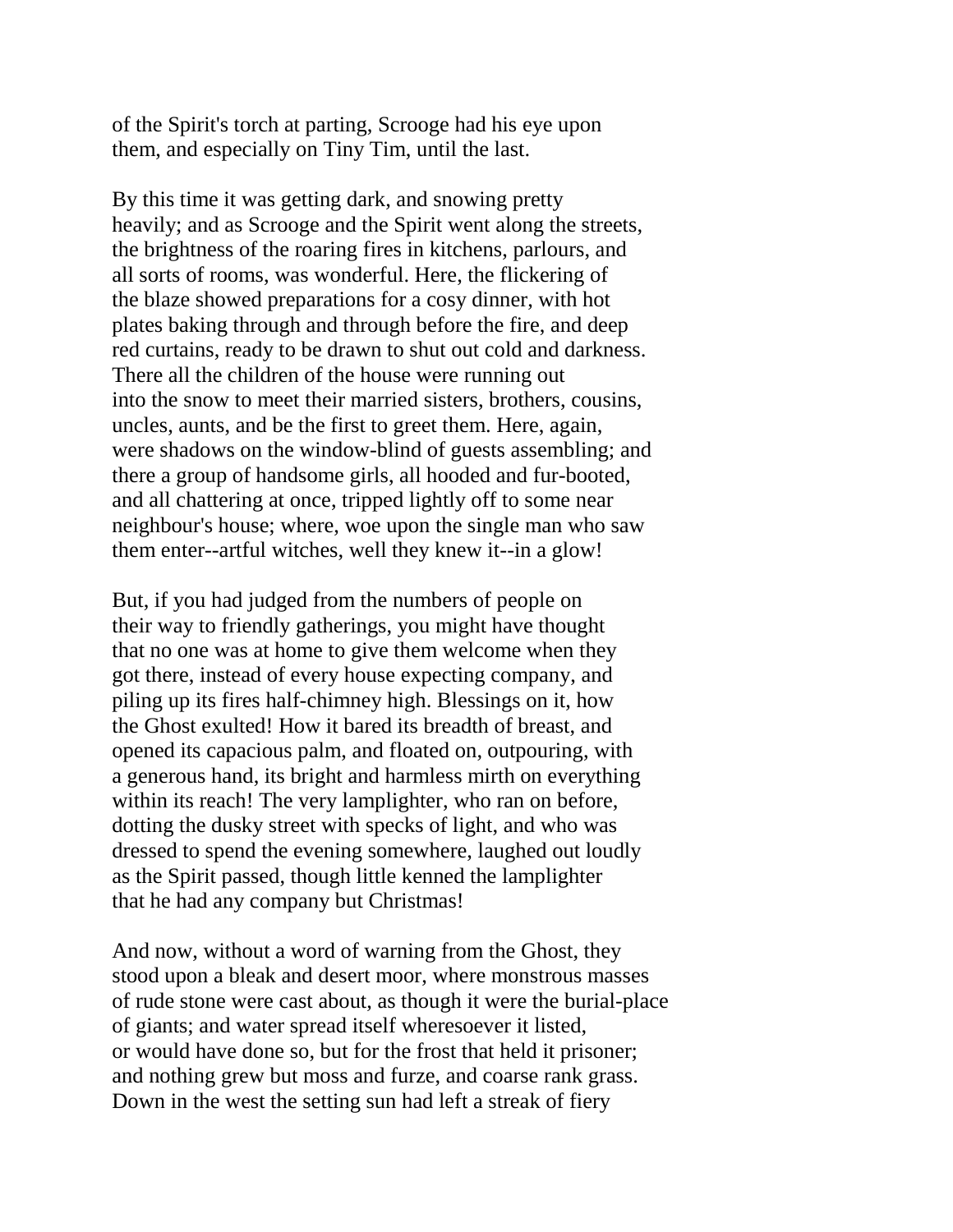of the Spirit's torch at parting, Scrooge had his eye upon them, and especially on Tiny Tim, until the last.

By this time it was getting dark, and snowing pretty heavily; and as Scrooge and the Spirit went along the streets, the brightness of the roaring fires in kitchens, parlours, and all sorts of rooms, was wonderful. Here, the flickering of the blaze showed preparations for a cosy dinner, with hot plates baking through and through before the fire, and deep red curtains, ready to be drawn to shut out cold and darkness. There all the children of the house were running out into the snow to meet their married sisters, brothers, cousins, uncles, aunts, and be the first to greet them. Here, again, were shadows on the window-blind of guests assembling; and there a group of handsome girls, all hooded and fur-booted, and all chattering at once, tripped lightly off to some near neighbour's house; where, woe upon the single man who saw them enter--artful witches, well they knew it--in a glow!

But, if you had judged from the numbers of people on their way to friendly gatherings, you might have thought that no one was at home to give them welcome when they got there, instead of every house expecting company, and piling up its fires half-chimney high. Blessings on it, how the Ghost exulted! How it bared its breadth of breast, and opened its capacious palm, and floated on, outpouring, with a generous hand, its bright and harmless mirth on everything within its reach! The very lamplighter, who ran on before, dotting the dusky street with specks of light, and who was dressed to spend the evening somewhere, laughed out loudly as the Spirit passed, though little kenned the lamplighter that he had any company but Christmas!

And now, without a word of warning from the Ghost, they stood upon a bleak and desert moor, where monstrous masses of rude stone were cast about, as though it were the burial-place of giants; and water spread itself wheresoever it listed, or would have done so, but for the frost that held it prisoner; and nothing grew but moss and furze, and coarse rank grass. Down in the west the setting sun had left a streak of fiery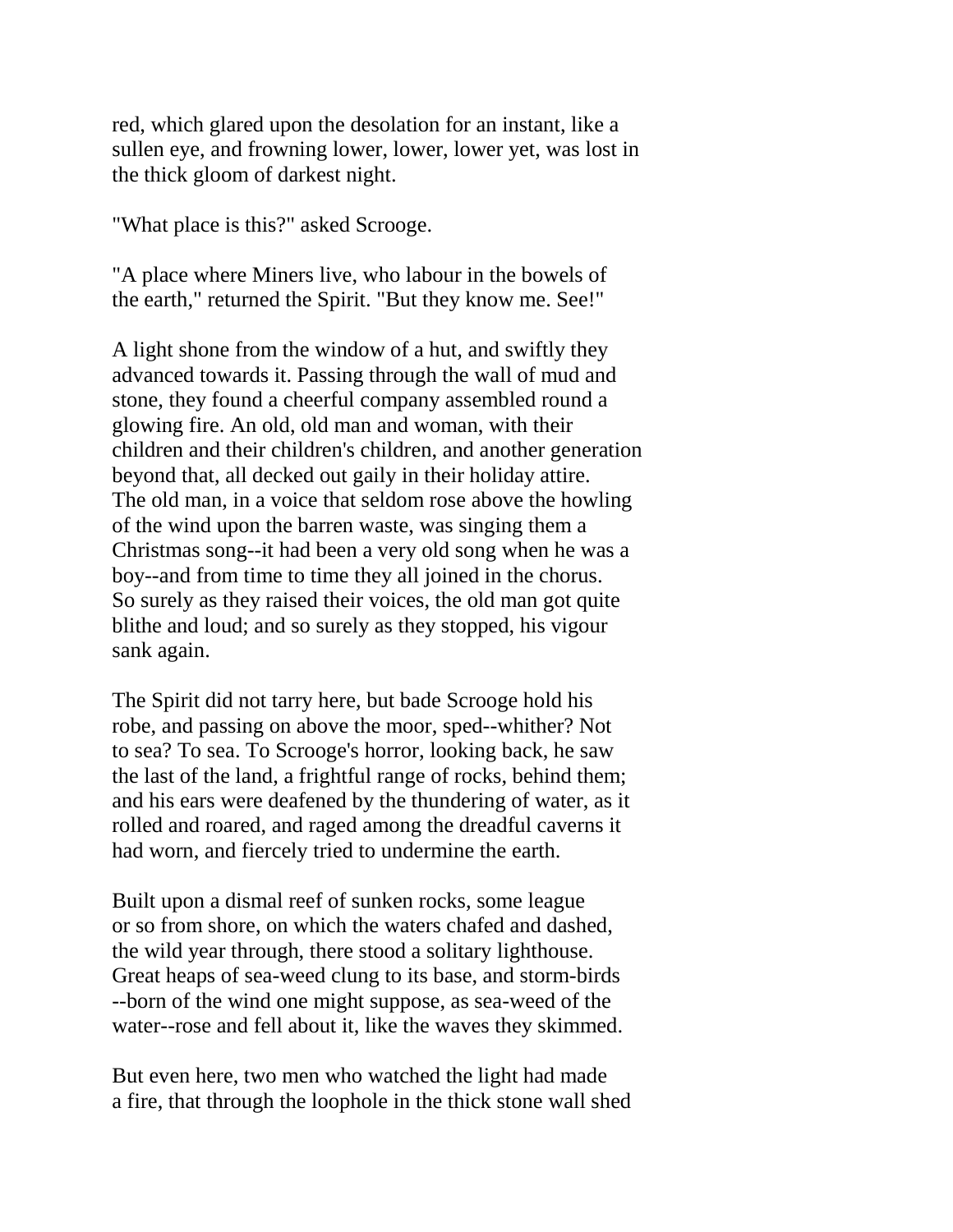red, which glared upon the desolation for an instant, like a sullen eye, and frowning lower, lower, lower yet, was lost in the thick gloom of darkest night.

"What place is this?" asked Scrooge.

"A place where Miners live, who labour in the bowels of the earth," returned the Spirit. "But they know me. See!"

A light shone from the window of a hut, and swiftly they advanced towards it. Passing through the wall of mud and stone, they found a cheerful company assembled round a glowing fire. An old, old man and woman, with their children and their children's children, and another generation beyond that, all decked out gaily in their holiday attire. The old man, in a voice that seldom rose above the howling of the wind upon the barren waste, was singing them a Christmas song--it had been a very old song when he was a boy--and from time to time they all joined in the chorus. So surely as they raised their voices, the old man got quite blithe and loud; and so surely as they stopped, his vigour sank again.

The Spirit did not tarry here, but bade Scrooge hold his robe, and passing on above the moor, sped--whither? Not to sea? To sea. To Scrooge's horror, looking back, he saw the last of the land, a frightful range of rocks, behind them; and his ears were deafened by the thundering of water, as it rolled and roared, and raged among the dreadful caverns it had worn, and fiercely tried to undermine the earth.

Built upon a dismal reef of sunken rocks, some league or so from shore, on which the waters chafed and dashed, the wild year through, there stood a solitary lighthouse. Great heaps of sea-weed clung to its base, and storm-birds --born of the wind one might suppose, as sea-weed of the water--rose and fell about it, like the waves they skimmed.

But even here, two men who watched the light had made a fire, that through the loophole in the thick stone wall shed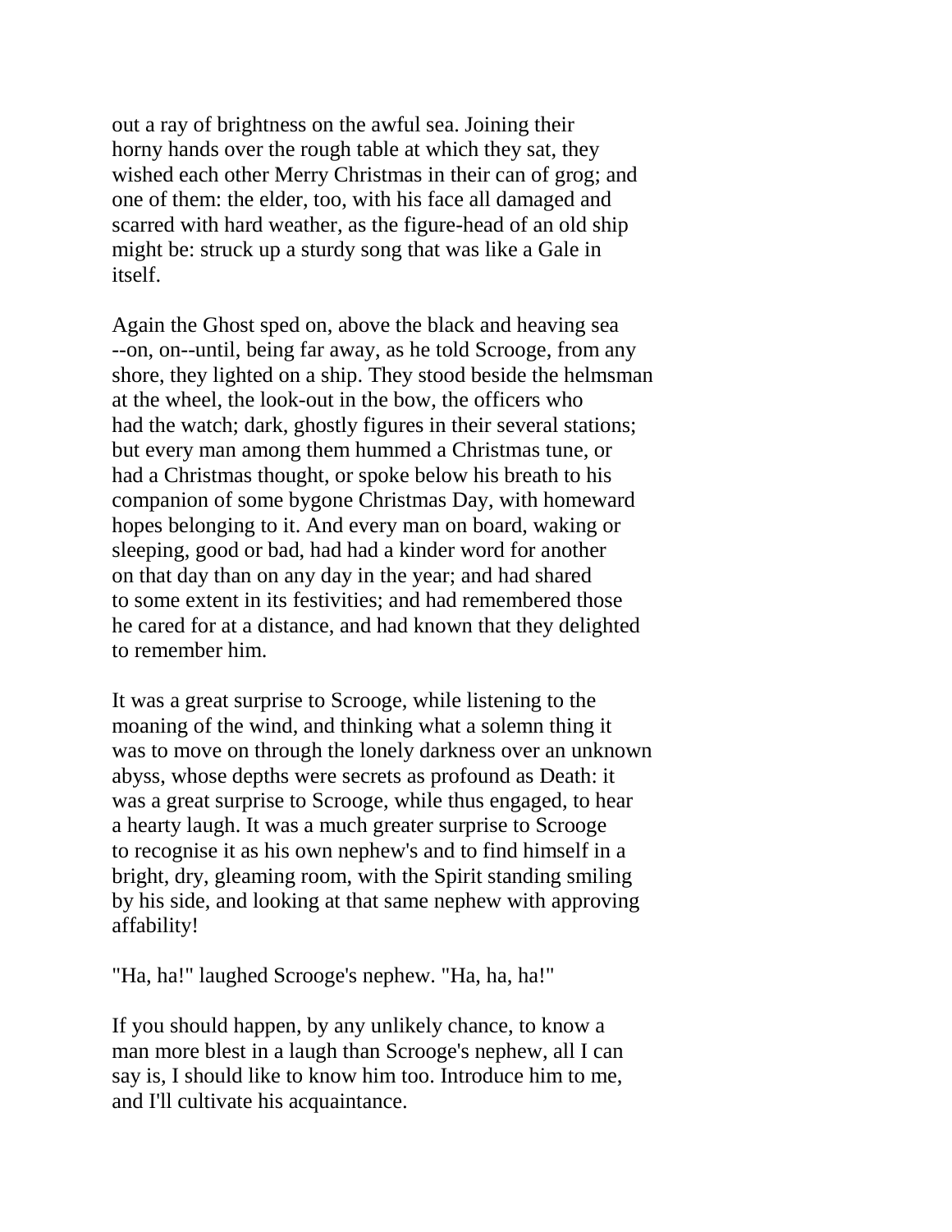out a ray of brightness on the awful sea. Joining their horny hands over the rough table at which they sat, they wished each other Merry Christmas in their can of grog; and one of them: the elder, too, with his face all damaged and scarred with hard weather, as the figure-head of an old ship might be: struck up a sturdy song that was like a Gale in itself.

Again the Ghost sped on, above the black and heaving sea --on, on--until, being far away, as he told Scrooge, from any shore, they lighted on a ship. They stood beside the helmsman at the wheel, the look-out in the bow, the officers who had the watch; dark, ghostly figures in their several stations; but every man among them hummed a Christmas tune, or had a Christmas thought, or spoke below his breath to his companion of some bygone Christmas Day, with homeward hopes belonging to it. And every man on board, waking or sleeping, good or bad, had had a kinder word for another on that day than on any day in the year; and had shared to some extent in its festivities; and had remembered those he cared for at a distance, and had known that they delighted to remember him.

It was a great surprise to Scrooge, while listening to the moaning of the wind, and thinking what a solemn thing it was to move on through the lonely darkness over an unknown abyss, whose depths were secrets as profound as Death: it was a great surprise to Scrooge, while thus engaged, to hear a hearty laugh. It was a much greater surprise to Scrooge to recognise it as his own nephew's and to find himself in a bright, dry, gleaming room, with the Spirit standing smiling by his side, and looking at that same nephew with approving affability!

"Ha, ha!" laughed Scrooge's nephew. "Ha, ha, ha!"

If you should happen, by any unlikely chance, to know a man more blest in a laugh than Scrooge's nephew, all I can say is, I should like to know him too. Introduce him to me, and I'll cultivate his acquaintance.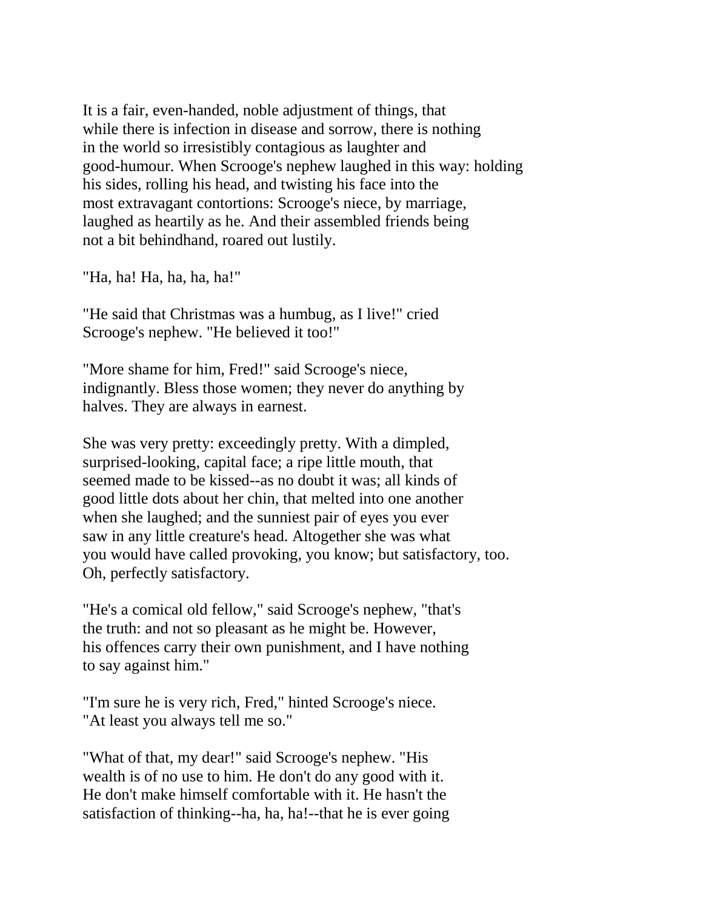It is a fair, even-handed, noble adjustment of things, that while there is infection in disease and sorrow, there is nothing in the world so irresistibly contagious as laughter and good-humour. When Scrooge's nephew laughed in this way: holding his sides, rolling his head, and twisting his face into the most extravagant contortions: Scrooge's niece, by marriage, laughed as heartily as he. And their assembled friends being not a bit behindhand, roared out lustily.

"Ha, ha! Ha, ha, ha, ha!"

"He said that Christmas was a humbug, as I live!" cried Scrooge's nephew. "He believed it too!"

"More shame for him, Fred!" said Scrooge's niece, indignantly. Bless those women; they never do anything by halves. They are always in earnest.

She was very pretty: exceedingly pretty. With a dimpled, surprised-looking, capital face; a ripe little mouth, that seemed made to be kissed--as no doubt it was; all kinds of good little dots about her chin, that melted into one another when she laughed; and the sunniest pair of eyes you ever saw in any little creature's head. Altogether she was what you would have called provoking, you know; but satisfactory, too. Oh, perfectly satisfactory.

"He's a comical old fellow," said Scrooge's nephew, "that's the truth: and not so pleasant as he might be. However, his offences carry their own punishment, and I have nothing to say against him."

"I'm sure he is very rich, Fred," hinted Scrooge's niece. "At least you always tell me so."

"What of that, my dear!" said Scrooge's nephew. "His wealth is of no use to him. He don't do any good with it. He don't make himself comfortable with it. He hasn't the satisfaction of thinking--ha, ha, ha!--that he is ever going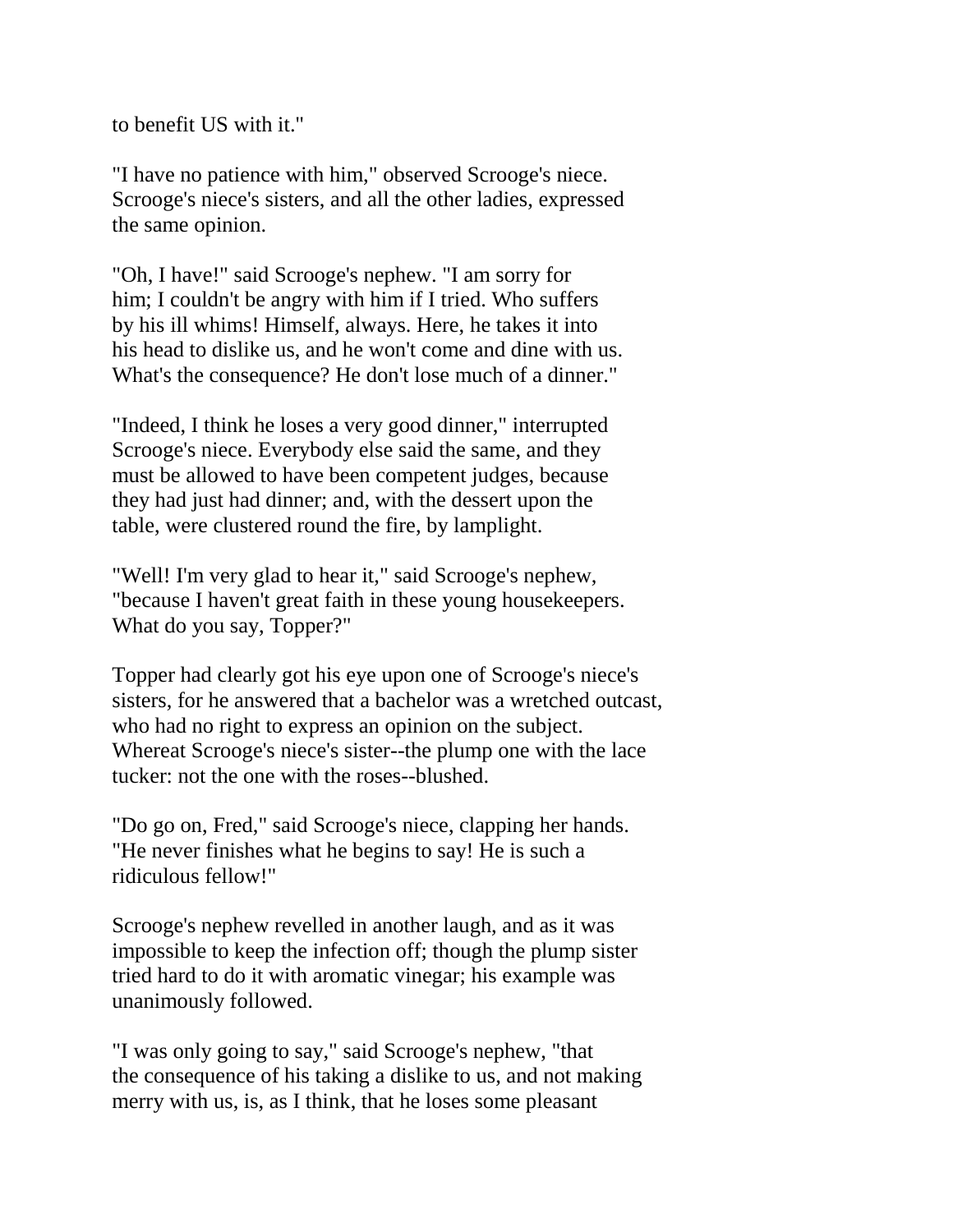to benefit US with it."

"I have no patience with him," observed Scrooge's niece. Scrooge's niece's sisters, and all the other ladies, expressed the same opinion.

"Oh, I have!" said Scrooge's nephew. "I am sorry for him; I couldn't be angry with him if I tried. Who suffers by his ill whims! Himself, always. Here, he takes it into his head to dislike us, and he won't come and dine with us. What's the consequence? He don't lose much of a dinner."

"Indeed, I think he loses a very good dinner," interrupted Scrooge's niece. Everybody else said the same, and they must be allowed to have been competent judges, because they had just had dinner; and, with the dessert upon the table, were clustered round the fire, by lamplight.

"Well! I'm very glad to hear it," said Scrooge's nephew, "because I haven't great faith in these young housekeepers. What do you say, Topper?"

Topper had clearly got his eye upon one of Scrooge's niece's sisters, for he answered that a bachelor was a wretched outcast, who had no right to express an opinion on the subject. Whereat Scrooge's niece's sister--the plump one with the lace tucker: not the one with the roses--blushed.

"Do go on, Fred," said Scrooge's niece, clapping her hands. "He never finishes what he begins to say! He is such a ridiculous fellow!"

Scrooge's nephew revelled in another laugh, and as it was impossible to keep the infection off; though the plump sister tried hard to do it with aromatic vinegar; his example was unanimously followed.

"I was only going to say," said Scrooge's nephew, "that the consequence of his taking a dislike to us, and not making merry with us, is, as I think, that he loses some pleasant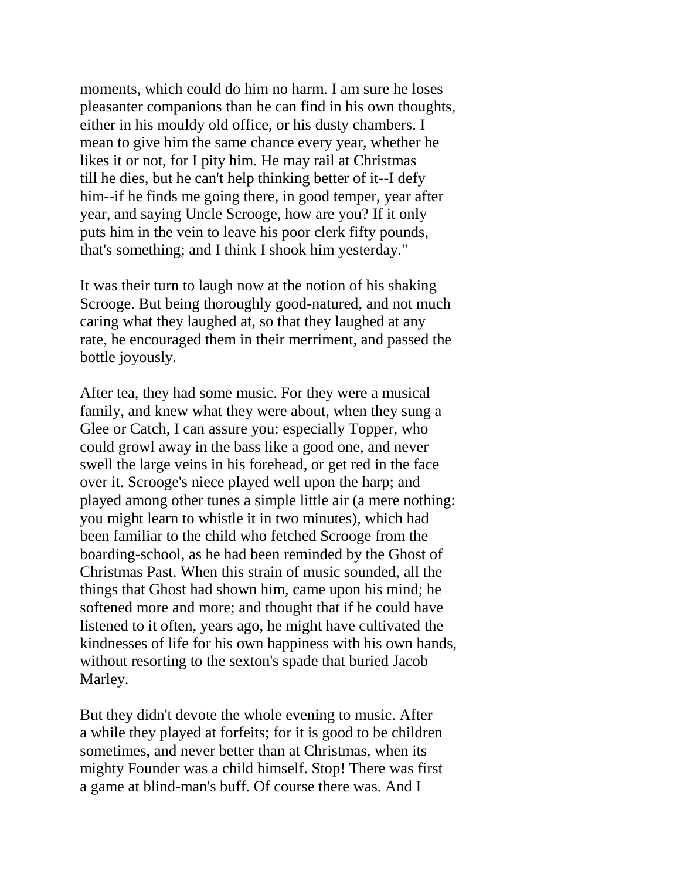moments, which could do him no harm. I am sure he loses pleasanter companions than he can find in his own thoughts, either in his mouldy old office, or his dusty chambers. I mean to give him the same chance every year, whether he likes it or not, for I pity him. He may rail at Christmas till he dies, but he can't help thinking better of it--I defy him--if he finds me going there, in good temper, year after year, and saying Uncle Scrooge, how are you? If it only puts him in the vein to leave his poor clerk fifty pounds, that's something; and I think I shook him yesterday."

It was their turn to laugh now at the notion of his shaking Scrooge. But being thoroughly good-natured, and not much caring what they laughed at, so that they laughed at any rate, he encouraged them in their merriment, and passed the bottle joyously.

After tea, they had some music. For they were a musical family, and knew what they were about, when they sung a Glee or Catch, I can assure you: especially Topper, who could growl away in the bass like a good one, and never swell the large veins in his forehead, or get red in the face over it. Scrooge's niece played well upon the harp; and played among other tunes a simple little air (a mere nothing: you might learn to whistle it in two minutes), which had been familiar to the child who fetched Scrooge from the boarding-school, as he had been reminded by the Ghost of Christmas Past. When this strain of music sounded, all the things that Ghost had shown him, came upon his mind; he softened more and more; and thought that if he could have listened to it often, years ago, he might have cultivated the kindnesses of life for his own happiness with his own hands, without resorting to the sexton's spade that buried Jacob Marley.

But they didn't devote the whole evening to music. After a while they played at forfeits; for it is good to be children sometimes, and never better than at Christmas, when its mighty Founder was a child himself. Stop! There was first a game at blind-man's buff. Of course there was. And I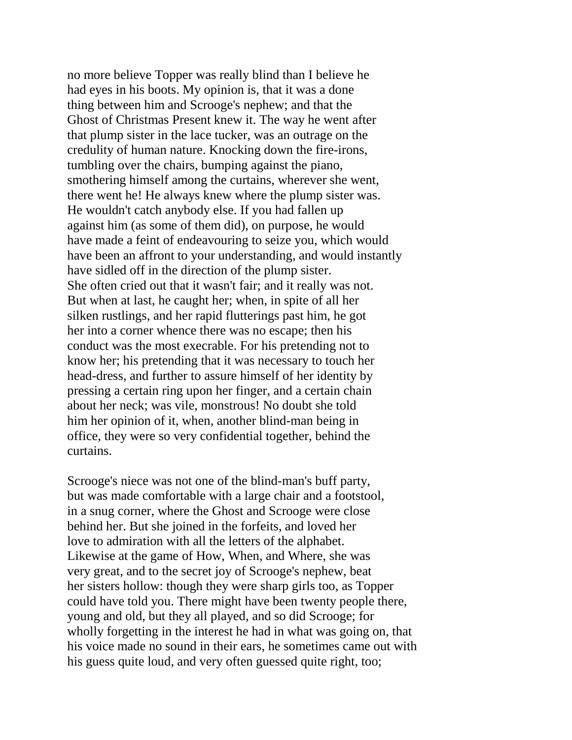no more believe Topper was really blind than I believe he had eyes in his boots. My opinion is, that it was a done thing between him and Scrooge's nephew; and that the Ghost of Christmas Present knew it. The way he went after that plump sister in the lace tucker, was an outrage on the credulity of human nature. Knocking down the fire-irons, tumbling over the chairs, bumping against the piano, smothering himself among the curtains, wherever she went, there went he! He always knew where the plump sister was. He wouldn't catch anybody else. If you had fallen up against him (as some of them did), on purpose, he would have made a feint of endeavouring to seize you, which would have been an affront to your understanding, and would instantly have sidled off in the direction of the plump sister. She often cried out that it wasn't fair; and it really was not. But when at last, he caught her; when, in spite of all her silken rustlings, and her rapid flutterings past him, he got her into a corner whence there was no escape; then his conduct was the most execrable. For his pretending not to know her; his pretending that it was necessary to touch her head-dress, and further to assure himself of her identity by pressing a certain ring upon her finger, and a certain chain about her neck; was vile, monstrous! No doubt she told him her opinion of it, when, another blind-man being in office, they were so very confidential together, behind the curtains.

Scrooge's niece was not one of the blind-man's buff party, but was made comfortable with a large chair and a footstool, in a snug corner, where the Ghost and Scrooge were close behind her. But she joined in the forfeits, and loved her love to admiration with all the letters of the alphabet. Likewise at the game of How, When, and Where, she was very great, and to the secret joy of Scrooge's nephew, beat her sisters hollow: though they were sharp girls too, as Topper could have told you. There might have been twenty people there, young and old, but they all played, and so did Scrooge; for wholly forgetting in the interest he had in what was going on, that his voice made no sound in their ears, he sometimes came out with his guess quite loud, and very often guessed quite right, too;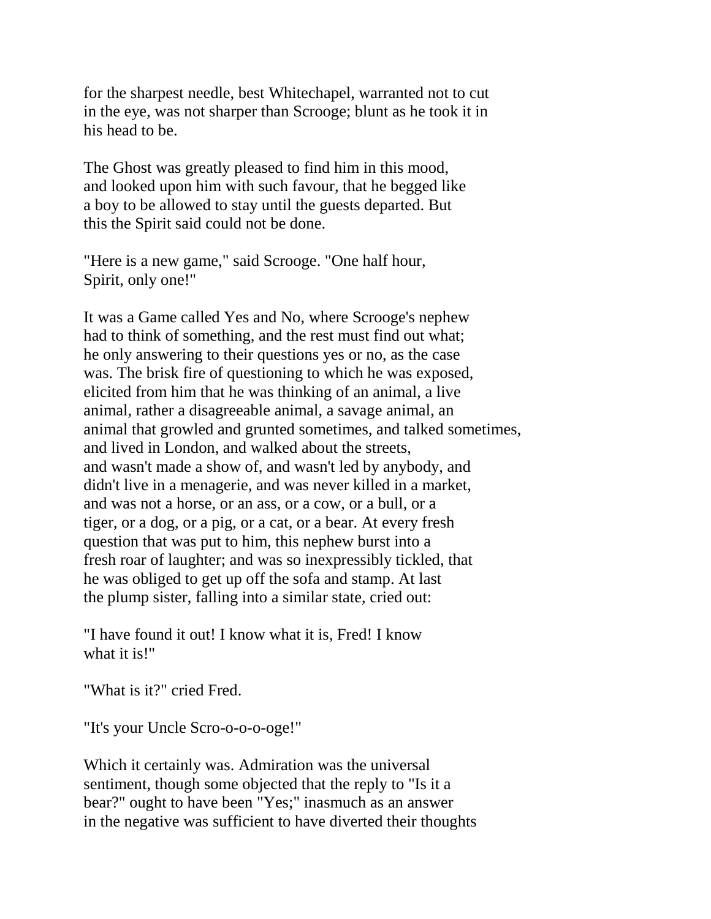for the sharpest needle, best Whitechapel, warranted not to cut in the eye, was not sharper than Scrooge; blunt as he took it in his head to be.

The Ghost was greatly pleased to find him in this mood, and looked upon him with such favour, that he begged like a boy to be allowed to stay until the guests departed. But this the Spirit said could not be done.

"Here is a new game," said Scrooge. "One half hour, Spirit, only one!"

It was a Game called Yes and No, where Scrooge's nephew had to think of something, and the rest must find out what; he only answering to their questions yes or no, as the case was. The brisk fire of questioning to which he was exposed, elicited from him that he was thinking of an animal, a live animal, rather a disagreeable animal, a savage animal, an animal that growled and grunted sometimes, and talked sometimes, and lived in London, and walked about the streets, and wasn't made a show of, and wasn't led by anybody, and didn't live in a menagerie, and was never killed in a market, and was not a horse, or an ass, or a cow, or a bull, or a tiger, or a dog, or a pig, or a cat, or a bear. At every fresh question that was put to him, this nephew burst into a fresh roar of laughter; and was so inexpressibly tickled, that he was obliged to get up off the sofa and stamp. At last the plump sister, falling into a similar state, cried out:

"I have found it out! I know what it is, Fred! I know what it is!"

"What is it?" cried Fred.

"It's your Uncle Scro-o-o-o-oge!"

Which it certainly was. Admiration was the universal sentiment, though some objected that the reply to "Is it a bear?" ought to have been "Yes;" inasmuch as an answer in the negative was sufficient to have diverted their thoughts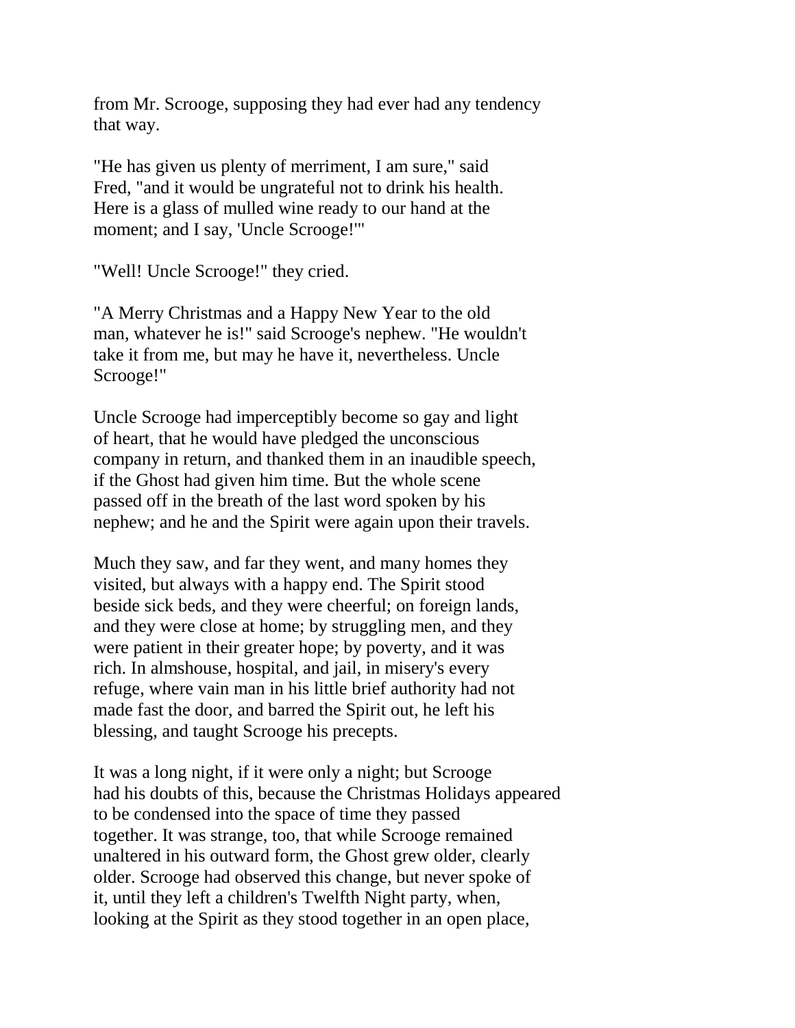from Mr. Scrooge, supposing they had ever had any tendency that way.

"He has given us plenty of merriment, I am sure," said Fred, "and it would be ungrateful not to drink his health. Here is a glass of mulled wine ready to our hand at the moment; and I say, 'Uncle Scrooge!'"

"Well! Uncle Scrooge!" they cried.

"A Merry Christmas and a Happy New Year to the old man, whatever he is!" said Scrooge's nephew. "He wouldn't take it from me, but may he have it, nevertheless. Uncle Scrooge!"

Uncle Scrooge had imperceptibly become so gay and light of heart, that he would have pledged the unconscious company in return, and thanked them in an inaudible speech, if the Ghost had given him time. But the whole scene passed off in the breath of the last word spoken by his nephew; and he and the Spirit were again upon their travels.

Much they saw, and far they went, and many homes they visited, but always with a happy end. The Spirit stood beside sick beds, and they were cheerful; on foreign lands, and they were close at home; by struggling men, and they were patient in their greater hope; by poverty, and it was rich. In almshouse, hospital, and jail, in misery's every refuge, where vain man in his little brief authority had not made fast the door, and barred the Spirit out, he left his blessing, and taught Scrooge his precepts.

It was a long night, if it were only a night; but Scrooge had his doubts of this, because the Christmas Holidays appeared to be condensed into the space of time they passed together. It was strange, too, that while Scrooge remained unaltered in his outward form, the Ghost grew older, clearly older. Scrooge had observed this change, but never spoke of it, until they left a children's Twelfth Night party, when, looking at the Spirit as they stood together in an open place,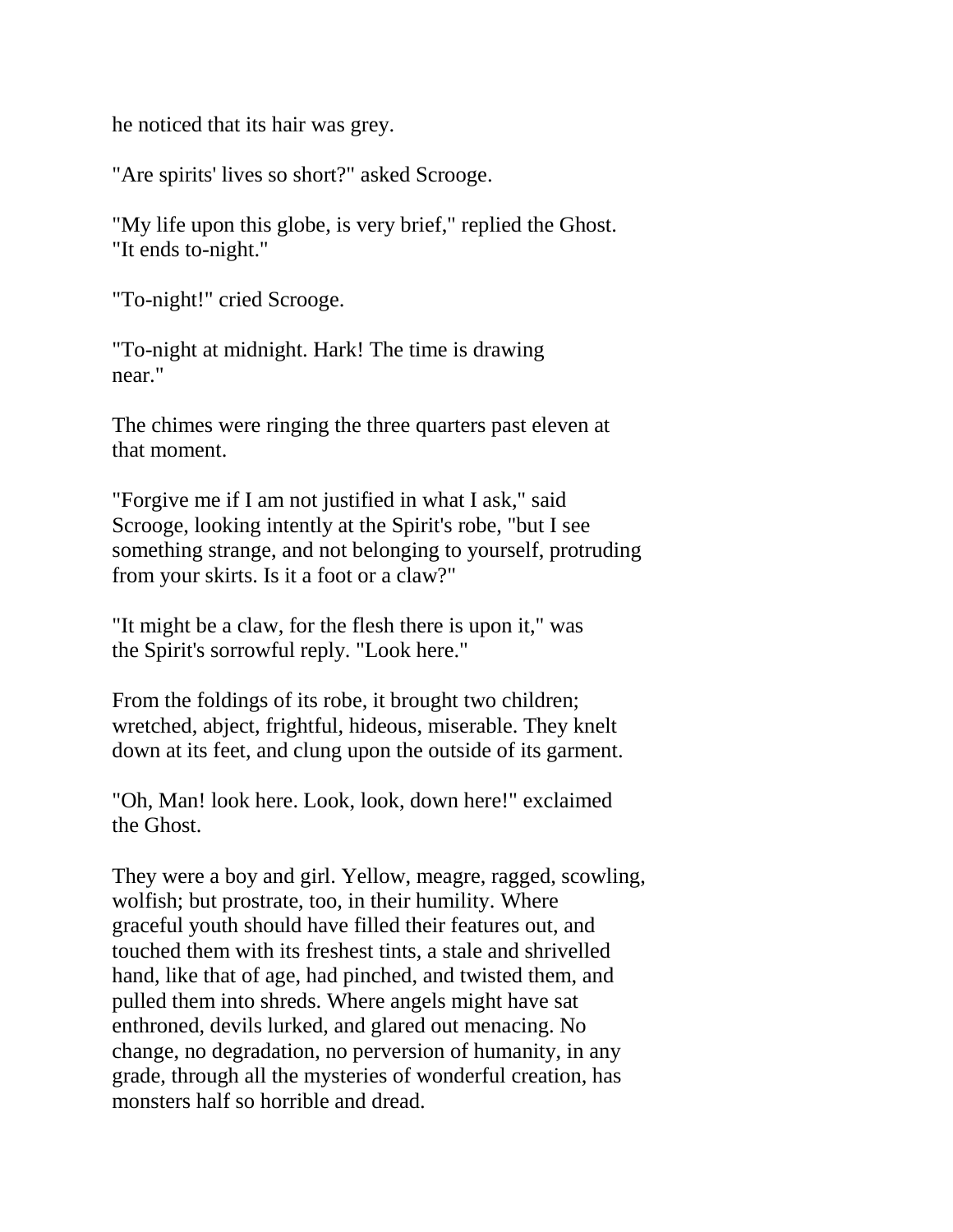he noticed that its hair was grey.

"Are spirits' lives so short?" asked Scrooge.

"My life upon this globe, is very brief," replied the Ghost. "It ends to-night."

"To-night!" cried Scrooge.

"To-night at midnight. Hark! The time is drawing near."

The chimes were ringing the three quarters past eleven at that moment.

"Forgive me if I am not justified in what I ask," said Scrooge, looking intently at the Spirit's robe, "but I see something strange, and not belonging to yourself, protruding from your skirts. Is it a foot or a claw?"

"It might be a claw, for the flesh there is upon it," was the Spirit's sorrowful reply. "Look here."

From the foldings of its robe, it brought two children; wretched, abject, frightful, hideous, miserable. They knelt down at its feet, and clung upon the outside of its garment.

"Oh, Man! look here. Look, look, down here!" exclaimed the Ghost.

They were a boy and girl. Yellow, meagre, ragged, scowling, wolfish; but prostrate, too, in their humility. Where graceful youth should have filled their features out, and touched them with its freshest tints, a stale and shrivelled hand, like that of age, had pinched, and twisted them, and pulled them into shreds. Where angels might have sat enthroned, devils lurked, and glared out menacing. No change, no degradation, no perversion of humanity, in any grade, through all the mysteries of wonderful creation, has monsters half so horrible and dread.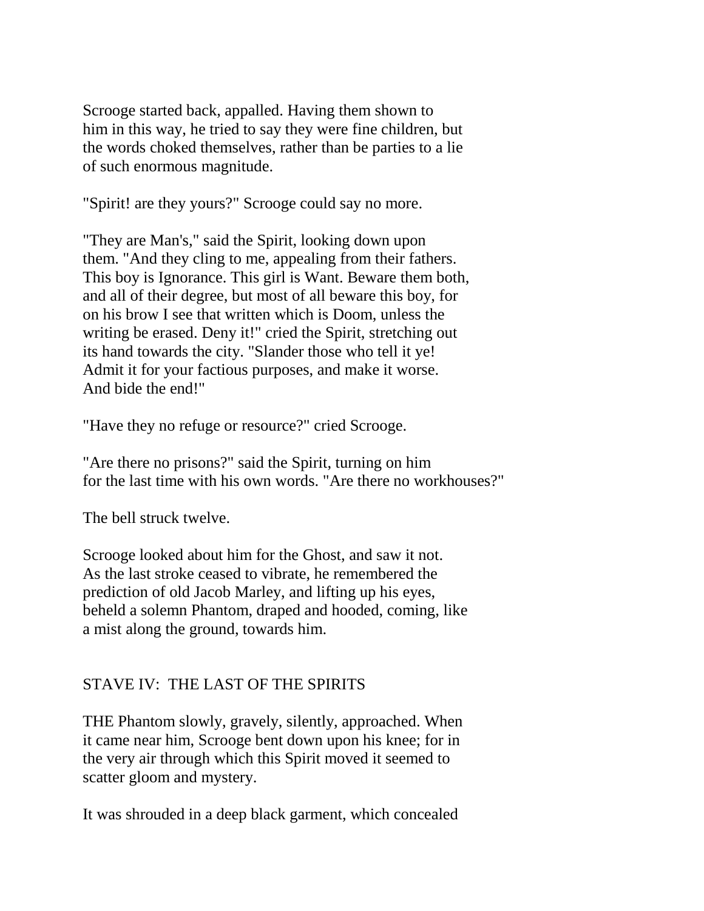Scrooge started back, appalled. Having them shown to him in this way, he tried to say they were fine children, but the words choked themselves, rather than be parties to a lie of such enormous magnitude.

"Spirit! are they yours?" Scrooge could say no more.

"They are Man's," said the Spirit, looking down upon them. "And they cling to me, appealing from their fathers. This boy is Ignorance. This girl is Want. Beware them both, and all of their degree, but most of all beware this boy, for on his brow I see that written which is Doom, unless the writing be erased. Deny it!" cried the Spirit, stretching out its hand towards the city. "Slander those who tell it ye! Admit it for your factious purposes, and make it worse. And bide the end!"

"Have they no refuge or resource?" cried Scrooge.

"Are there no prisons?" said the Spirit, turning on him for the last time with his own words. "Are there no workhouses?"

The bell struck twelve.

Scrooge looked about him for the Ghost, and saw it not. As the last stroke ceased to vibrate, he remembered the prediction of old Jacob Marley, and lifting up his eyes, beheld a solemn Phantom, draped and hooded, coming, like a mist along the ground, towards him.

## STAVE IV: THE LAST OF THE SPIRITS

THE Phantom slowly, gravely, silently, approached. When it came near him, Scrooge bent down upon his knee; for in the very air through which this Spirit moved it seemed to scatter gloom and mystery.

It was shrouded in a deep black garment, which concealed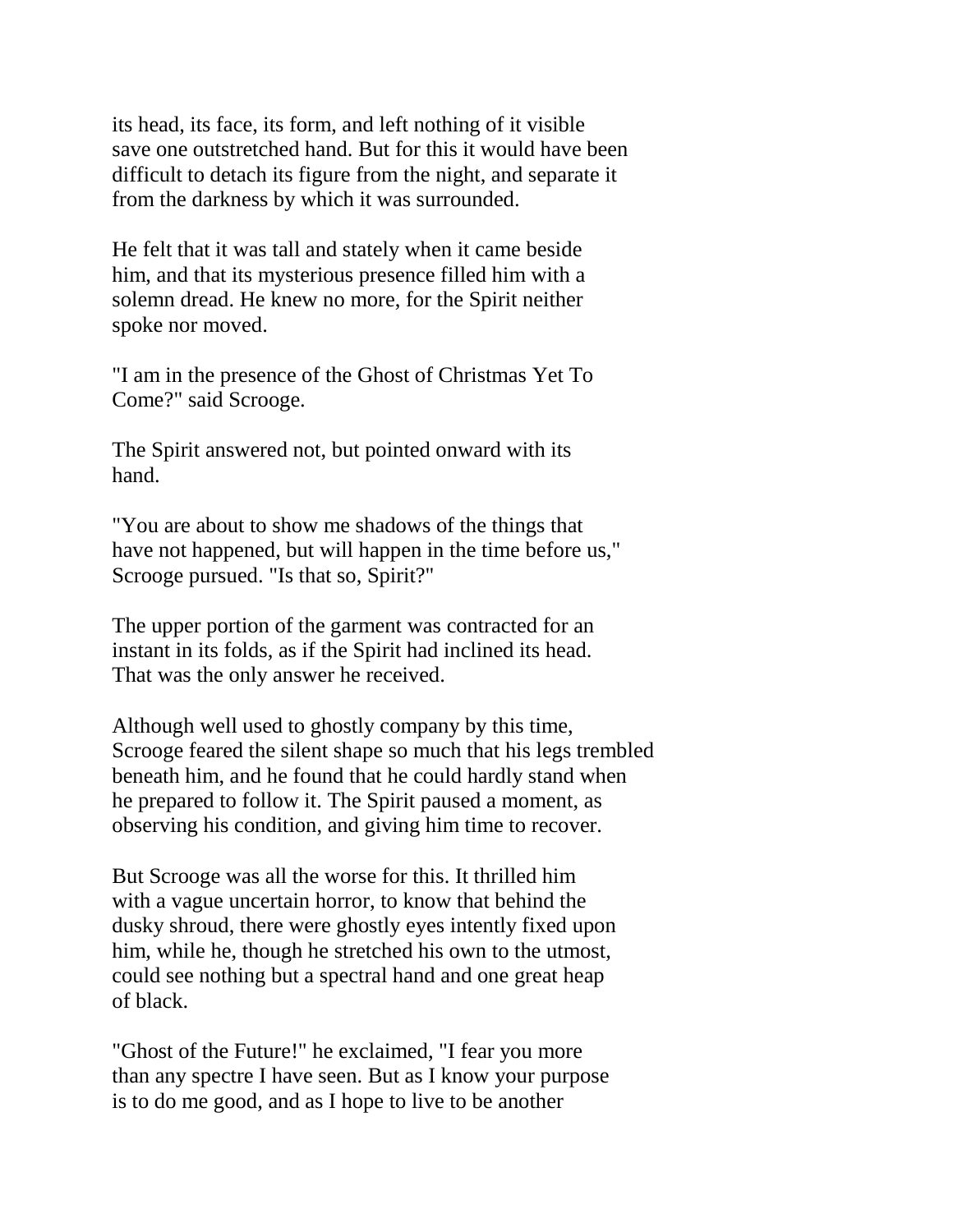its head, its face, its form, and left nothing of it visible save one outstretched hand. But for this it would have been difficult to detach its figure from the night, and separate it from the darkness by which it was surrounded.

He felt that it was tall and stately when it came beside him, and that its mysterious presence filled him with a solemn dread. He knew no more, for the Spirit neither spoke nor moved.

"I am in the presence of the Ghost of Christmas Yet To Come?" said Scrooge.

The Spirit answered not, but pointed onward with its hand.

"You are about to show me shadows of the things that have not happened, but will happen in the time before us," Scrooge pursued. "Is that so, Spirit?"

The upper portion of the garment was contracted for an instant in its folds, as if the Spirit had inclined its head. That was the only answer he received.

Although well used to ghostly company by this time, Scrooge feared the silent shape so much that his legs trembled beneath him, and he found that he could hardly stand when he prepared to follow it. The Spirit paused a moment, as observing his condition, and giving him time to recover.

But Scrooge was all the worse for this. It thrilled him with a vague uncertain horror, to know that behind the dusky shroud, there were ghostly eyes intently fixed upon him, while he, though he stretched his own to the utmost, could see nothing but a spectral hand and one great heap of black.

"Ghost of the Future!" he exclaimed, "I fear you more than any spectre I have seen. But as I know your purpose is to do me good, and as I hope to live to be another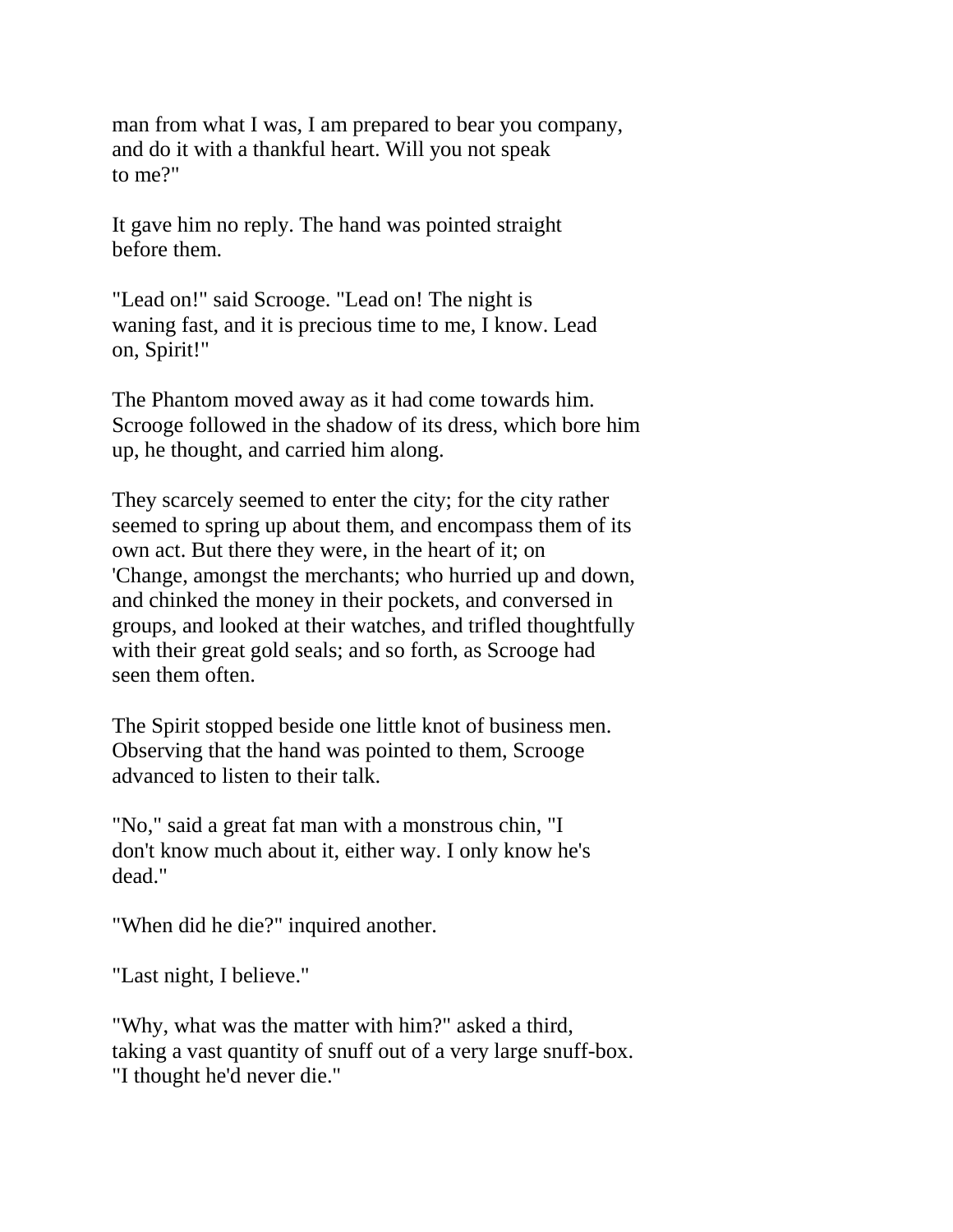man from what I was, I am prepared to bear you company, and do it with a thankful heart. Will you not speak to me?"

It gave him no reply. The hand was pointed straight before them.

"Lead on!" said Scrooge. "Lead on! The night is waning fast, and it is precious time to me, I know. Lead on, Spirit!"

The Phantom moved away as it had come towards him. Scrooge followed in the shadow of its dress, which bore him up, he thought, and carried him along.

They scarcely seemed to enter the city; for the city rather seemed to spring up about them, and encompass them of its own act. But there they were, in the heart of it; on 'Change, amongst the merchants; who hurried up and down, and chinked the money in their pockets, and conversed in groups, and looked at their watches, and trifled thoughtfully with their great gold seals; and so forth, as Scrooge had seen them often.

The Spirit stopped beside one little knot of business men. Observing that the hand was pointed to them, Scrooge advanced to listen to their talk.

"No," said a great fat man with a monstrous chin, "I don't know much about it, either way. I only know he's dead."

"When did he die?" inquired another.

"Last night, I believe."

"Why, what was the matter with him?" asked a third, taking a vast quantity of snuff out of a very large snuff-box. "I thought he'd never die."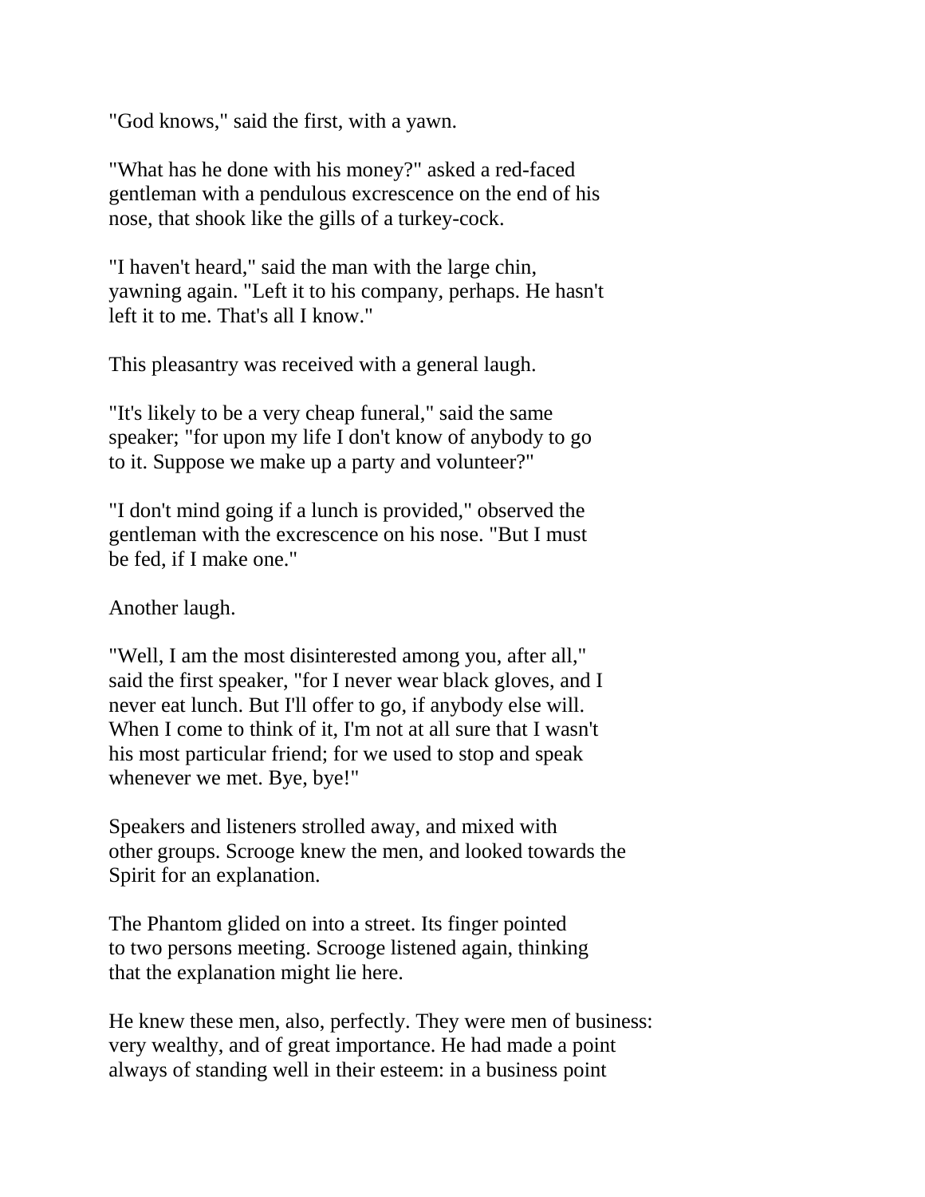"God knows," said the first, with a yawn.

"What has he done with his money?" asked a red-faced gentleman with a pendulous excrescence on the end of his nose, that shook like the gills of a turkey-cock.

"I haven't heard," said the man with the large chin, yawning again. "Left it to his company, perhaps. He hasn't left it to me. That's all I know."

This pleasantry was received with a general laugh.

"It's likely to be a very cheap funeral," said the same speaker; "for upon my life I don't know of anybody to go to it. Suppose we make up a party and volunteer?"

"I don't mind going if a lunch is provided," observed the gentleman with the excrescence on his nose. "But I must be fed, if I make one."

Another laugh.

"Well, I am the most disinterested among you, after all," said the first speaker, "for I never wear black gloves, and I never eat lunch. But I'll offer to go, if anybody else will. When I come to think of it, I'm not at all sure that I wasn't his most particular friend; for we used to stop and speak whenever we met. Bye, bye!"

Speakers and listeners strolled away, and mixed with other groups. Scrooge knew the men, and looked towards the Spirit for an explanation.

The Phantom glided on into a street. Its finger pointed to two persons meeting. Scrooge listened again, thinking that the explanation might lie here.

He knew these men, also, perfectly. They were men of business: very wealthy, and of great importance. He had made a point always of standing well in their esteem: in a business point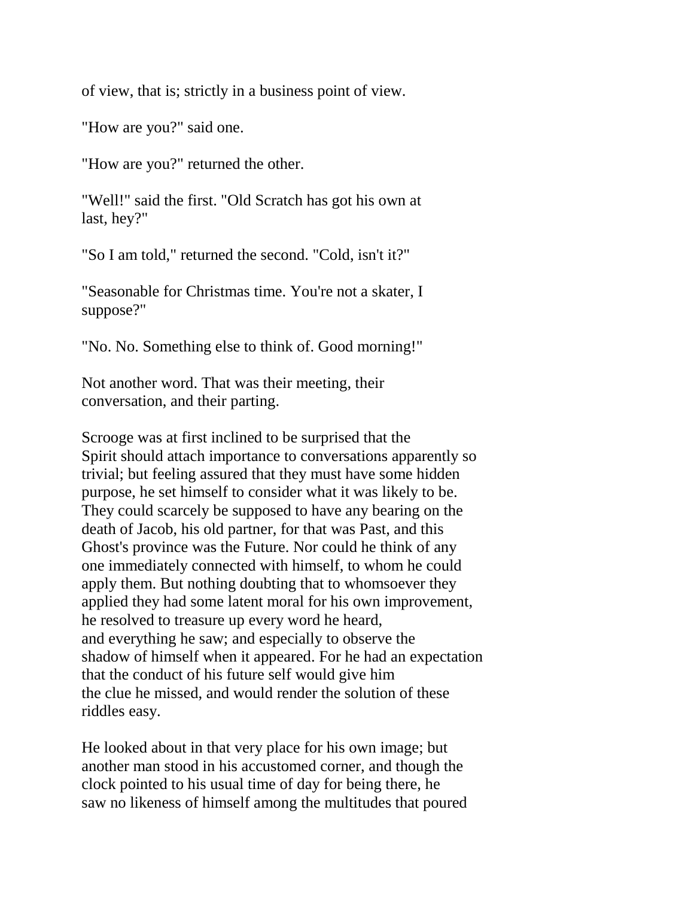of view, that is; strictly in a business point of view.

"How are you?" said one.

"How are you?" returned the other.

"Well!" said the first. "Old Scratch has got his own at last, hey?"

"So I am told," returned the second. "Cold, isn't it?"

"Seasonable for Christmas time. You're not a skater, I suppose?"

"No. No. Something else to think of. Good morning!"

Not another word. That was their meeting, their conversation, and their parting.

Scrooge was at first inclined to be surprised that the Spirit should attach importance to conversations apparently so trivial; but feeling assured that they must have some hidden purpose, he set himself to consider what it was likely to be. They could scarcely be supposed to have any bearing on the death of Jacob, his old partner, for that was Past, and this Ghost's province was the Future. Nor could he think of any one immediately connected with himself, to whom he could apply them. But nothing doubting that to whomsoever they applied they had some latent moral for his own improvement, he resolved to treasure up every word he heard, and everything he saw; and especially to observe the shadow of himself when it appeared. For he had an expectation that the conduct of his future self would give him the clue he missed, and would render the solution of these riddles easy.

He looked about in that very place for his own image; but another man stood in his accustomed corner, and though the clock pointed to his usual time of day for being there, he saw no likeness of himself among the multitudes that poured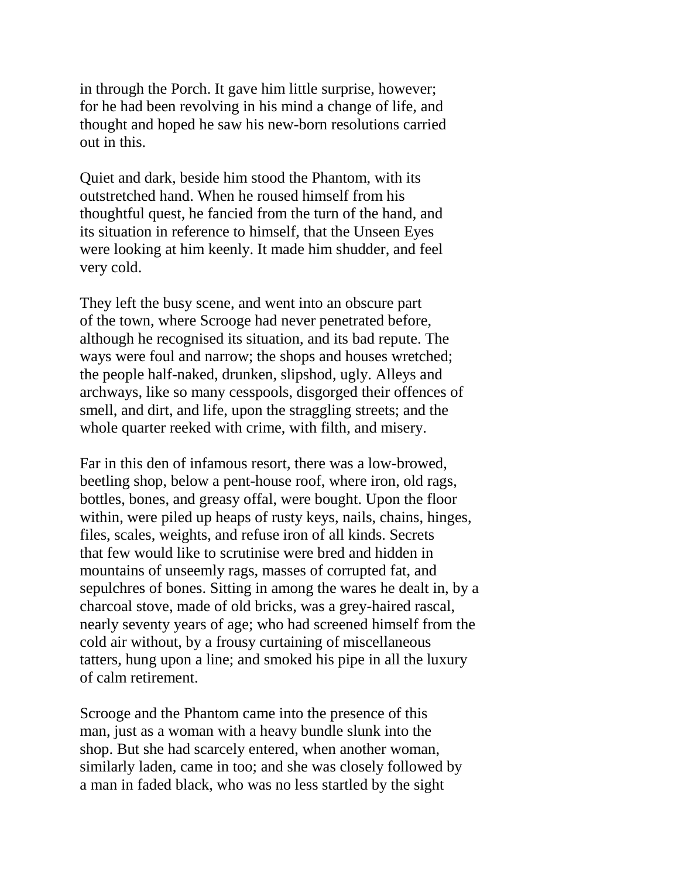in through the Porch. It gave him little surprise, however; for he had been revolving in his mind a change of life, and thought and hoped he saw his new-born resolutions carried out in this.

Quiet and dark, beside him stood the Phantom, with its outstretched hand. When he roused himself from his thoughtful quest, he fancied from the turn of the hand, and its situation in reference to himself, that the Unseen Eyes were looking at him keenly. It made him shudder, and feel very cold.

They left the busy scene, and went into an obscure part of the town, where Scrooge had never penetrated before, although he recognised its situation, and its bad repute. The ways were foul and narrow; the shops and houses wretched; the people half-naked, drunken, slipshod, ugly. Alleys and archways, like so many cesspools, disgorged their offences of smell, and dirt, and life, upon the straggling streets; and the whole quarter reeked with crime, with filth, and misery.

Far in this den of infamous resort, there was a low-browed, beetling shop, below a pent-house roof, where iron, old rags, bottles, bones, and greasy offal, were bought. Upon the floor within, were piled up heaps of rusty keys, nails, chains, hinges, files, scales, weights, and refuse iron of all kinds. Secrets that few would like to scrutinise were bred and hidden in mountains of unseemly rags, masses of corrupted fat, and sepulchres of bones. Sitting in among the wares he dealt in, by a charcoal stove, made of old bricks, was a grey-haired rascal, nearly seventy years of age; who had screened himself from the cold air without, by a frousy curtaining of miscellaneous tatters, hung upon a line; and smoked his pipe in all the luxury of calm retirement.

Scrooge and the Phantom came into the presence of this man, just as a woman with a heavy bundle slunk into the shop. But she had scarcely entered, when another woman, similarly laden, came in too; and she was closely followed by a man in faded black, who was no less startled by the sight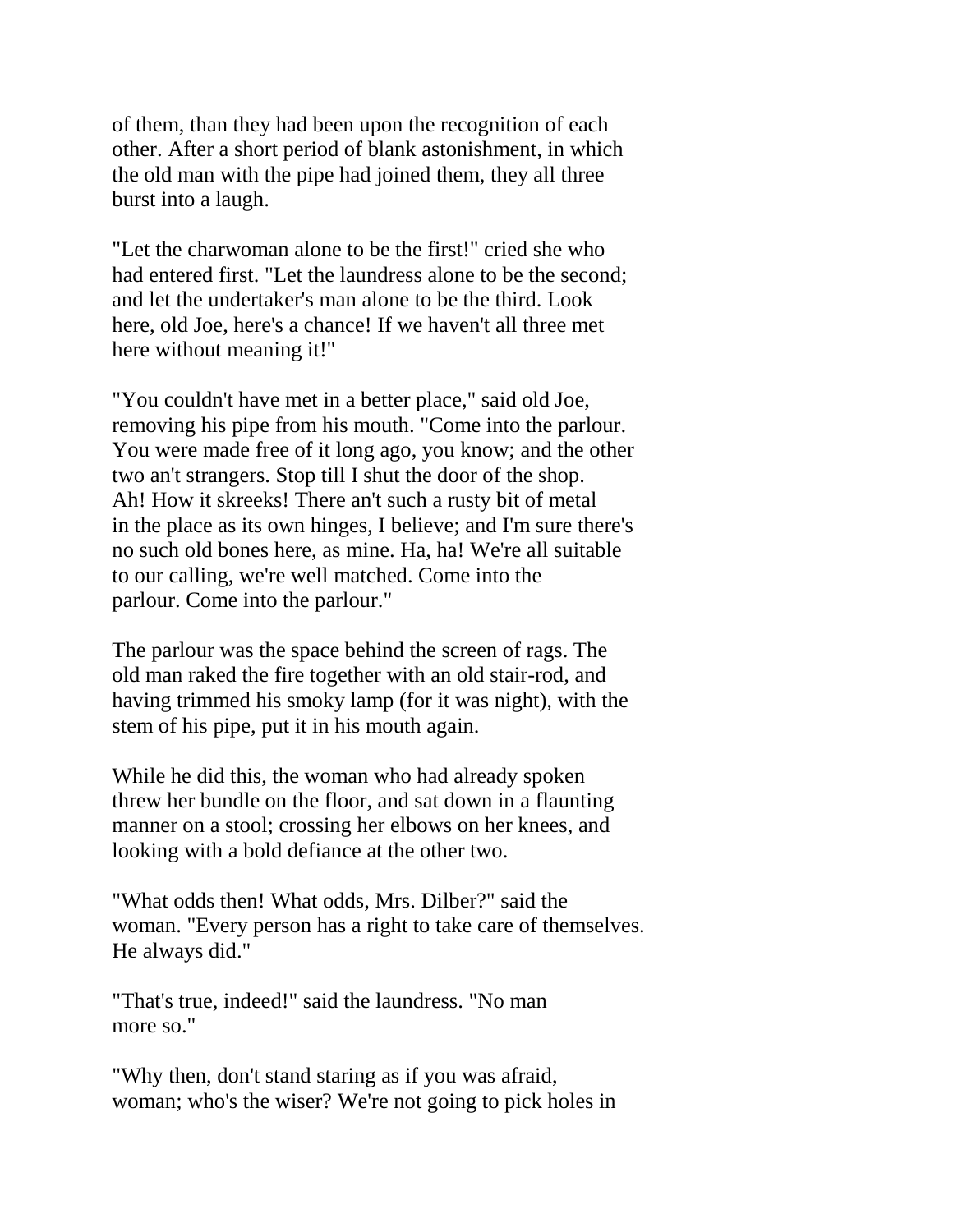of them, than they had been upon the recognition of each other. After a short period of blank astonishment, in which the old man with the pipe had joined them, they all three burst into a laugh.

"Let the charwoman alone to be the first!" cried she who had entered first. "Let the laundress alone to be the second; and let the undertaker's man alone to be the third. Look here, old Joe, here's a chance! If we haven't all three met here without meaning it!"

"You couldn't have met in a better place," said old Joe, removing his pipe from his mouth. "Come into the parlour. You were made free of it long ago, you know; and the other two an't strangers. Stop till I shut the door of the shop. Ah! How it skreeks! There an't such a rusty bit of metal in the place as its own hinges, I believe; and I'm sure there's no such old bones here, as mine. Ha, ha! We're all suitable to our calling, we're well matched. Come into the parlour. Come into the parlour."

The parlour was the space behind the screen of rags. The old man raked the fire together with an old stair-rod, and having trimmed his smoky lamp (for it was night), with the stem of his pipe, put it in his mouth again.

While he did this, the woman who had already spoken threw her bundle on the floor, and sat down in a flaunting manner on a stool; crossing her elbows on her knees, and looking with a bold defiance at the other two.

"What odds then! What odds, Mrs. Dilber?" said the woman. "Every person has a right to take care of themselves. He always did."

"That's true, indeed!" said the laundress. "No man more so."

"Why then, don't stand staring as if you was afraid, woman; who's the wiser? We're not going to pick holes in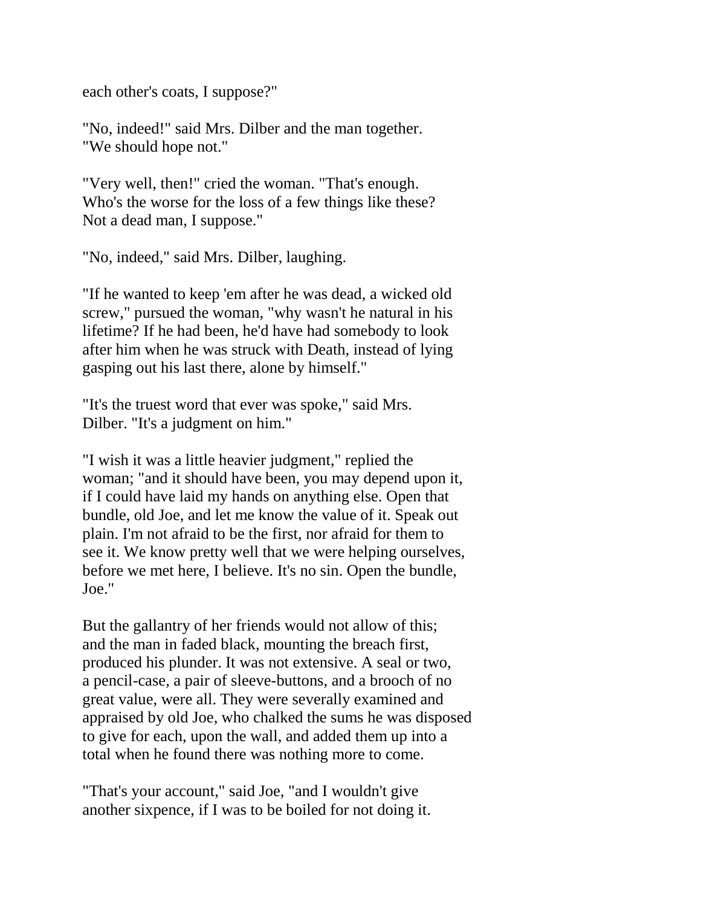each other's coats, I suppose?"

"No, indeed!" said Mrs. Dilber and the man together. "We should hope not."

"Very well, then!" cried the woman. "That's enough. Who's the worse for the loss of a few things like these? Not a dead man, I suppose."

"No, indeed," said Mrs. Dilber, laughing.

"If he wanted to keep 'em after he was dead, a wicked old screw," pursued the woman, "why wasn't he natural in his lifetime? If he had been, he'd have had somebody to look after him when he was struck with Death, instead of lying gasping out his last there, alone by himself."

"It's the truest word that ever was spoke," said Mrs. Dilber. "It's a judgment on him."

"I wish it was a little heavier judgment," replied the woman; "and it should have been, you may depend upon it, if I could have laid my hands on anything else. Open that bundle, old Joe, and let me know the value of it. Speak out plain. I'm not afraid to be the first, nor afraid for them to see it. We know pretty well that we were helping ourselves, before we met here, I believe. It's no sin. Open the bundle, Joe."

But the gallantry of her friends would not allow of this; and the man in faded black, mounting the breach first, produced his plunder. It was not extensive. A seal or two, a pencil-case, a pair of sleeve-buttons, and a brooch of no great value, were all. They were severally examined and appraised by old Joe, who chalked the sums he was disposed to give for each, upon the wall, and added them up into a total when he found there was nothing more to come.

"That's your account," said Joe, "and I wouldn't give another sixpence, if I was to be boiled for not doing it.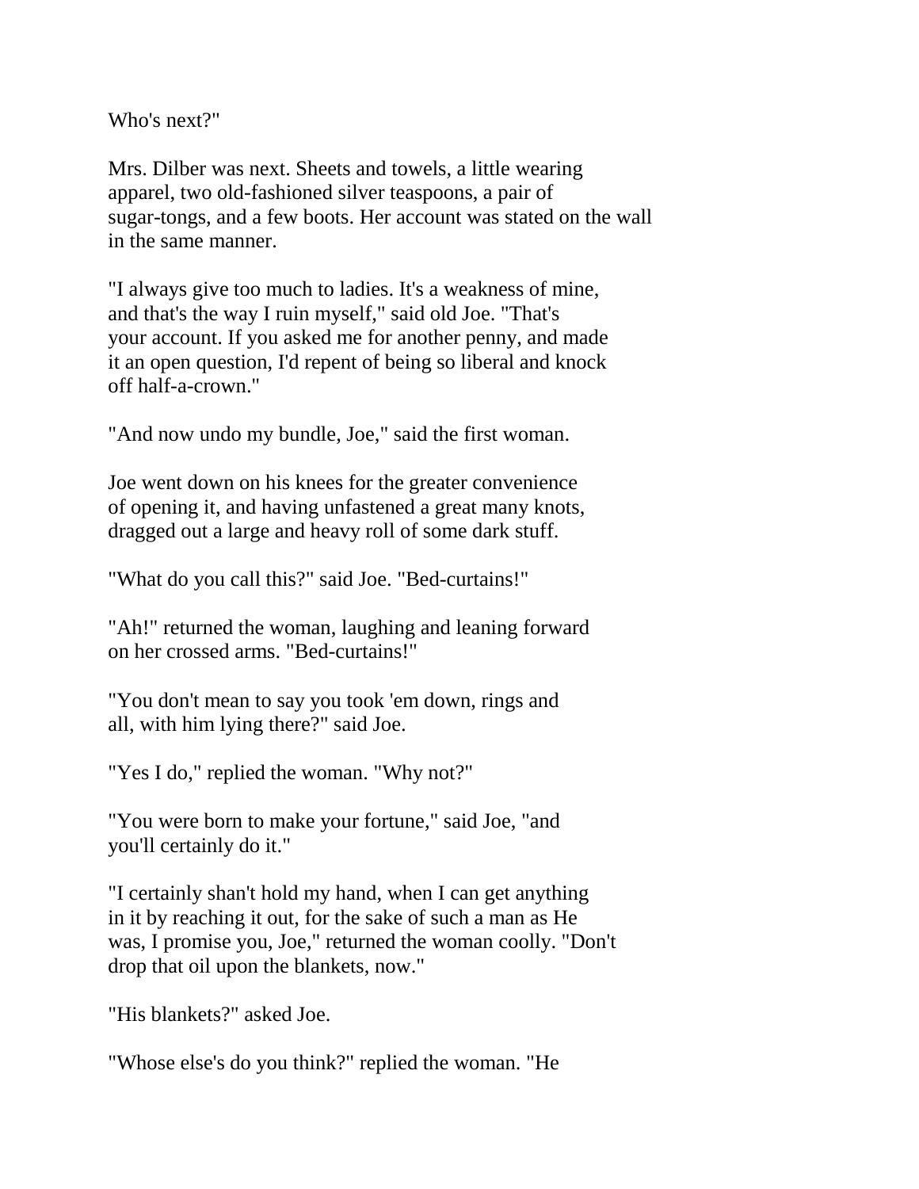Who's next?"

Mrs. Dilber was next. Sheets and towels, a little wearing apparel, two old-fashioned silver teaspoons, a pair of sugar-tongs, and a few boots. Her account was stated on the wall in the same manner.

"I always give too much to ladies. It's a weakness of mine, and that's the way I ruin myself," said old Joe. "That's your account. If you asked me for another penny, and made it an open question, I'd repent of being so liberal and knock off half-a-crown."

"And now undo my bundle, Joe," said the first woman.

Joe went down on his knees for the greater convenience of opening it, and having unfastened a great many knots, dragged out a large and heavy roll of some dark stuff.

"What do you call this?" said Joe. "Bed-curtains!"

"Ah!" returned the woman, laughing and leaning forward on her crossed arms. "Bed-curtains!"

"You don't mean to say you took 'em down, rings and all, with him lying there?" said Joe.

"Yes I do," replied the woman. "Why not?"

"You were born to make your fortune," said Joe, "and you'll certainly do it."

"I certainly shan't hold my hand, when I can get anything in it by reaching it out, for the sake of such a man as He was, I promise you, Joe," returned the woman coolly. "Don't drop that oil upon the blankets, now."

"His blankets?" asked Joe.

"Whose else's do you think?" replied the woman. "He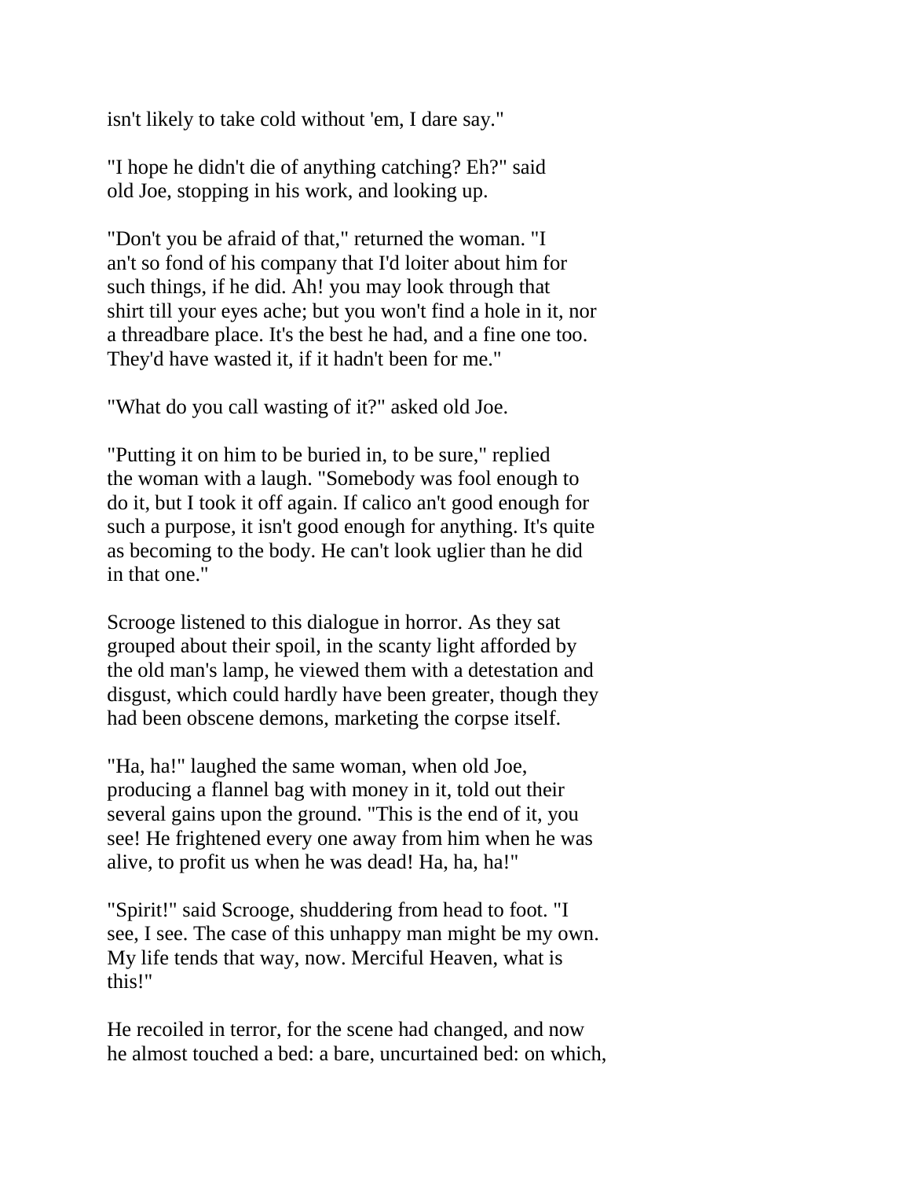isn't likely to take cold without 'em, I dare say."

"I hope he didn't die of anything catching? Eh?" said old Joe, stopping in his work, and looking up.

"Don't you be afraid of that," returned the woman. "I an't so fond of his company that I'd loiter about him for such things, if he did. Ah! you may look through that shirt till your eyes ache; but you won't find a hole in it, nor a threadbare place. It's the best he had, and a fine one too. They'd have wasted it, if it hadn't been for me."

"What do you call wasting of it?" asked old Joe.

"Putting it on him to be buried in, to be sure," replied the woman with a laugh. "Somebody was fool enough to do it, but I took it off again. If calico an't good enough for such a purpose, it isn't good enough for anything. It's quite as becoming to the body. He can't look uglier than he did in that one."

Scrooge listened to this dialogue in horror. As they sat grouped about their spoil, in the scanty light afforded by the old man's lamp, he viewed them with a detestation and disgust, which could hardly have been greater, though they had been obscene demons, marketing the corpse itself.

"Ha, ha!" laughed the same woman, when old Joe, producing a flannel bag with money in it, told out their several gains upon the ground. "This is the end of it, you see! He frightened every one away from him when he was alive, to profit us when he was dead! Ha, ha, ha!"

"Spirit!" said Scrooge, shuddering from head to foot. "I see, I see. The case of this unhappy man might be my own. My life tends that way, now. Merciful Heaven, what is this!"

He recoiled in terror, for the scene had changed, and now he almost touched a bed: a bare, uncurtained bed: on which,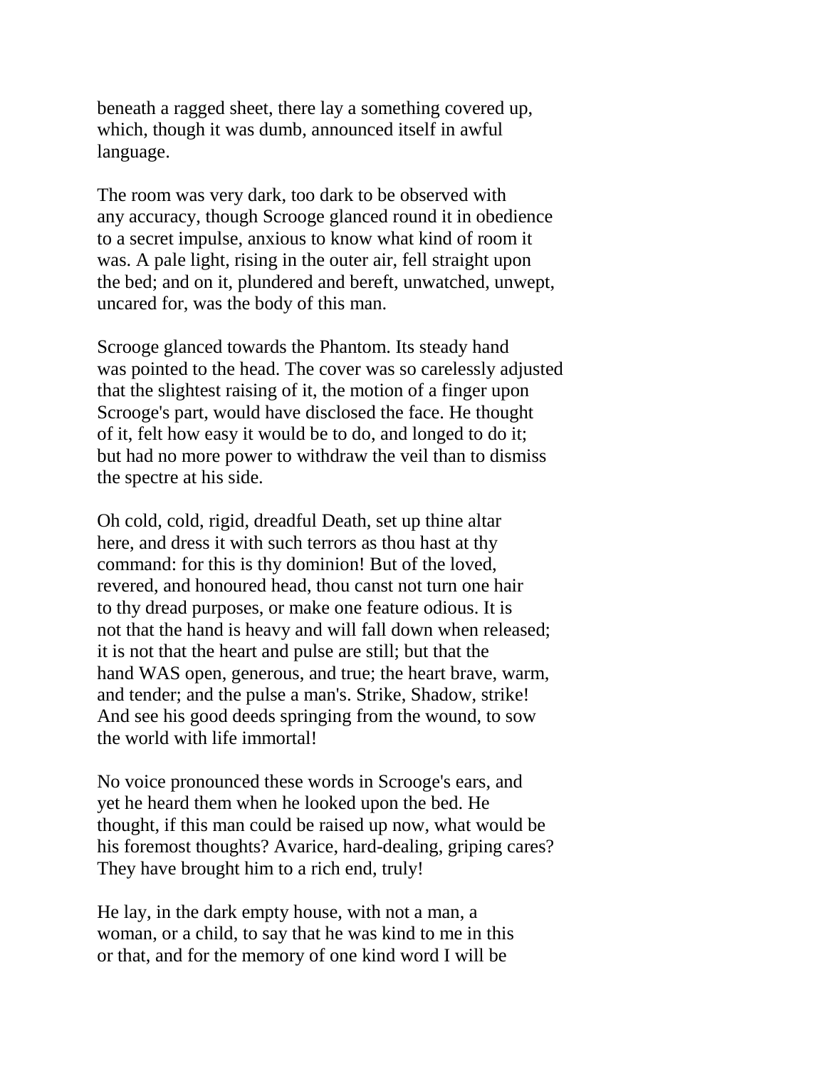beneath a ragged sheet, there lay a something covered up, which, though it was dumb, announced itself in awful language.

The room was very dark, too dark to be observed with any accuracy, though Scrooge glanced round it in obedience to a secret impulse, anxious to know what kind of room it was. A pale light, rising in the outer air, fell straight upon the bed; and on it, plundered and bereft, unwatched, unwept, uncared for, was the body of this man.

Scrooge glanced towards the Phantom. Its steady hand was pointed to the head. The cover was so carelessly adjusted that the slightest raising of it, the motion of a finger upon Scrooge's part, would have disclosed the face. He thought of it, felt how easy it would be to do, and longed to do it; but had no more power to withdraw the veil than to dismiss the spectre at his side.

Oh cold, cold, rigid, dreadful Death, set up thine altar here, and dress it with such terrors as thou hast at thy command: for this is thy dominion! But of the loved, revered, and honoured head, thou canst not turn one hair to thy dread purposes, or make one feature odious. It is not that the hand is heavy and will fall down when released; it is not that the heart and pulse are still; but that the hand WAS open, generous, and true; the heart brave, warm, and tender; and the pulse a man's. Strike, Shadow, strike! And see his good deeds springing from the wound, to sow the world with life immortal!

No voice pronounced these words in Scrooge's ears, and yet he heard them when he looked upon the bed. He thought, if this man could be raised up now, what would be his foremost thoughts? Avarice, hard-dealing, griping cares? They have brought him to a rich end, truly!

He lay, in the dark empty house, with not a man, a woman, or a child, to say that he was kind to me in this or that, and for the memory of one kind word I will be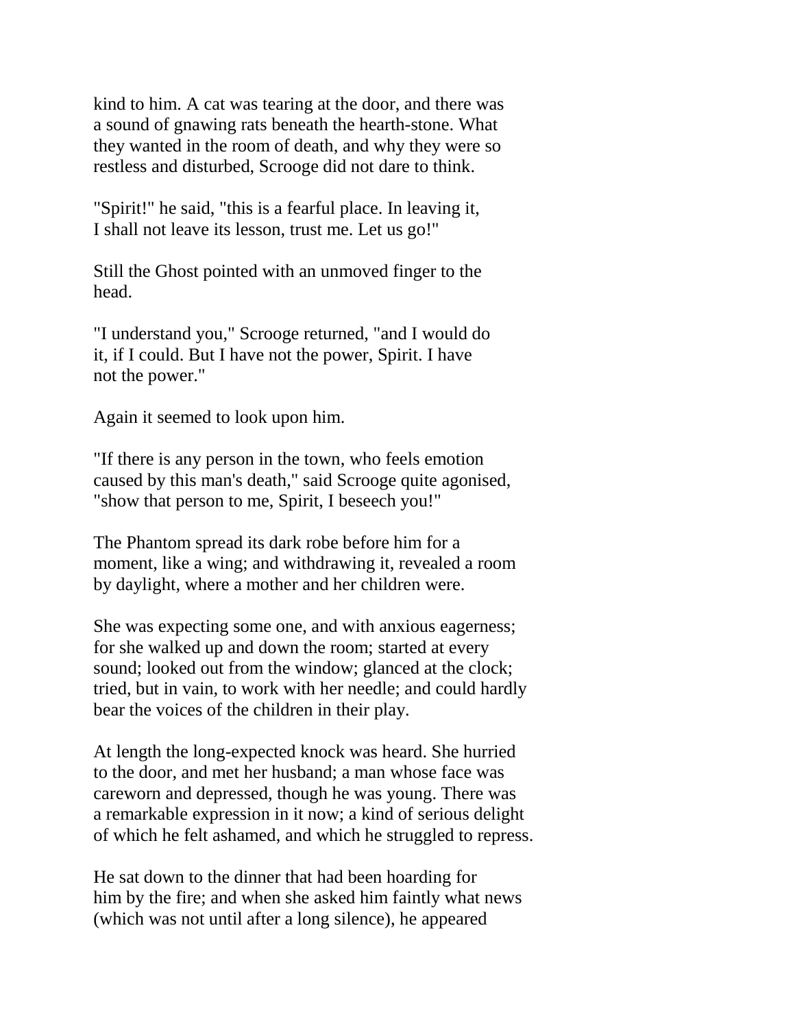kind to him. A cat was tearing at the door, and there was a sound of gnawing rats beneath the hearth-stone. What they wanted in the room of death, and why they were so restless and disturbed, Scrooge did not dare to think.

"Spirit!" he said, "this is a fearful place. In leaving it, I shall not leave its lesson, trust me. Let us go!"

Still the Ghost pointed with an unmoved finger to the head.

"I understand you," Scrooge returned, "and I would do it, if I could. But I have not the power, Spirit. I have not the power."

Again it seemed to look upon him.

"If there is any person in the town, who feels emotion caused by this man's death," said Scrooge quite agonised, "show that person to me, Spirit, I beseech you!"

The Phantom spread its dark robe before him for a moment, like a wing; and withdrawing it, revealed a room by daylight, where a mother and her children were.

She was expecting some one, and with anxious eagerness; for she walked up and down the room; started at every sound; looked out from the window; glanced at the clock; tried, but in vain, to work with her needle; and could hardly bear the voices of the children in their play.

At length the long-expected knock was heard. She hurried to the door, and met her husband; a man whose face was careworn and depressed, though he was young. There was a remarkable expression in it now; a kind of serious delight of which he felt ashamed, and which he struggled to repress.

He sat down to the dinner that had been hoarding for him by the fire; and when she asked him faintly what news (which was not until after a long silence), he appeared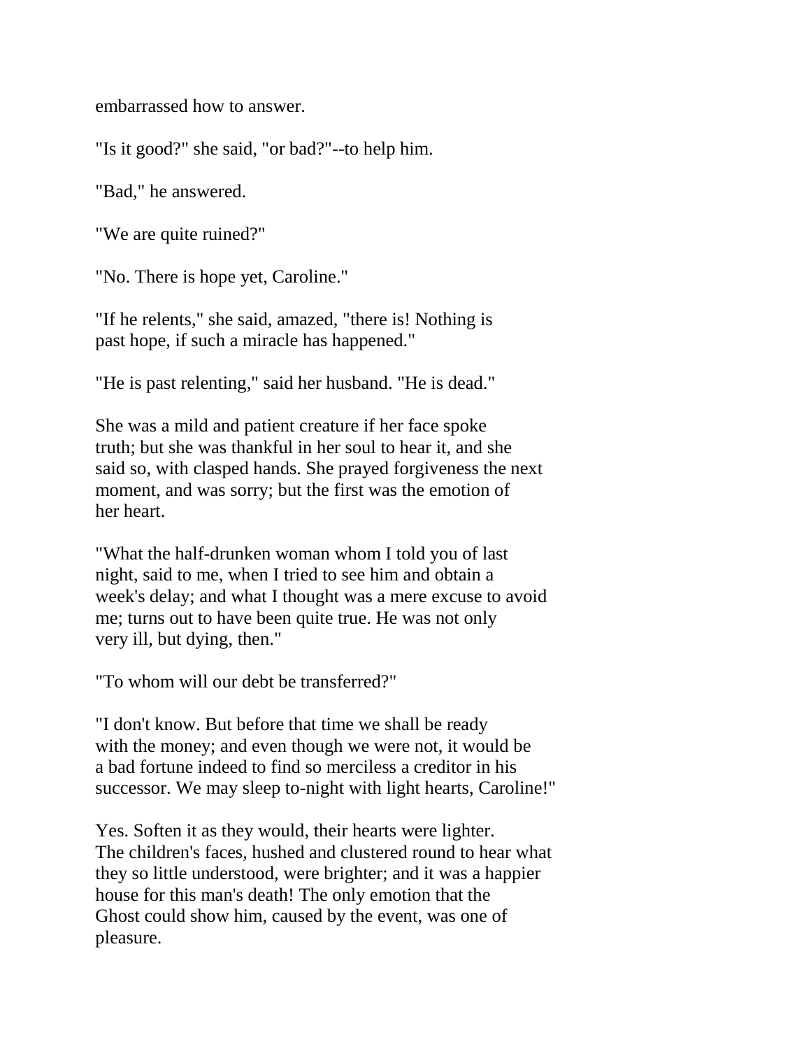embarrassed how to answer.

"Is it good?" she said, "or bad?"--to help him.

"Bad," he answered.

"We are quite ruined?"

"No. There is hope yet, Caroline."

"If he relents," she said, amazed, "there is! Nothing is past hope, if such a miracle has happened."

"He is past relenting," said her husband. "He is dead."

She was a mild and patient creature if her face spoke truth; but she was thankful in her soul to hear it, and she said so, with clasped hands. She prayed forgiveness the next moment, and was sorry; but the first was the emotion of her heart.

"What the half-drunken woman whom I told you of last night, said to me, when I tried to see him and obtain a week's delay; and what I thought was a mere excuse to avoid me; turns out to have been quite true. He was not only very ill, but dying, then."

"To whom will our debt be transferred?"

"I don't know. But before that time we shall be ready with the money; and even though we were not, it would be a bad fortune indeed to find so merciless a creditor in his successor. We may sleep to-night with light hearts, Caroline!"

Yes. Soften it as they would, their hearts were lighter. The children's faces, hushed and clustered round to hear what they so little understood, were brighter; and it was a happier house for this man's death! The only emotion that the Ghost could show him, caused by the event, was one of pleasure.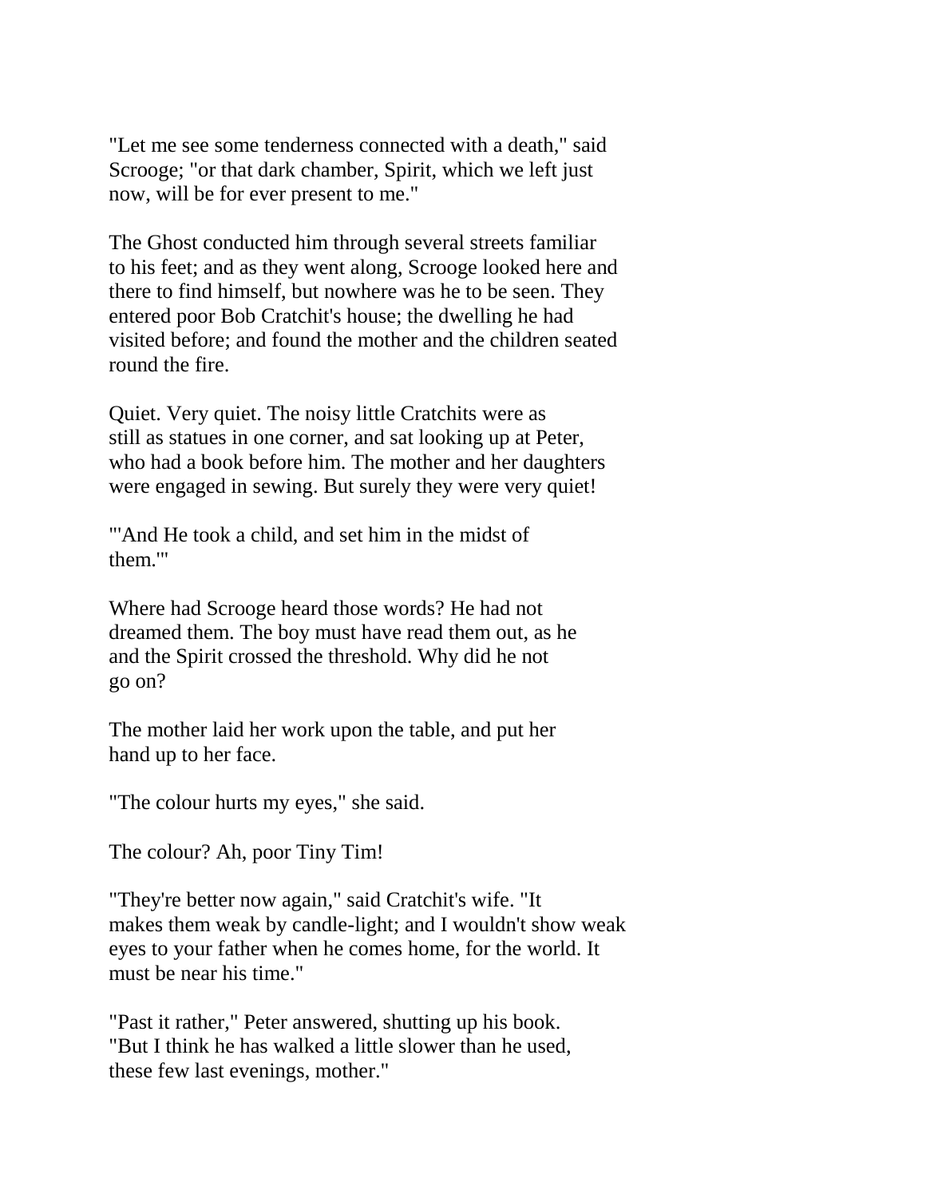"Let me see some tenderness connected with a death," said Scrooge; "or that dark chamber, Spirit, which we left just now, will be for ever present to me."

The Ghost conducted him through several streets familiar to his feet; and as they went along, Scrooge looked here and there to find himself, but nowhere was he to be seen. They entered poor Bob Cratchit's house; the dwelling he had visited before; and found the mother and the children seated round the fire.

Quiet. Very quiet. The noisy little Cratchits were as still as statues in one corner, and sat looking up at Peter, who had a book before him. The mother and her daughters were engaged in sewing. But surely they were very quiet!

"'And He took a child, and set him in the midst of them.'"

Where had Scrooge heard those words? He had not dreamed them. The boy must have read them out, as he and the Spirit crossed the threshold. Why did he not go on?

The mother laid her work upon the table, and put her hand up to her face.

"The colour hurts my eyes," she said.

The colour? Ah, poor Tiny Tim!

"They're better now again," said Cratchit's wife. "It makes them weak by candle-light; and I wouldn't show weak eyes to your father when he comes home, for the world. It must be near his time."

"Past it rather," Peter answered, shutting up his book. "But I think he has walked a little slower than he used, these few last evenings, mother."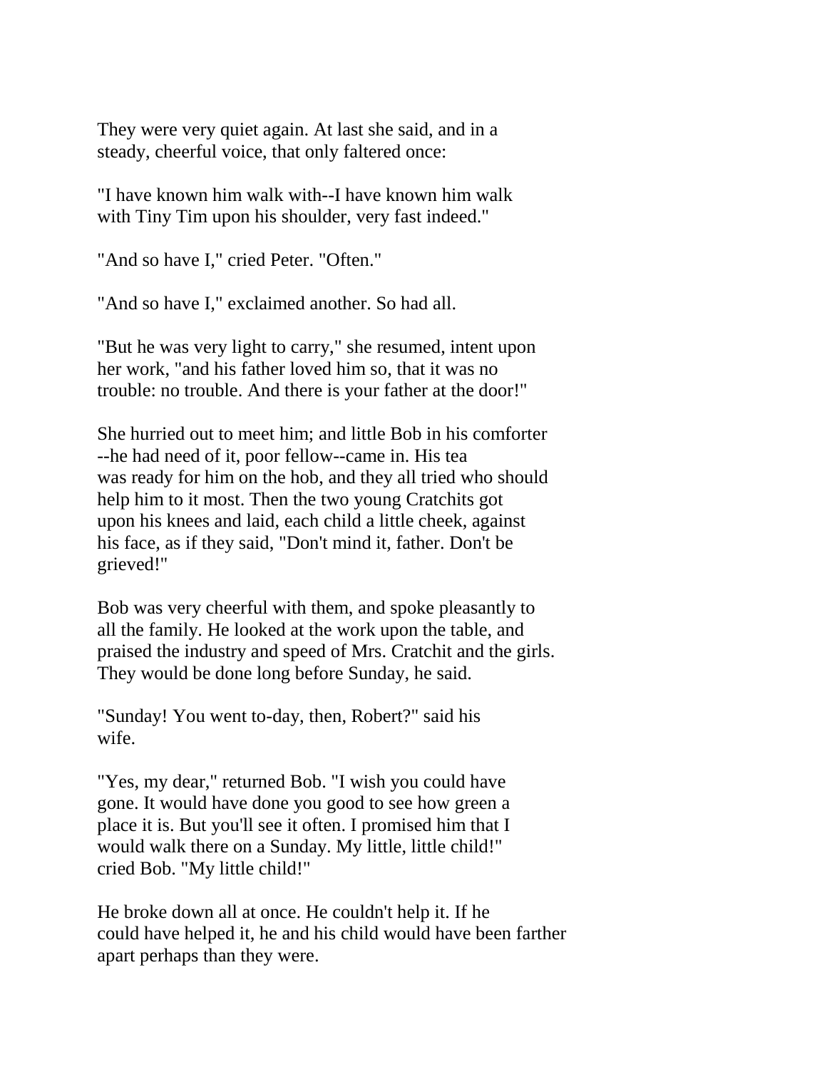They were very quiet again. At last she said, and in a steady, cheerful voice, that only faltered once:

"I have known him walk with--I have known him walk with Tiny Tim upon his shoulder, very fast indeed."

"And so have I," cried Peter. "Often."

"And so have I," exclaimed another. So had all.

"But he was very light to carry," she resumed, intent upon her work, "and his father loved him so, that it was no trouble: no trouble. And there is your father at the door!"

She hurried out to meet him; and little Bob in his comforter --he had need of it, poor fellow--came in. His tea was ready for him on the hob, and they all tried who should help him to it most. Then the two young Cratchits got upon his knees and laid, each child a little cheek, against his face, as if they said, "Don't mind it, father. Don't be grieved!"

Bob was very cheerful with them, and spoke pleasantly to all the family. He looked at the work upon the table, and praised the industry and speed of Mrs. Cratchit and the girls. They would be done long before Sunday, he said.

"Sunday! You went to-day, then, Robert?" said his wife.

"Yes, my dear," returned Bob. "I wish you could have gone. It would have done you good to see how green a place it is. But you'll see it often. I promised him that I would walk there on a Sunday. My little, little child!" cried Bob. "My little child!"

He broke down all at once. He couldn't help it. If he could have helped it, he and his child would have been farther apart perhaps than they were.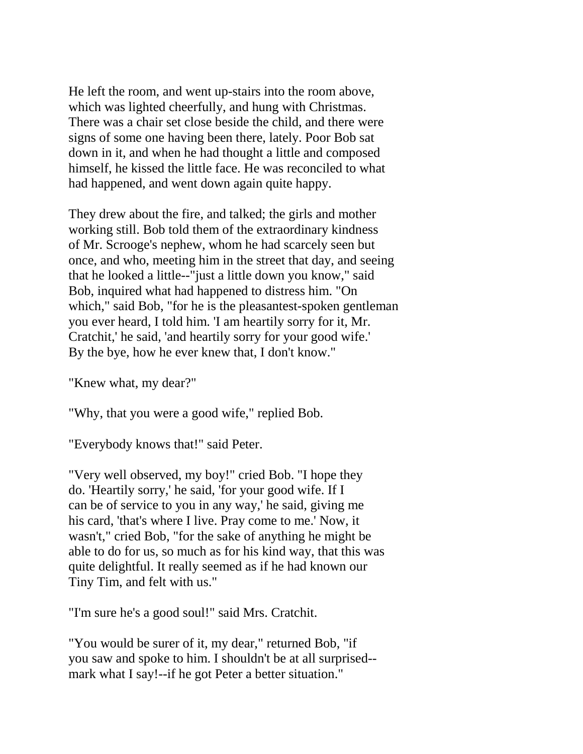He left the room, and went up-stairs into the room above, which was lighted cheerfully, and hung with Christmas. There was a chair set close beside the child, and there were signs of some one having been there, lately. Poor Bob sat down in it, and when he had thought a little and composed himself, he kissed the little face. He was reconciled to what had happened, and went down again quite happy.

They drew about the fire, and talked; the girls and mother working still. Bob told them of the extraordinary kindness of Mr. Scrooge's nephew, whom he had scarcely seen but once, and who, meeting him in the street that day, and seeing that he looked a little--"just a little down you know," said Bob, inquired what had happened to distress him. "On which," said Bob, "for he is the pleasantest-spoken gentleman you ever heard, I told him. 'I am heartily sorry for it, Mr. Cratchit,' he said, 'and heartily sorry for your good wife.' By the bye, how he ever knew that, I don't know."

"Knew what, my dear?"

"Why, that you were a good wife," replied Bob.

"Everybody knows that!" said Peter.

"Very well observed, my boy!" cried Bob. "I hope they do. 'Heartily sorry,' he said, 'for your good wife. If I can be of service to you in any way,' he said, giving me his card, 'that's where I live. Pray come to me.' Now, it wasn't," cried Bob, "for the sake of anything he might be able to do for us, so much as for his kind way, that this was quite delightful. It really seemed as if he had known our Tiny Tim, and felt with us."

"I'm sure he's a good soul!" said Mrs. Cratchit.

"You would be surer of it, my dear," returned Bob, "if you saw and spoke to him. I shouldn't be at all surprised--mark what I say!--if he got Peter a better situation."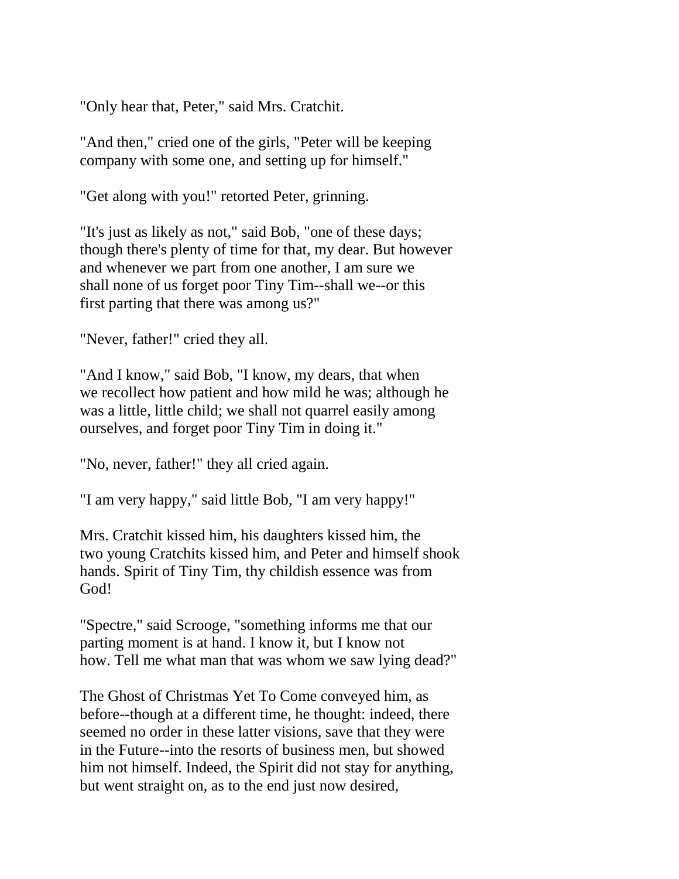"Only hear that, Peter," said Mrs. Cratchit.

"And then," cried one of the girls, "Peter will be keeping company with some one, and setting up for himself."

"Get along with you!" retorted Peter, grinning.

"It's just as likely as not," said Bob, "one of these days; though there's plenty of time for that, my dear. But however and whenever we part from one another, I am sure we shall none of us forget poor Tiny Tim--shall we--or this first parting that there was among us?"

"Never, father!" cried they all.

"And I know," said Bob, "I know, my dears, that when we recollect how patient and how mild he was; although he was a little, little child; we shall not quarrel easily among ourselves, and forget poor Tiny Tim in doing it."

"No, never, father!" they all cried again.

"I am very happy," said little Bob, "I am very happy!"

Mrs. Cratchit kissed him, his daughters kissed him, the two young Cratchits kissed him, and Peter and himself shook hands. Spirit of Tiny Tim, thy childish essence was from God!

"Spectre," said Scrooge, "something informs me that our parting moment is at hand. I know it, but I know not how. Tell me what man that was whom we saw lying dead?"

The Ghost of Christmas Yet To Come conveyed him, as before--though at a different time, he thought: indeed, there seemed no order in these latter visions, save that they were in the Future--into the resorts of business men, but showed him not himself. Indeed, the Spirit did not stay for anything, but went straight on, as to the end just now desired,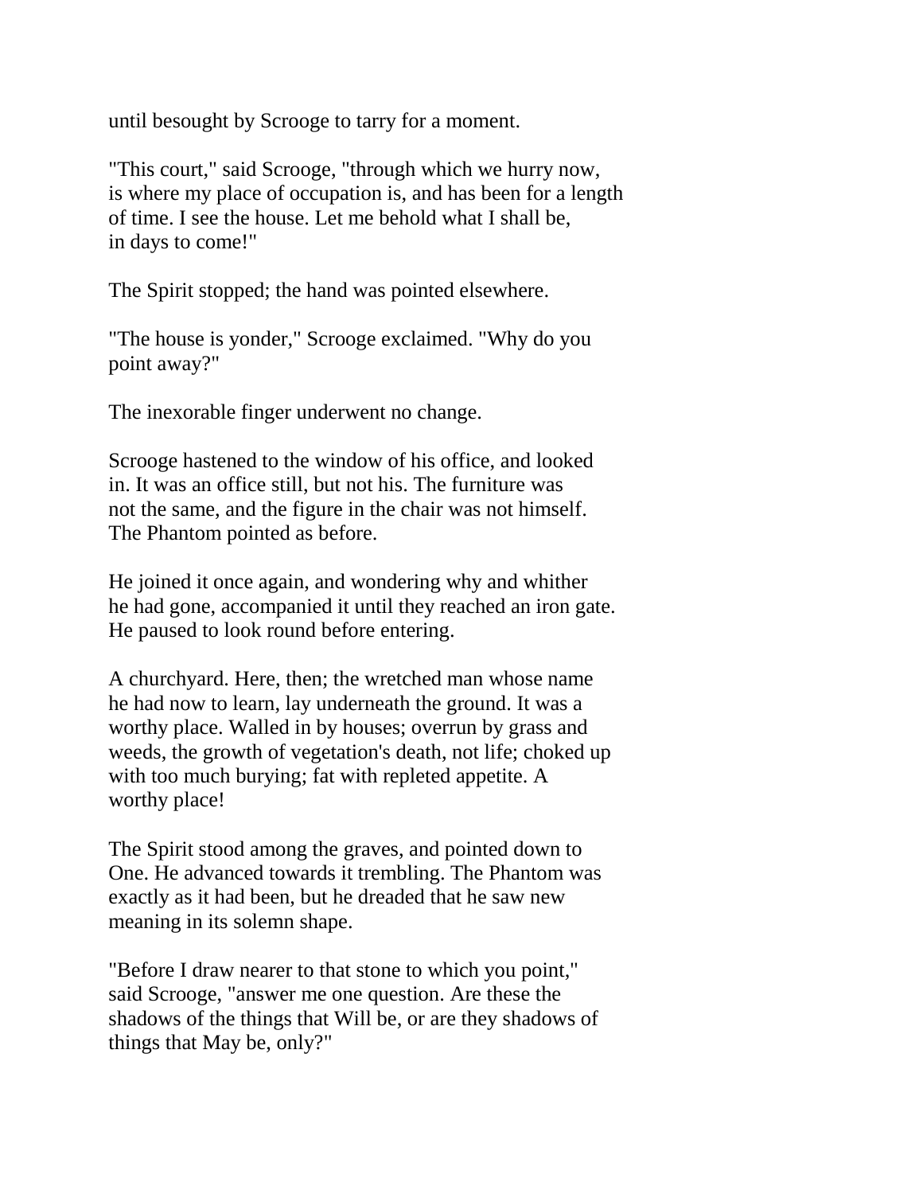until besought by Scrooge to tarry for a moment.

"This court," said Scrooge, "through which we hurry now, is where my place of occupation is, and has been for a length of time. I see the house. Let me behold what I shall be, in days to come!"

The Spirit stopped; the hand was pointed elsewhere.

"The house is yonder," Scrooge exclaimed. "Why do you point away?"

The inexorable finger underwent no change.

Scrooge hastened to the window of his office, and looked in. It was an office still, but not his. The furniture was not the same, and the figure in the chair was not himself. The Phantom pointed as before.

He joined it once again, and wondering why and whither he had gone, accompanied it until they reached an iron gate. He paused to look round before entering.

A churchyard. Here, then; the wretched man whose name he had now to learn, lay underneath the ground. It was a worthy place. Walled in by houses; overrun by grass and weeds, the growth of vegetation's death, not life; choked up with too much burying; fat with repleted appetite. A worthy place!

The Spirit stood among the graves, and pointed down to One. He advanced towards it trembling. The Phantom was exactly as it had been, but he dreaded that he saw new meaning in its solemn shape.

"Before I draw nearer to that stone to which you point," said Scrooge, "answer me one question. Are these the shadows of the things that Will be, or are they shadows of things that May be, only?"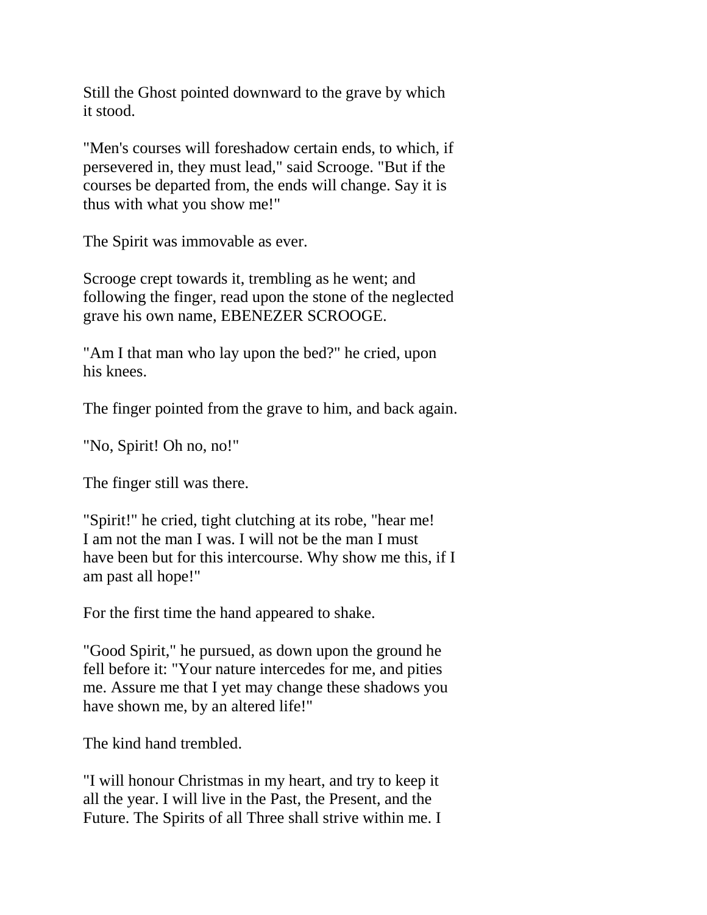Still the Ghost pointed downward to the grave by which it stood.

"Men's courses will foreshadow certain ends, to which, if persevered in, they must lead," said Scrooge. "But if the courses be departed from, the ends will change. Say it is thus with what you show me!"

The Spirit was immovable as ever.

Scrooge crept towards it, trembling as he went; and following the finger, read upon the stone of the neglected grave his own name, EBENEZER SCROOGE.

"Am I that man who lay upon the bed?" he cried, upon his knees.

The finger pointed from the grave to him, and back again.

"No, Spirit! Oh no, no!"

The finger still was there.

"Spirit!" he cried, tight clutching at its robe, "hear me! I am not the man I was. I will not be the man I must have been but for this intercourse. Why show me this, if I am past all hope!"

For the first time the hand appeared to shake.

"Good Spirit," he pursued, as down upon the ground he fell before it: "Your nature intercedes for me, and pities me. Assure me that I yet may change these shadows you have shown me, by an altered life!"

The kind hand trembled.

"I will honour Christmas in my heart, and try to keep it all the year. I will live in the Past, the Present, and the Future. The Spirits of all Three shall strive within me. I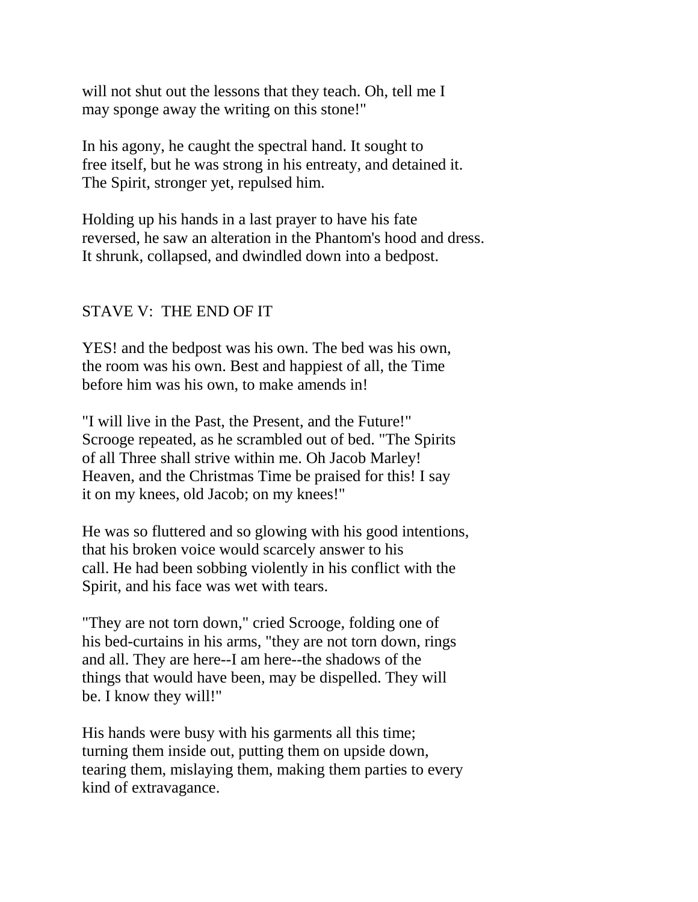will not shut out the lessons that they teach. Oh, tell me I may sponge away the writing on this stone!"

In his agony, he caught the spectral hand. It sought to free itself, but he was strong in his entreaty, and detained it. The Spirit, stronger yet, repulsed him.

Holding up his hands in a last prayer to have his fate reversed, he saw an alteration in the Phantom's hood and dress. It shrunk, collapsed, and dwindled down into a bedpost.

## STAVE V: THE END OF IT

YES! and the bedpost was his own. The bed was his own, the room was his own. Best and happiest of all, the Time before him was his own, to make amends in!

"I will live in the Past, the Present, and the Future!" Scrooge repeated, as he scrambled out of bed. "The Spirits of all Three shall strive within me. Oh Jacob Marley! Heaven, and the Christmas Time be praised for this! I say it on my knees, old Jacob; on my knees!"

He was so fluttered and so glowing with his good intentions, that his broken voice would scarcely answer to his call. He had been sobbing violently in his conflict with the Spirit, and his face was wet with tears.

"They are not torn down," cried Scrooge, folding one of his bed-curtains in his arms, "they are not torn down, rings and all. They are here--I am here--the shadows of the things that would have been, may be dispelled. They will be. I know they will!"

His hands were busy with his garments all this time; turning them inside out, putting them on upside down, tearing them, mislaying them, making them parties to every kind of extravagance.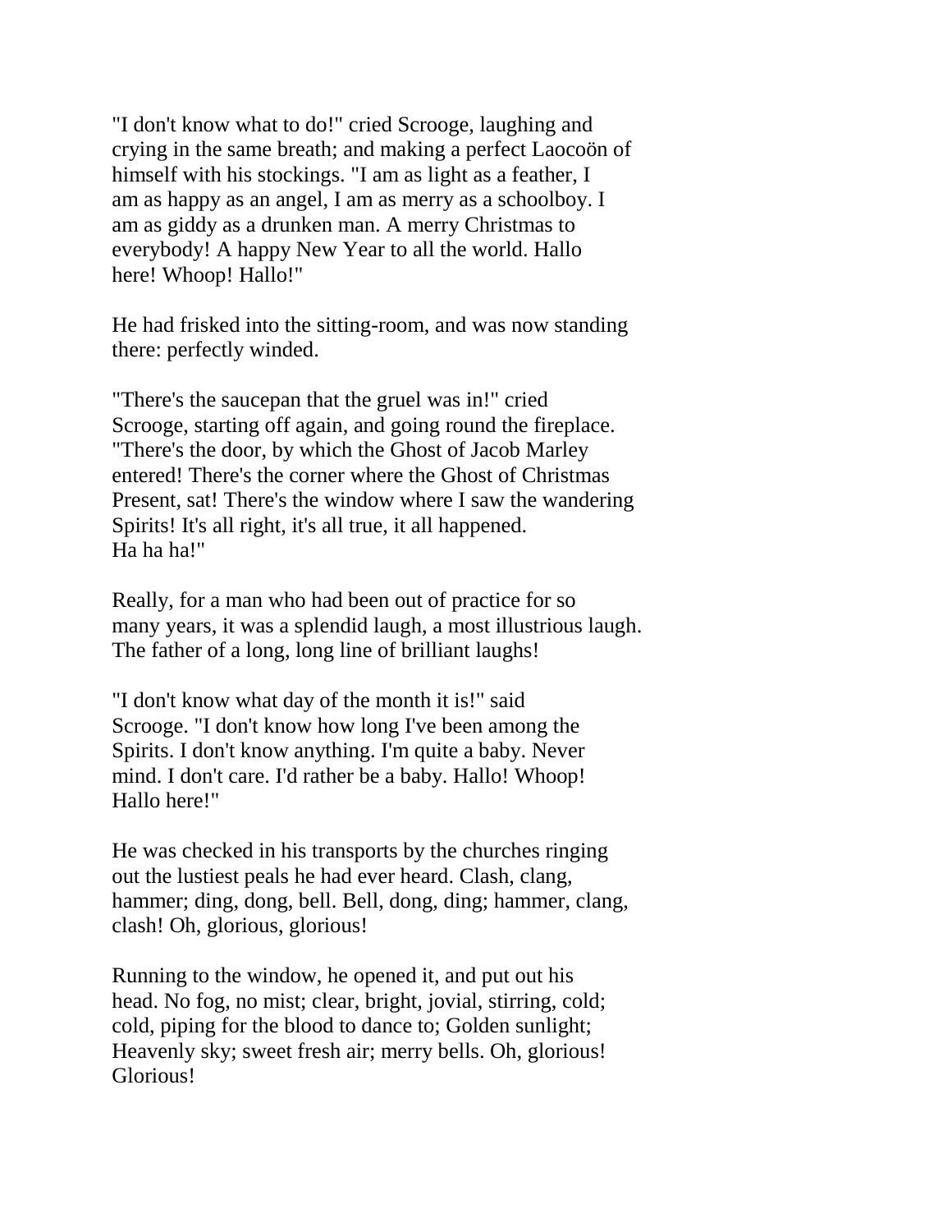"I don't know what to do!" cried Scrooge, laughing and crying in the same breath; and making a perfect Laocoön of himself with his stockings. "I am as light as a feather, I am as happy as an angel, I am as merry as a schoolboy. I am as giddy as a drunken man. A merry Christmas to everybody! A happy New Year to all the world. Hallo here! Whoop! Hallo!"

He had frisked into the sitting-room, and was now standing there: perfectly winded.

"There's the saucepan that the gruel was in!" cried Scrooge, starting off again, and going round the fireplace. "There's the door, by which the Ghost of Jacob Marley entered! There's the corner where the Ghost of Christmas Present, sat! There's the window where I saw the wandering Spirits! It's all right, it's all true, it all happened. Ha ha ha!"

Really, for a man who had been out of practice for so many years, it was a splendid laugh, a most illustrious laugh. The father of a long, long line of brilliant laughs!

"I don't know what day of the month it is!" said Scrooge. "I don't know how long I've been among the Spirits. I don't know anything. I'm quite a baby. Never mind. I don't care. I'd rather be a baby. Hallo! Whoop! Hallo here!"

He was checked in his transports by the churches ringing out the lustiest peals he had ever heard. Clash, clang, hammer; ding, dong, bell. Bell, dong, ding; hammer, clang, clash! Oh, glorious, glorious!

Running to the window, he opened it, and put out his head. No fog, no mist; clear, bright, jovial, stirring, cold; cold, piping for the blood to dance to; Golden sunlight; Heavenly sky; sweet fresh air; merry bells. Oh, glorious! Glorious!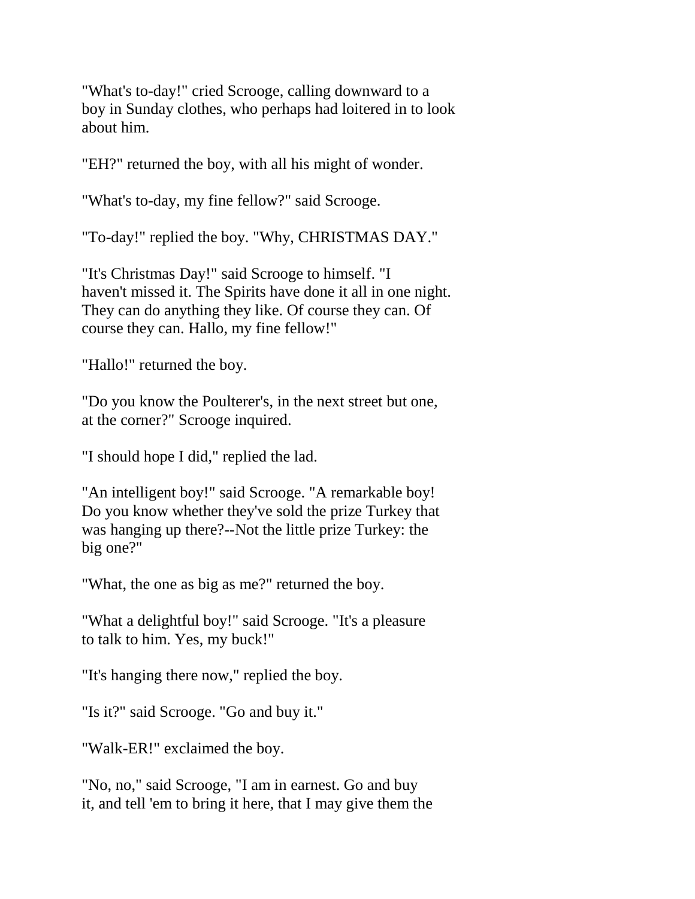"What's to-day!" cried Scrooge, calling downward to a boy in Sunday clothes, who perhaps had loitered in to look about him.

"EH?" returned the boy, with all his might of wonder.

"What's to-day, my fine fellow?" said Scrooge.

"To-day!" replied the boy. "Why, CHRISTMAS DAY."

"It's Christmas Day!" said Scrooge to himself. "I haven't missed it. The Spirits have done it all in one night. They can do anything they like. Of course they can. Of course they can. Hallo, my fine fellow!"

"Hallo!" returned the boy.

"Do you know the Poulterer's, in the next street but one, at the corner?" Scrooge inquired.

"I should hope I did," replied the lad.

"An intelligent boy!" said Scrooge. "A remarkable boy! Do you know whether they've sold the prize Turkey that was hanging up there?--Not the little prize Turkey: the big one?"

"What, the one as big as me?" returned the boy.

"What a delightful boy!" said Scrooge. "It's a pleasure to talk to him. Yes, my buck!"

"It's hanging there now," replied the boy.

"Is it?" said Scrooge. "Go and buy it."

"Walk-ER!" exclaimed the boy.

"No, no," said Scrooge, "I am in earnest. Go and buy it, and tell 'em to bring it here, that I may give them the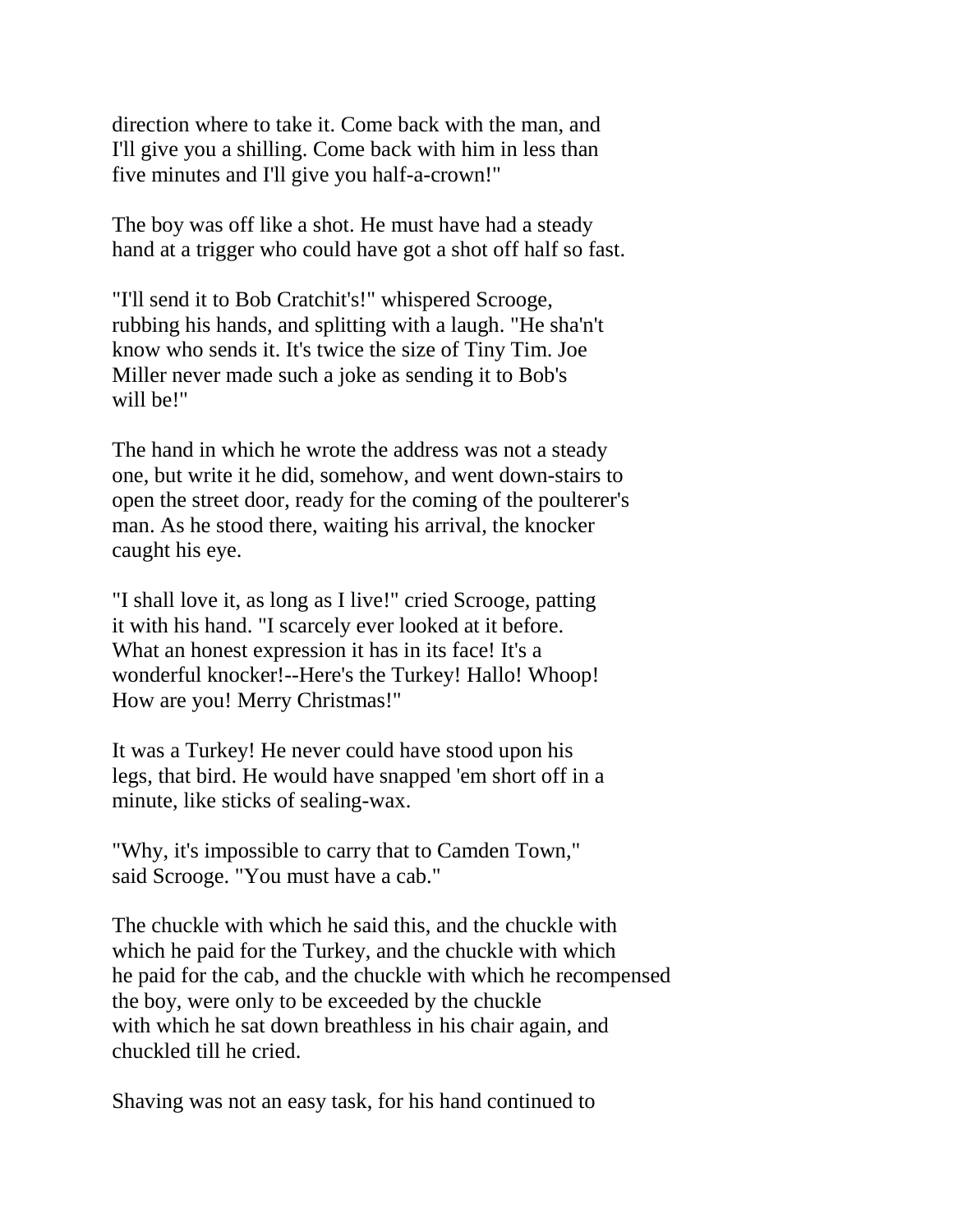direction where to take it. Come back with the man, and I'll give you a shilling. Come back with him in less than five minutes and I'll give you half-a-crown!"

The boy was off like a shot. He must have had a steady hand at a trigger who could have got a shot off half so fast.

"I'll send it to Bob Cratchit's!" whispered Scrooge, rubbing his hands, and splitting with a laugh. "He sha'n't know who sends it. It's twice the size of Tiny Tim. Joe Miller never made such a joke as sending it to Bob's will be!"

The hand in which he wrote the address was not a steady one, but write it he did, somehow, and went down-stairs to open the street door, ready for the coming of the poulterer's man. As he stood there, waiting his arrival, the knocker caught his eye.

"I shall love it, as long as I live!" cried Scrooge, patting it with his hand. "I scarcely ever looked at it before. What an honest expression it has in its face! It's a wonderful knocker!--Here's the Turkey! Hallo! Whoop! How are you! Merry Christmas!"

It was a Turkey! He never could have stood upon his legs, that bird. He would have snapped 'em short off in a minute, like sticks of sealing-wax.

"Why, it's impossible to carry that to Camden Town," said Scrooge. "You must have a cab."

The chuckle with which he said this, and the chuckle with which he paid for the Turkey, and the chuckle with which he paid for the cab, and the chuckle with which he recompensed the boy, were only to be exceeded by the chuckle with which he sat down breathless in his chair again, and chuckled till he cried.

Shaving was not an easy task, for his hand continued to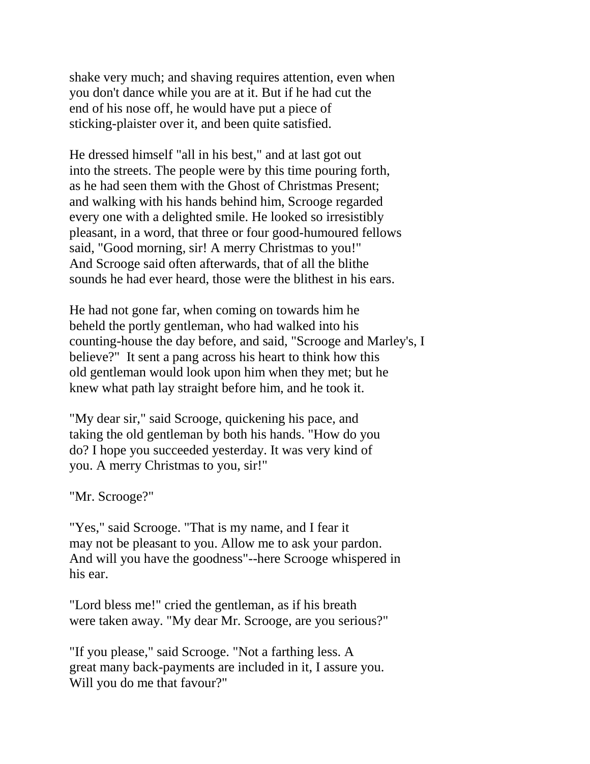shake very much; and shaving requires attention, even when you don't dance while you are at it. But if he had cut the end of his nose off, he would have put a piece of sticking-plaister over it, and been quite satisfied.

He dressed himself "all in his best," and at last got out into the streets. The people were by this time pouring forth, as he had seen them with the Ghost of Christmas Present; and walking with his hands behind him, Scrooge regarded every one with a delighted smile. He looked so irresistibly pleasant, in a word, that three or four good-humoured fellows said, "Good morning, sir! A merry Christmas to you!" And Scrooge said often afterwards, that of all the blithe sounds he had ever heard, those were the blithest in his ears.

He had not gone far, when coming on towards him he beheld the portly gentleman, who had walked into his counting-house the day before, and said, "Scrooge and Marley's, I believe?" It sent a pang across his heart to think how this old gentleman would look upon him when they met; but he knew what path lay straight before him, and he took it.

"My dear sir," said Scrooge, quickening his pace, and taking the old gentleman by both his hands. "How do you do? I hope you succeeded yesterday. It was very kind of you. A merry Christmas to you, sir!"

"Mr. Scrooge?"

"Yes," said Scrooge. "That is my name, and I fear it may not be pleasant to you. Allow me to ask your pardon. And will you have the goodness"--here Scrooge whispered in his ear.

"Lord bless me!" cried the gentleman, as if his breath were taken away. "My dear Mr. Scrooge, are you serious?"

"If you please," said Scrooge. "Not a farthing less. A great many back-payments are included in it, I assure you. Will you do me that favour?"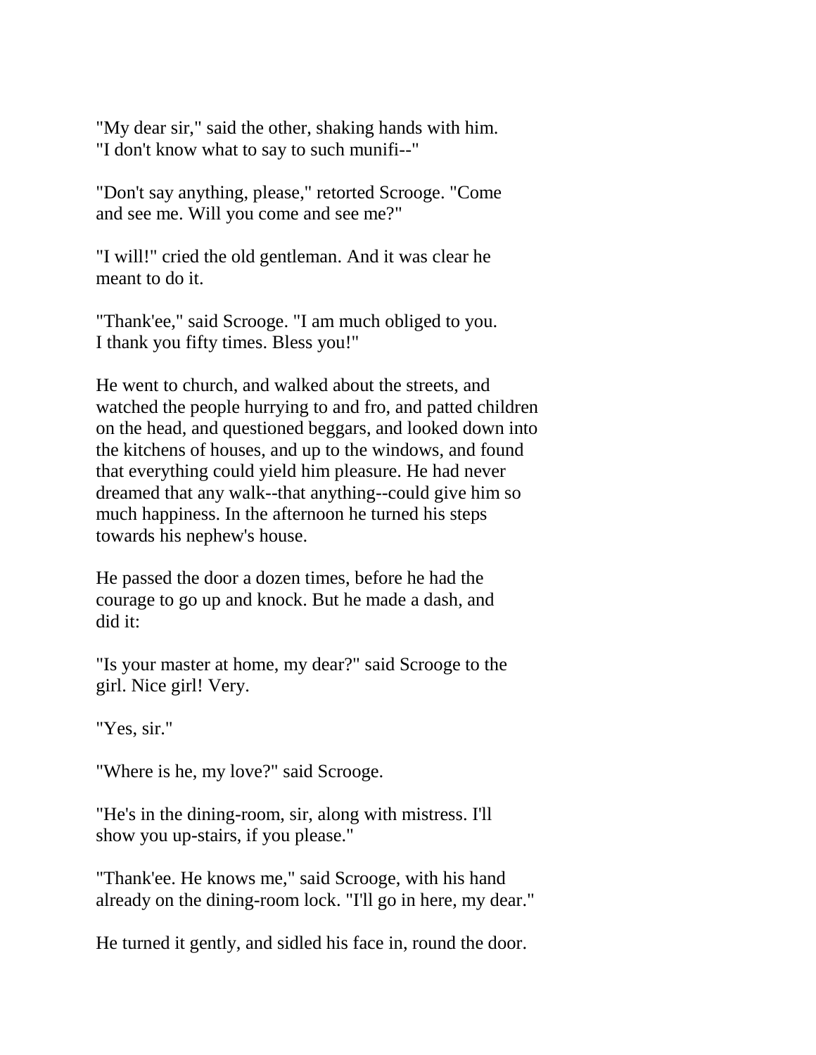"My dear sir," said the other, shaking hands with him. "I don't know what to say to such munifi--"

"Don't say anything, please," retorted Scrooge. "Come and see me. Will you come and see me?"

"I will!" cried the old gentleman. And it was clear he meant to do it.

"Thank'ee," said Scrooge. "I am much obliged to you. I thank you fifty times. Bless you!"

He went to church, and walked about the streets, and watched the people hurrying to and fro, and patted children on the head, and questioned beggars, and looked down into the kitchens of houses, and up to the windows, and found that everything could yield him pleasure. He had never dreamed that any walk--that anything--could give him so much happiness. In the afternoon he turned his steps towards his nephew's house.

He passed the door a dozen times, before he had the courage to go up and knock. But he made a dash, and did it:

"Is your master at home, my dear?" said Scrooge to the girl. Nice girl! Very.

"Yes, sir."

"Where is he, my love?" said Scrooge.

"He's in the dining-room, sir, along with mistress. I'll show you up-stairs, if you please."

"Thank'ee. He knows me," said Scrooge, with his hand already on the dining-room lock. "I'll go in here, my dear."

He turned it gently, and sidled his face in, round the door.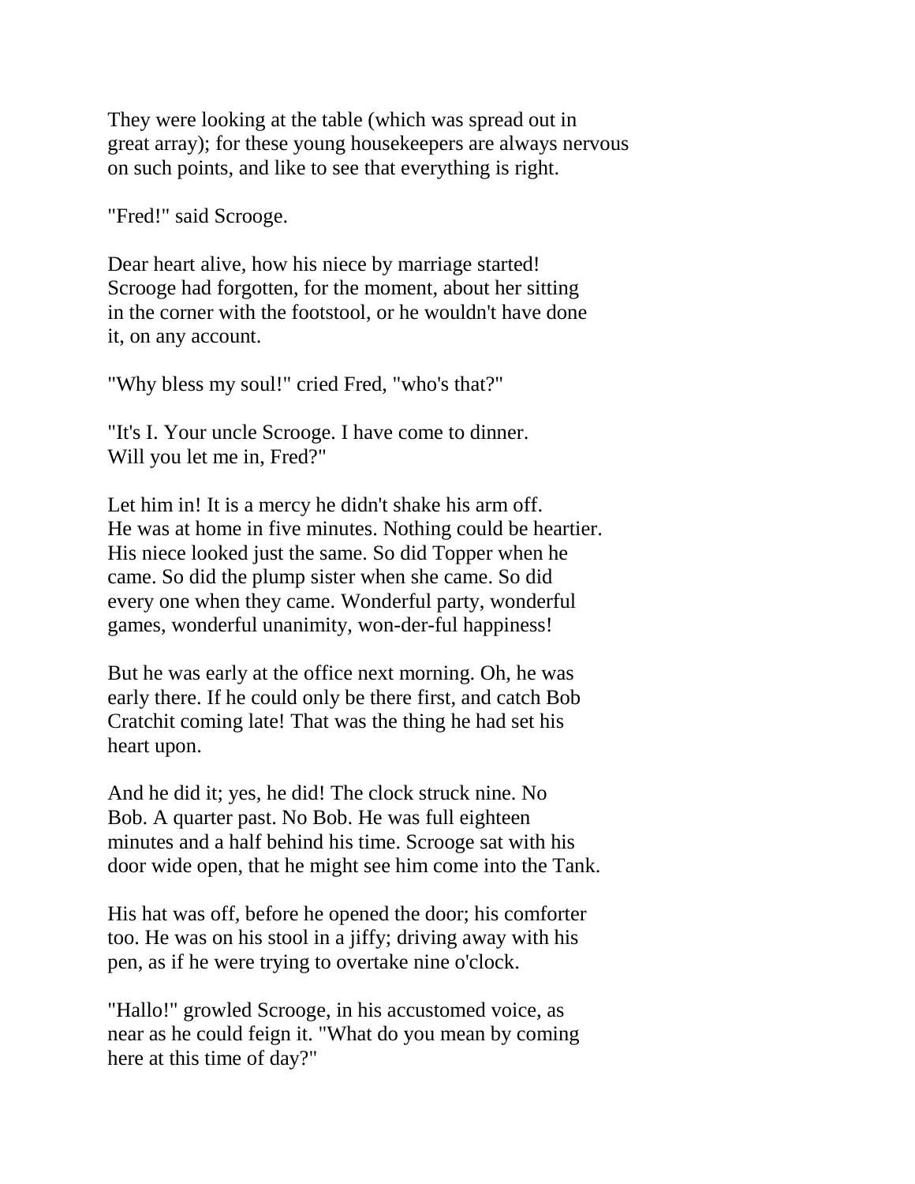They were looking at the table (which was spread out in great array); for these young housekeepers are always nervous on such points, and like to see that everything is right.

"Fred!" said Scrooge.

Dear heart alive, how his niece by marriage started! Scrooge had forgotten, for the moment, about her sitting in the corner with the footstool, or he wouldn't have done it, on any account.

"Why bless my soul!" cried Fred, "who's that?"

"It's I. Your uncle Scrooge. I have come to dinner. Will you let me in, Fred?"

Let him in! It is a mercy he didn't shake his arm off. He was at home in five minutes. Nothing could be heartier. His niece looked just the same. So did Topper when he came. So did the plump sister when she came. So did every one when they came. Wonderful party, wonderful games, wonderful unanimity, won-der-ful happiness!

But he was early at the office next morning. Oh, he was early there. If he could only be there first, and catch Bob Cratchit coming late! That was the thing he had set his heart upon.

And he did it; yes, he did! The clock struck nine. No Bob. A quarter past. No Bob. He was full eighteen minutes and a half behind his time. Scrooge sat with his door wide open, that he might see him come into the Tank.

His hat was off, before he opened the door; his comforter too. He was on his stool in a jiffy; driving away with his pen, as if he were trying to overtake nine o'clock.

"Hallo!" growled Scrooge, in his accustomed voice, as near as he could feign it. "What do you mean by coming here at this time of day?"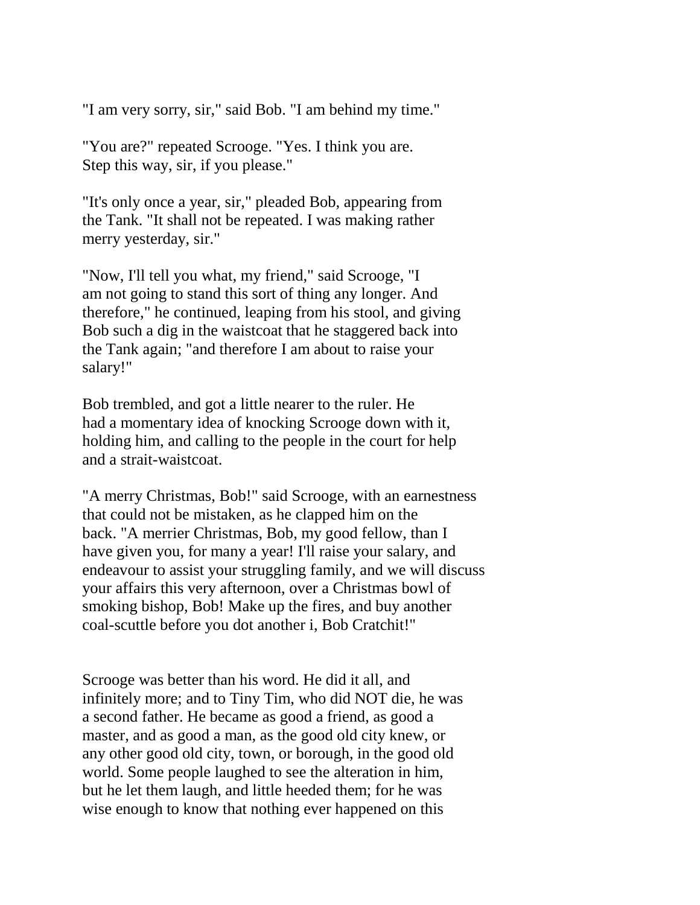"I am very sorry, sir," said Bob. "I am behind my time."

"You are?" repeated Scrooge. "Yes. I think you are. Step this way, sir, if you please."

"It's only once a year, sir," pleaded Bob, appearing from the Tank. "It shall not be repeated. I was making rather merry yesterday, sir."

"Now, I'll tell you what, my friend," said Scrooge, "I am not going to stand this sort of thing any longer. And therefore," he continued, leaping from his stool, and giving Bob such a dig in the waistcoat that he staggered back into the Tank again; "and therefore I am about to raise your salary!"

Bob trembled, and got a little nearer to the ruler. He had a momentary idea of knocking Scrooge down with it, holding him, and calling to the people in the court for help and a strait-waistcoat.

"A merry Christmas, Bob!" said Scrooge, with an earnestness that could not be mistaken, as he clapped him on the back. "A merrier Christmas, Bob, my good fellow, than I have given you, for many a year! I'll raise your salary, and endeavour to assist your struggling family, and we will discuss your affairs this very afternoon, over a Christmas bowl of smoking bishop, Bob! Make up the fires, and buy another coal-scuttle before you dot another i, Bob Cratchit!"

Scrooge was better than his word. He did it all, and infinitely more; and to Tiny Tim, who did NOT die, he was a second father. He became as good a friend, as good a master, and as good a man, as the good old city knew, or any other good old city, town, or borough, in the good old world. Some people laughed to see the alteration in him, but he let them laugh, and little heeded them; for he was wise enough to know that nothing ever happened on this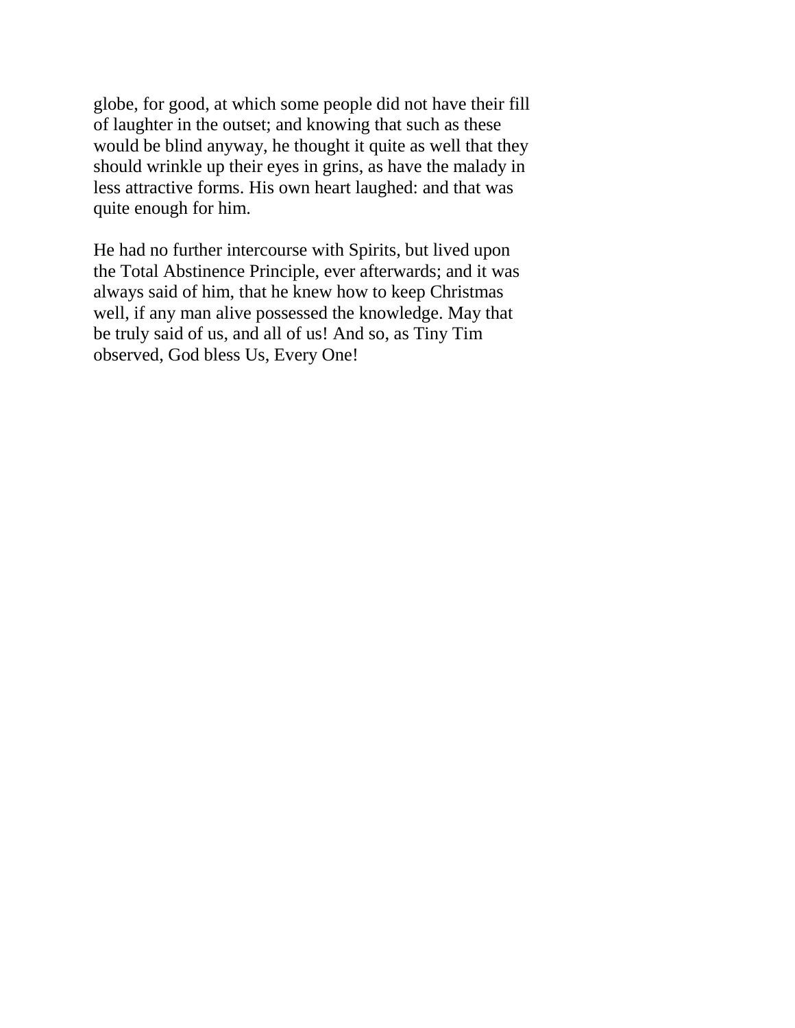globe, for good, at which some people did not have their fill of laughter in the outset; and knowing that such as these would be blind anyway, he thought it quite as well that they should wrinkle up their eyes in grins, as have the malady in less attractive forms. His own heart laughed: and that was quite enough for him.

He had no further intercourse with Spirits, but lived upon the Total Abstinence Principle, ever afterwards; and it was always said of him, that he knew how to keep Christmas well, if any man alive possessed the knowledge. May that be truly said of us, and all of us! And so, as Tiny Tim observed, God bless Us, Every One!